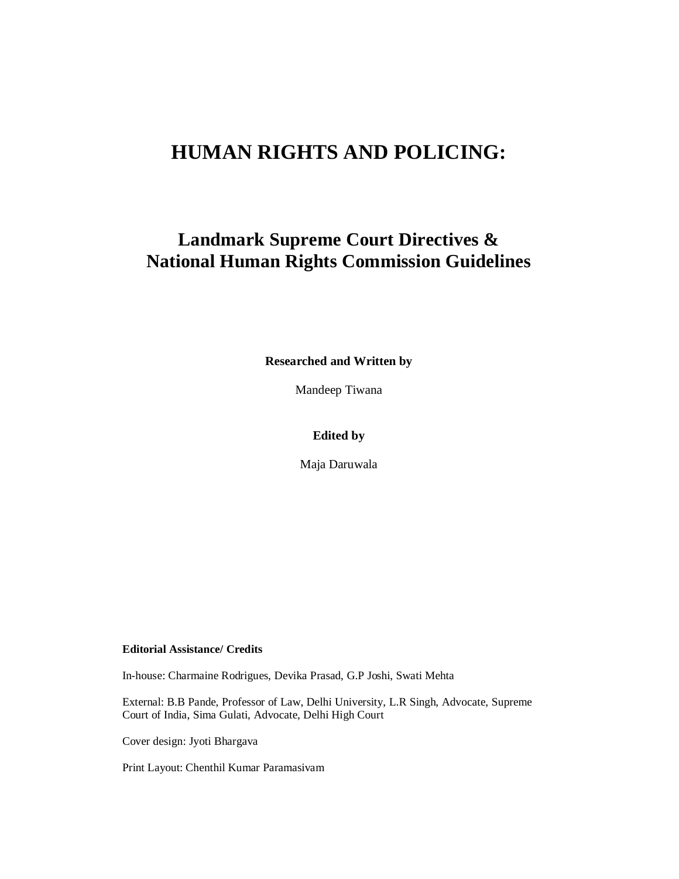# HUMAN RIGHTS AND POLICING:

## Landmark Supreme Court Directives & National Human Rights Commission Guidelines

**Researched and Written by**

Mandeep Tiwana

**Edited by**

Maja Daruwala

**Editorial Assistance/ Credits**

In-house: Charmaine Rodrigues, Devika Prasad, G.P Joshi, Swati Mehta

External: B.B Pande, Professor of Law, Delhi University, L.R Singh, Advocate, Supreme Court of India, Sima Gulati, Advocate, Delhi High Court

Cover design: Jyoti Bhargava

Print Layout: Chenthil Kumar Paramasivam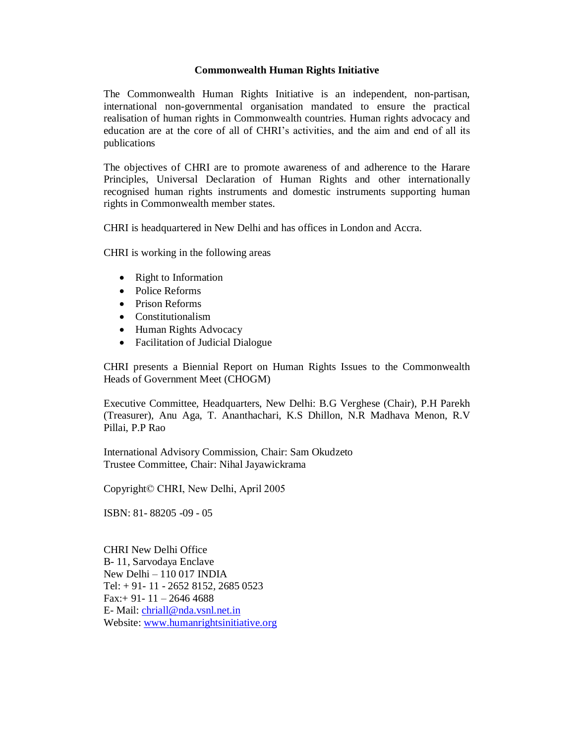**Commonwealth Human Rights Initiative**

The Commonwealth Human Rights Initiative is an independent, non-partisan, international non-governmental organisation mandated to ensure the practical realisation of human rights in Commonwealth countries. Human rights advocacy and education are at the core of all of CHRI's activities, and the aim and end of all its publications

The objectives of CHRI are to promote awareness of and adherence to the Harare Principles, Universal Declaration of Human Rights and other internationally recognised human rights instruments and domestic instruments supporting human rights in Commonwealth member states.

CHRI is headquartered in New Delhi and has offices in London and Accra.

CHRI is working in the following areas

- Right to Information
- Police Reforms
- Prison Reforms
- Constitutionalism
- Human Rights Advocacy
- Facilitation of Judicial Dialogue

CHRI presents a Biennial Report on Human Rights Issues to the Commonwealth Heads of Government Meet (CHOGM)

Executive Committee, Headquarters, New Delhi: B.G Verghese (Chair), P.H Parekh (Treasurer), Anu Aga, T. Ananthachari, K.S Dhillon, N.R Madhava Menon, R.V Pillai, P.P Rao

International Advisory Commission, Chair: Sam Okudzeto
Trustee Committee, Chair: Nihal Jayawickrama

Copyright© CHRI, New Delhi, April 2005

ISBN: 81- 88205 -09 - 05

CHRI New Delhi Office
B- 11, Sarvodaya Enclave
New Delhi – 110 017 INDIA
Tel: + 91- 11 - 2652 8152, 2685 0523
Fax:+ 91- 11 – 2646 4688
E- Mail: chriall@nda.vsnl.net.in
Website: www.humanrightsinitiative.org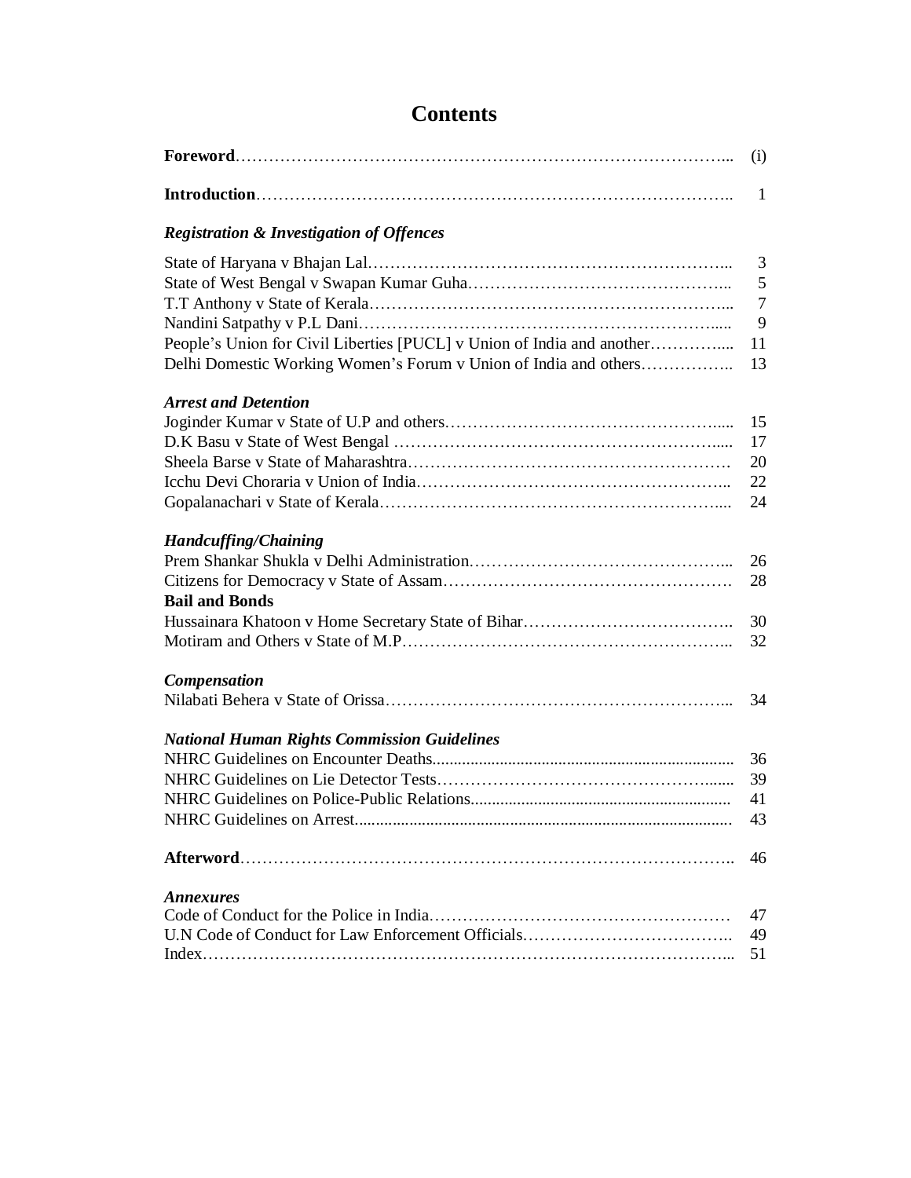# Contents

**Foreword** ........ (i)

**Introduction** ........ 1

*Registration & Investigation of Offences*

State of Haryana v Bhajan Lal ........ 3
State of West Bengal v Swapan Kumar Guha ........ 5
T.T Anthony v State of Kerala ........ 7
Nandini Satpathy v P.L Dani ........ 9
People's Union for Civil Liberties [PUCL] v Union of India and another ........ 11
Delhi Domestic Working Women's Forum v Union of India and others ........ 13

*Arrest and Detention*

Joginder Kumar v State of U.P and others ........ 15
D.K Basu v State of West Bengal ........ 17
Sheela Barse v State of Maharashtra ........ 20
Icchu Devi Choraria v Union of India ........ 22
Gopalanachari v State of Kerala ........ 24

*Handcuffing/Chaining*

Prem Shankar Shukla v Delhi Administration ........ 26
Citizens for Democracy v State of Assam ........ 28

**Bail and Bonds**

Hussainara Khatoon v Home Secretary State of Bihar ........ 30
Motiram and Others v State of M.P ........ 32

*Compensation*

Nilabati Behera v State of Orissa ........ 34

*National Human Rights Commission Guidelines*

NHRC Guidelines on Encounter Deaths ........ 36
NHRC Guidelines on Lie Detector Tests ........ 39
NHRC Guidelines on Police-Public Relations ........ 41
NHRC Guidelines on Arrest ........ 43

**Afterword** ........ 46

*Annexures*

Code of Conduct for the Police in India ........ 47
U.N Code of Conduct for Law Enforcement Officials ........ 49
Index ........ 51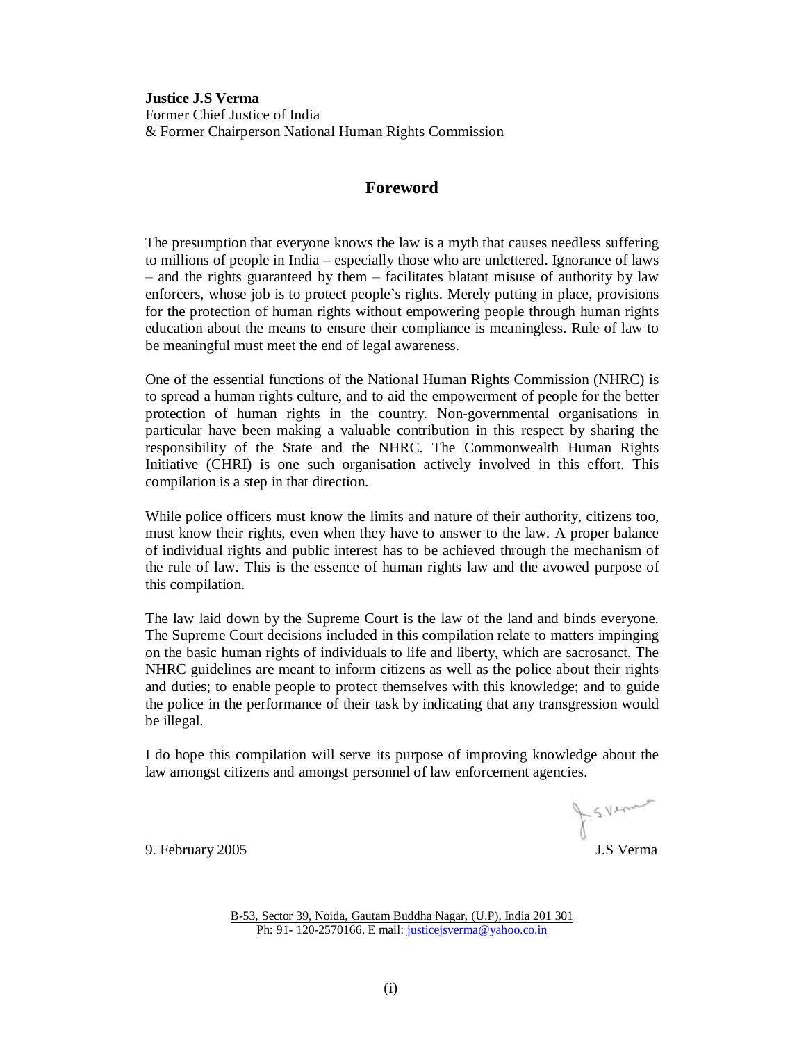**Justice J.S Verma**
Former Chief Justice of India
& Former Chairperson National Human Rights Commission

## Foreword

The presumption that everyone knows the law is a myth that causes needless suffering to millions of people in India – especially those who are unlettered. Ignorance of laws – and the rights guaranteed by them – facilitates blatant misuse of authority by law enforcers, whose job is to protect people's rights. Merely putting in place, provisions for the protection of human rights without empowering people through human rights education about the means to ensure their compliance is meaningless. Rule of law to be meaningful must meet the end of legal awareness.

One of the essential functions of the National Human Rights Commission (NHRC) is to spread a human rights culture, and to aid the empowerment of people for the better protection of human rights in the country. Non-governmental organisations in particular have been making a valuable contribution in this respect by sharing the responsibility of the State and the NHRC. The Commonwealth Human Rights Initiative (CHRI) is one such organisation actively involved in this effort. This compilation is a step in that direction.

While police officers must know the limits and nature of their authority, citizens too, must know their rights, even when they have to answer to the law. A proper balance of individual rights and public interest has to be achieved through the mechanism of the rule of law. This is the essence of human rights law and the avowed purpose of this compilation.

The law laid down by the Supreme Court is the law of the land and binds everyone. The Supreme Court decisions included in this compilation relate to matters impinging on the basic human rights of individuals to life and liberty, which are sacrosanct. The NHRC guidelines are meant to inform citizens as well as the police about their rights and duties; to enable people to protect themselves with this knowledge; and to guide the police in the performance of their task by indicating that any transgression would be illegal.

I do hope this compilation will serve its purpose of improving knowledge about the law amongst citizens and amongst personnel of law enforcement agencies.

9. February 2005

J.S Verma

B-53, Sector 39, Noida, Gautam Buddha Nagar, (U.P), India 201 301
Ph: 91- 120-2570166. E mail: justicejsverma@yahoo.co.in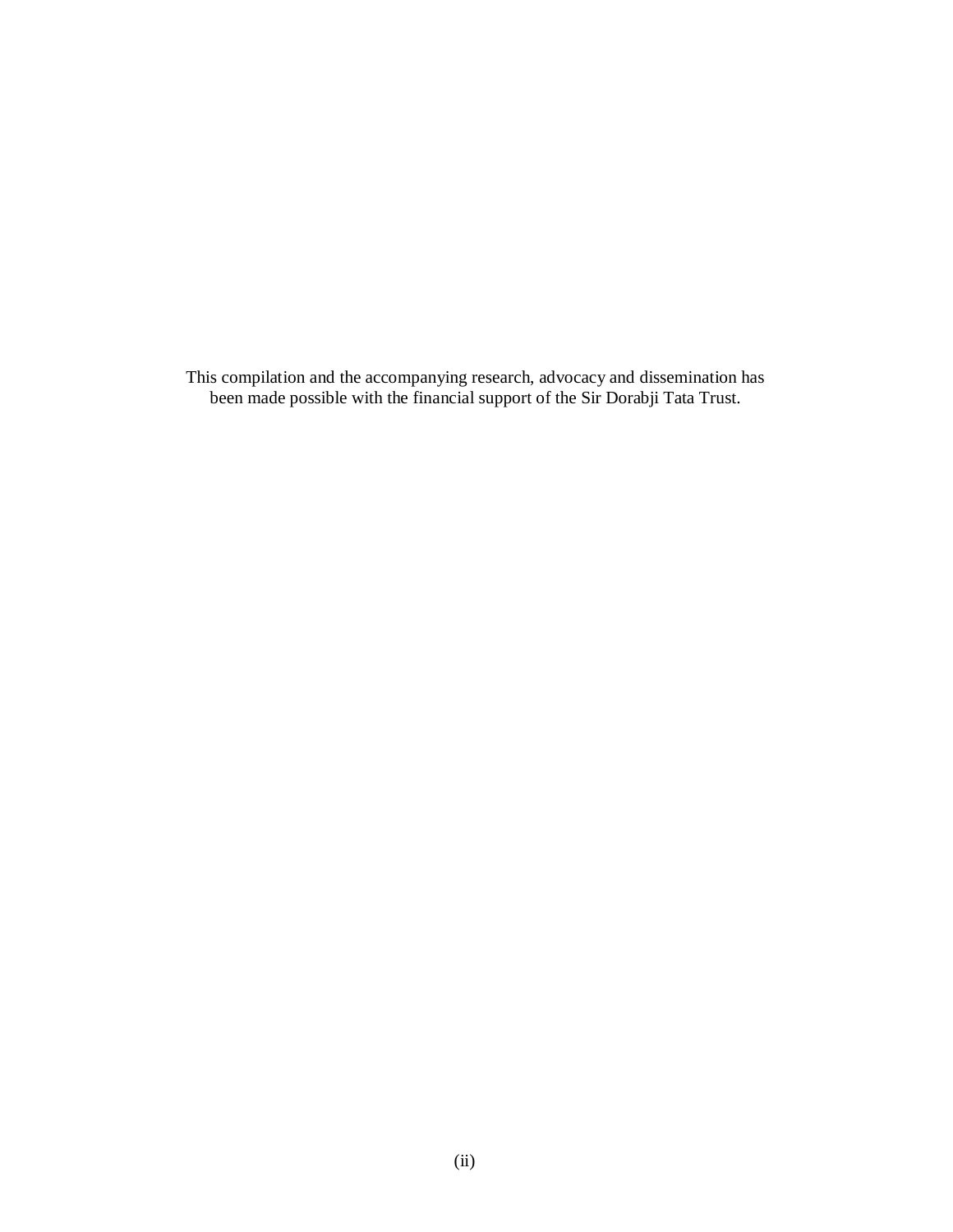This compilation and the accompanying research, advocacy and dissemination has been made possible with the financial support of the Sir Dorabji Tata Trust.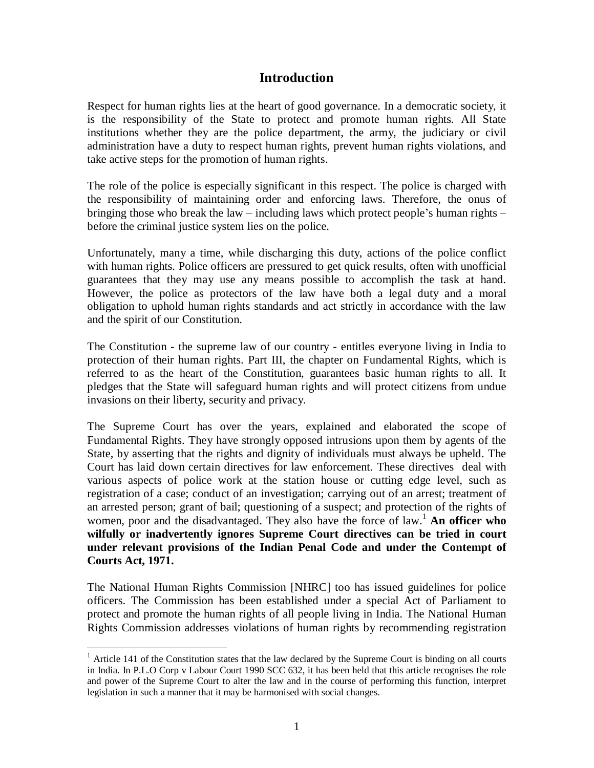## Introduction

Respect for human rights lies at the heart of good governance. In a democratic society, it is the responsibility of the State to protect and promote human rights. All State institutions whether they are the police department, the army, the judiciary or civil administration have a duty to respect human rights, prevent human rights violations, and take active steps for the promotion of human rights.

The role of the police is especially significant in this respect. The police is charged with the responsibility of maintaining order and enforcing laws. Therefore, the onus of bringing those who break the law – including laws which protect people's human rights – before the criminal justice system lies on the police.

Unfortunately, many a time, while discharging this duty, actions of the police conflict with human rights. Police officers are pressured to get quick results, often with unofficial guarantees that they may use any means possible to accomplish the task at hand. However, the police as protectors of the law have both a legal duty and a moral obligation to uphold human rights standards and act strictly in accordance with the law and the spirit of our Constitution.

The Constitution - the supreme law of our country - entitles everyone living in India to protection of their human rights. Part III, the chapter on Fundamental Rights, which is referred to as the heart of the Constitution, guarantees basic human rights to all. It pledges that the State will safeguard human rights and will protect citizens from undue invasions on their liberty, security and privacy.

The Supreme Court has over the years, explained and elaborated the scope of Fundamental Rights. They have strongly opposed intrusions upon them by agents of the State, by asserting that the rights and dignity of individuals must always be upheld. The Court has laid down certain directives for law enforcement. These directives deal with various aspects of police work at the station house or cutting edge level, such as registration of a case; conduct of an investigation; carrying out of an arrest; treatment of an arrested person; grant of bail; questioning of a suspect; and protection of the rights of women, poor and the disadvantaged. They also have the force of law.[1] **An officer who wilfully or inadvertently ignores Supreme Court directives can be tried in court under relevant provisions of the Indian Penal Code and under the Contempt of Courts Act, 1971.**

The National Human Rights Commission [NHRC] too has issued guidelines for police officers. The Commission has been established under a special Act of Parliament to protect and promote the human rights of all people living in India. The National Human Rights Commission addresses violations of human rights by recommending registration

[1] Article 141 of the Constitution states that the law declared by the Supreme Court is binding on all courts in India. In P.L.O Corp v Labour Court 1990 SCC 632, it has been held that this article recognises the role and power of the Supreme Court to alter the law and in the course of performing this function, interpret legislation in such a manner that it may be harmonised with social changes.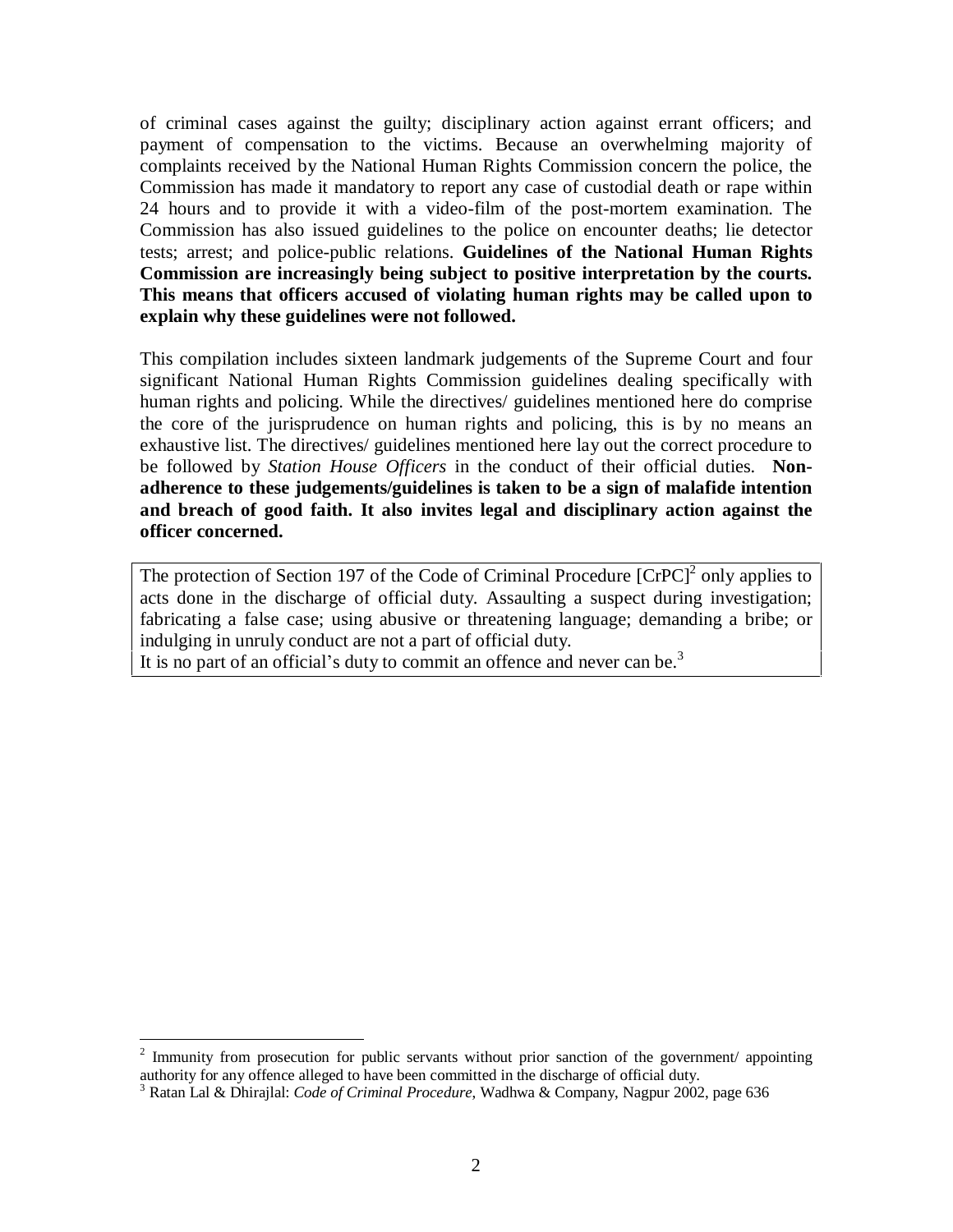of criminal cases against the guilty; disciplinary action against errant officers; and payment of compensation to the victims. Because an overwhelming majority of complaints received by the National Human Rights Commission concern the police, the Commission has made it mandatory to report any case of custodial death or rape within 24 hours and to provide it with a video-film of the post-mortem examination. The Commission has also issued guidelines to the police on encounter deaths; lie detector tests; arrest; and police-public relations. **Guidelines of the National Human Rights Commission are increasingly being subject to positive interpretation by the courts. This means that officers accused of violating human rights may be called upon to explain why these guidelines were not followed.**

This compilation includes sixteen landmark judgements of the Supreme Court and four significant National Human Rights Commission guidelines dealing specifically with human rights and policing. While the directives/ guidelines mentioned here do comprise the core of the jurisprudence on human rights and policing, this is by no means an exhaustive list. The directives/ guidelines mentioned here lay out the correct procedure to be followed by *Station House Officers* in the conduct of their official duties. **Non-adherence to these judgements/guidelines is taken to be a sign of malafide intention and breach of good faith. It also invites legal and disciplinary action against the officer concerned.**

> The protection of Section 197 of the Code of Criminal Procedure [CrPC][2] only applies to acts done in the discharge of official duty. Assaulting a suspect during investigation; fabricating a false case; using abusive or threatening language; demanding a bribe; or indulging in unruly conduct are not a part of official duty.
> It is no part of an official's duty to commit an offence and never can be.[3]

---

[2] Immunity from prosecution for public servants without prior sanction of the government/ appointing authority for any offence alleged to have been committed in the discharge of official duty.

[3] Ratan Lal & Dhirajlal: *Code of Criminal Procedure,* Wadhwa & Company, Nagpur 2002, page 636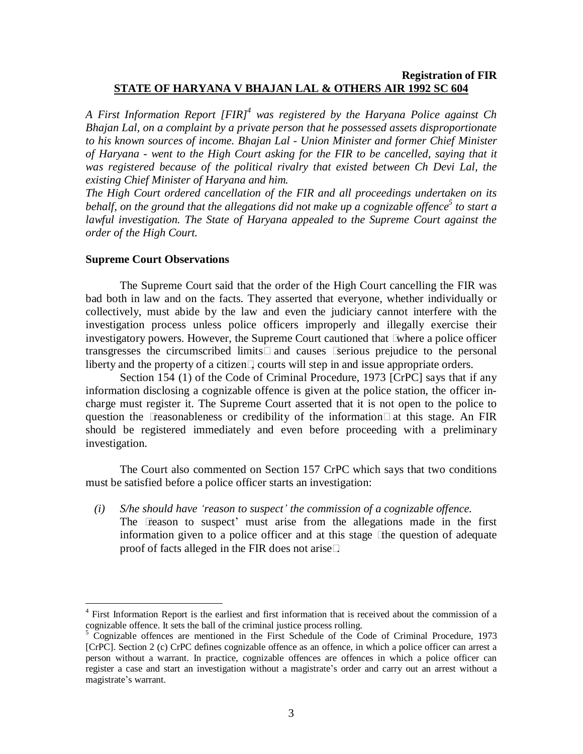**Registration of FIR**

**STATE OF HARYANA V BHAJAN LAL & OTHERS AIR 1992 SC 604**

*A First Information Report [FIR][4] was registered by the Haryana Police against Ch Bhajan Lal, on a complaint by a private person that he possessed assets disproportionate to his known sources of income. Bhajan Lal - Union Minister and former Chief Minister of Haryana - went to the High Court asking for the FIR to be cancelled, saying that it was registered because of the political rivalry that existed between Ch Devi Lal, the existing Chief Minister of Haryana and him.*

*The High Court ordered cancellation of the FIR and all proceedings undertaken on its behalf, on the ground that the allegations did not make up a cognizable offence[5] to start a lawful investigation. The State of Haryana appealed to the Supreme Court against the order of the High Court.*

**Supreme Court Observations**

The Supreme Court said that the order of the High Court cancelling the FIR was bad both in law and on the facts. They asserted that everyone, whether individually or collectively, must abide by the law and even the judiciary cannot interfere with the investigation process unless police officers improperly and illegally exercise their investigatory powers. However, the Supreme Court cautioned that "where a police officer transgresses the circumscribed limits" and causes "serious prejudice to the personal liberty and the property of a citizen", courts will step in and issue appropriate orders.

Section 154 (1) of the Code of Criminal Procedure, 1973 [CrPC] says that if any information disclosing a cognizable offence is given at the police station, the officer in-charge must register it. The Supreme Court asserted that it is not open to the police to question the "reasonableness or credibility of the information" at this stage. An FIR should be registered immediately and even before proceeding with a preliminary investigation.

The Court also commented on Section 157 CrPC which says that two conditions must be satisfied before a police officer starts an investigation:

*(i) S/he should have 'reason to suspect' the commission of a cognizable offence.*
The "reason to suspect' must arise from the allegations made in the first information given to a police officer and at this stage "the question of adequate proof of facts alleged in the FIR does not arise".

---

[4] First Information Report is the earliest and first information that is received about the commission of a cognizable offence. It sets the ball of the criminal justice process rolling.

[5] Cognizable offences are mentioned in the First Schedule of the Code of Criminal Procedure, 1973 [CrPC]. Section 2 (c) CrPC defines cognizable offence as an offence, in which a police officer can arrest a person without a warrant. In practice, cognizable offences are offences in which a police officer can register a case and start an investigation without a magistrate's order and carry out an arrest without a magistrate's warrant.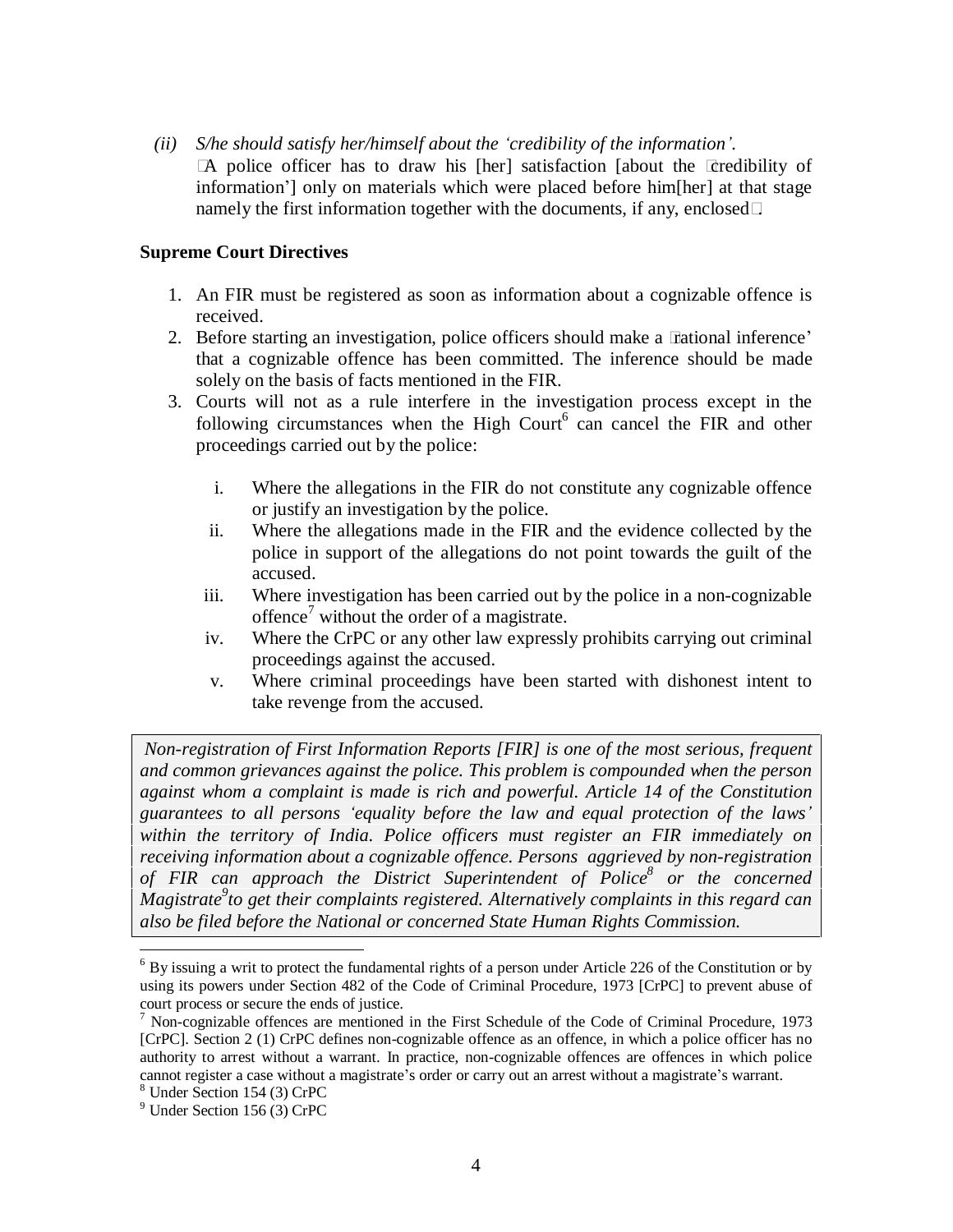*(ii) S/he should satisfy her/himself about the 'credibility of the information'.*

"A police officer has to draw his [her] satisfaction [about the 'credibility of information'] only on materials which were placed before him[her] at that stage namely the first information together with the documents, if any, enclosed".

**Supreme Court Directives**

1. An FIR must be registered as soon as information about a cognizable offence is received.
2. Before starting an investigation, police officers should make a 'rational inference' that a cognizable offence has been committed. The inference should be made solely on the basis of facts mentioned in the FIR.
3. Courts will not as a rule interfere in the investigation process except in the following circumstances when the High Court[6] can cancel the FIR and other proceedings carried out by the police:

    i. Where the allegations in the FIR do not constitute any cognizable offence or justify an investigation by the police.
    ii. Where the allegations made in the FIR and the evidence collected by the police in support of the allegations do not point towards the guilt of the accused.
    iii. Where investigation has been carried out by the police in a non-cognizable offence[7] without the order of a magistrate.
    iv. Where the CrPC or any other law expressly prohibits carrying out criminal proceedings against the accused.
    v. Where criminal proceedings have been started with dishonest intent to take revenge from the accused.

*Non-registration of First Information Reports [FIR] is one of the most serious, frequent and common grievances against the police. This problem is compounded when the person against whom a complaint is made is rich and powerful. Article 14 of the Constitution guarantees to all persons 'equality before the law and equal protection of the laws' within the territory of India. Police officers must register an FIR immediately on receiving information about a cognizable offence. Persons aggrieved by non-registration of FIR can approach the District Superintendent of Police[8] or the concerned Magistrate[9] to get their complaints registered. Alternatively complaints in this regard can also be filed before the National or concerned State Human Rights Commission.*

---

[6] By issuing a writ to protect the fundamental rights of a person under Article 226 of the Constitution or by using its powers under Section 482 of the Code of Criminal Procedure, 1973 [CrPC] to prevent abuse of court process or secure the ends of justice.

[7] Non-cognizable offences are mentioned in the First Schedule of the Code of Criminal Procedure, 1973 [CrPC]. Section 2 (1) CrPC defines non-cognizable offence as an offence, in which a police officer has no authority to arrest without a warrant. In practice, non-cognizable offences are offences in which police cannot register a case without a magistrate's order or carry out an arrest without a magistrate's warrant.

[8] Under Section 154 (3) CrPC

[9] Under Section 156 (3) CrPC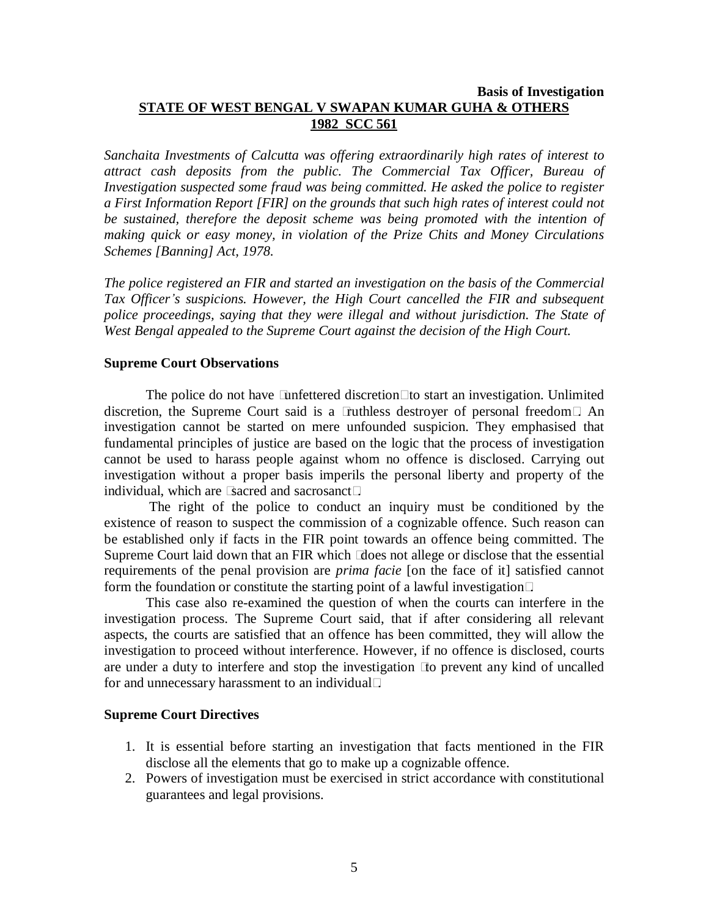**Basis of Investigation**

## STATE OF WEST BENGAL V SWAPAN KUMAR GUHA & OTHERS 1982 SCC 561

*Sanchaita Investments of Calcutta was offering extraordinarily high rates of interest to attract cash deposits from the public. The Commercial Tax Officer, Bureau of Investigation suspected some fraud was being committed. He asked the police to register a First Information Report [FIR] on the grounds that such high rates of interest could not be sustained, therefore the deposit scheme was being promoted with the intention of making quick or easy money, in violation of the Prize Chits and Money Circulations Schemes [Banning] Act, 1978.*

*The police registered an FIR and started an investigation on the basis of the Commercial Tax Officer's suspicions. However, the High Court cancelled the FIR and subsequent police proceedings, saying that they were illegal and without jurisdiction. The State of West Bengal appealed to the Supreme Court against the decision of the High Court.*

### Supreme Court Observations

The police do not have "unfettered discretion" to start an investigation. Unlimited discretion, the Supreme Court said is a "ruthless destroyer of personal freedom". An investigation cannot be started on mere unfounded suspicion. They emphasised that fundamental principles of justice are based on the logic that the process of investigation cannot be used to harass people against whom no offence is disclosed. Carrying out investigation without a proper basis imperils the personal liberty and property of the individual, which are "sacred and sacrosanct".

The right of the police to conduct an inquiry must be conditioned by the existence of reason to suspect the commission of a cognizable offence. Such reason can be established only if facts in the FIR point towards an offence being committed. The Supreme Court laid down that an FIR which "does not allege or disclose that the essential requirements of the penal provision are *prima facie* [on the face of it] satisfied cannot form the foundation or constitute the starting point of a lawful investigation".

This case also re-examined the question of when the courts can interfere in the investigation process. The Supreme Court said, that if after considering all relevant aspects, the courts are satisfied that an offence has been committed, they will allow the investigation to proceed without interference. However, if no offence is disclosed, courts are under a duty to interfere and stop the investigation "to prevent any kind of uncalled for and unnecessary harassment to an individual".

### Supreme Court Directives

1. It is essential before starting an investigation that facts mentioned in the FIR disclose all the elements that go to make up a cognizable offence.
2. Powers of investigation must be exercised in strict accordance with constitutional guarantees and legal provisions.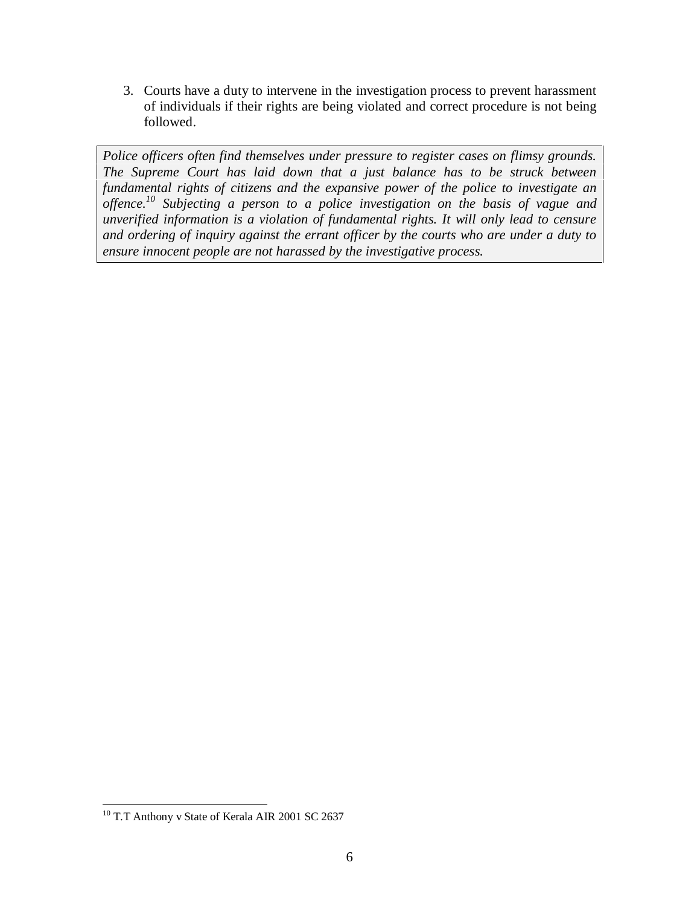3. Courts have a duty to intervene in the investigation process to prevent harassment of individuals if their rights are being violated and correct procedure is not being followed.

*Police officers often find themselves under pressure to register cases on flimsy grounds. The Supreme Court has laid down that a just balance has to be struck between fundamental rights of citizens and the expansive power of the police to investigate an offence.*[10] *Subjecting a person to a police investigation on the basis of vague and unverified information is a violation of fundamental rights. It will only lead to censure and ordering of inquiry against the errant officer by the courts who are under a duty to ensure innocent people are not harassed by the investigative process.*

---

[10] T.T Anthony v State of Kerala AIR 2001 SC 2637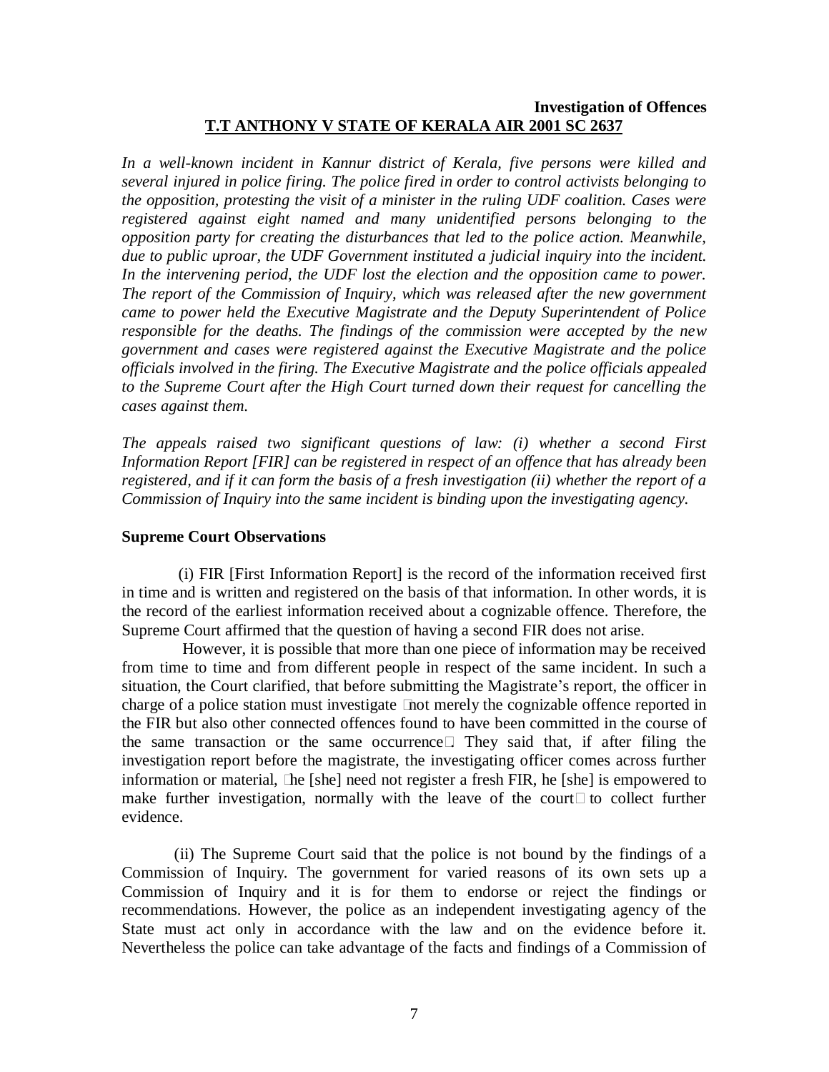**Investigation of Offences**

**T.T ANTHONY V STATE OF KERALA AIR 2001 SC 2637**

*In a well-known incident in Kannur district of Kerala, five persons were killed and several injured in police firing. The police fired in order to control activists belonging to the opposition, protesting the visit of a minister in the ruling UDF coalition. Cases were registered against eight named and many unidentified persons belonging to the opposition party for creating the disturbances that led to the police action. Meanwhile, due to public uproar, the UDF Government instituted a judicial inquiry into the incident. In the intervening period, the UDF lost the election and the opposition came to power. The report of the Commission of Inquiry, which was released after the new government came to power held the Executive Magistrate and the Deputy Superintendent of Police responsible for the deaths. The findings of the commission were accepted by the new government and cases were registered against the Executive Magistrate and the police officials involved in the firing. The Executive Magistrate and the police officials appealed to the Supreme Court after the High Court turned down their request for cancelling the cases against them.*

*The appeals raised two significant questions of law: (i) whether a second First Information Report [FIR] can be registered in respect of an offence that has already been registered, and if it can form the basis of a fresh investigation (ii) whether the report of a Commission of Inquiry into the same incident is binding upon the investigating agency.*

**Supreme Court Observations**

(i) FIR [First Information Report] is the record of the information received first in time and is written and registered on the basis of that information. In other words, it is the record of the earliest information received about a cognizable offence. Therefore, the Supreme Court affirmed that the question of having a second FIR does not arise.

However, it is possible that more than one piece of information may be received from time to time and from different people in respect of the same incident. In such a situation, the Court clarified, that before submitting the Magistrate's report, the officer in charge of a police station must investigate "not merely the cognizable offence reported in the FIR but also other connected offences found to have been committed in the course of the same transaction or the same occurrence". They said that, if after filing the investigation report before the magistrate, the investigating officer comes across further information or material, "he [she] need not register a fresh FIR, he [she] is empowered to make further investigation, normally with the leave of the court" to collect further evidence.

(ii) The Supreme Court said that the police is not bound by the findings of a Commission of Inquiry. The government for varied reasons of its own sets up a Commission of Inquiry and it is for them to endorse or reject the findings or recommendations. However, the police as an independent investigating agency of the State must act only in accordance with the law and on the evidence before it. Nevertheless the police can take advantage of the facts and findings of a Commission of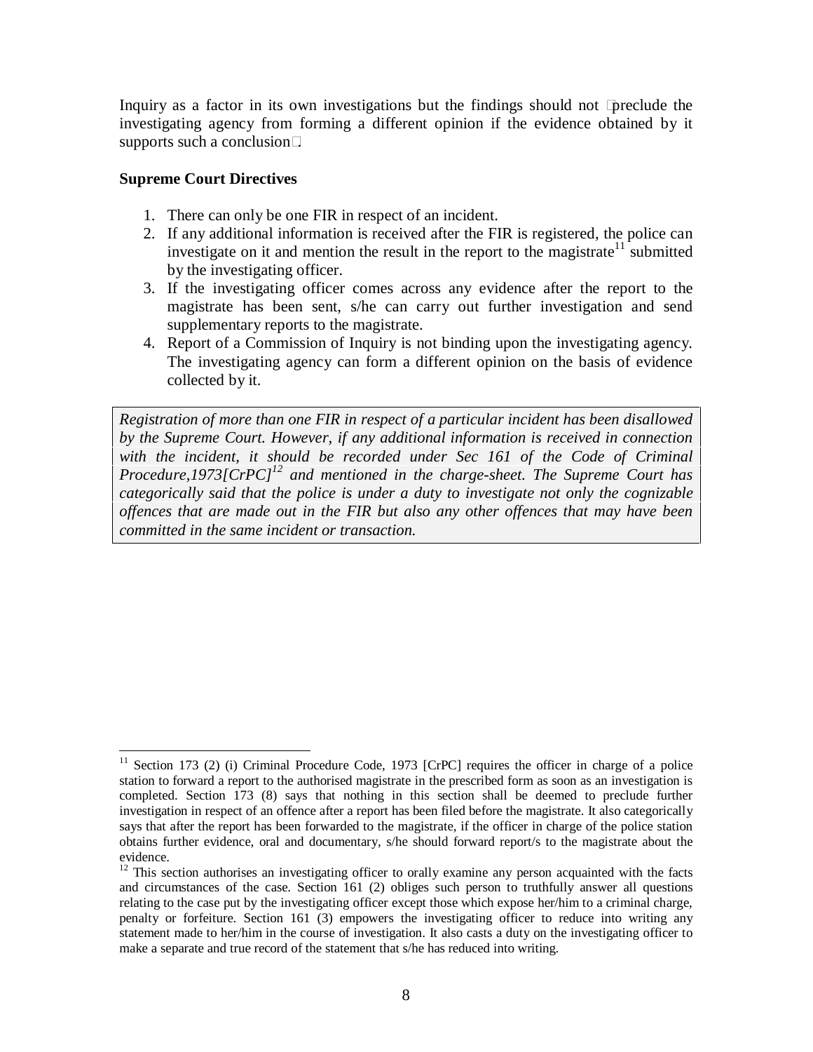Inquiry as a factor in its own investigations but the findings should not preclude the investigating agency from forming a different opinion if the evidence obtained by it supports such a conclusion.

**Supreme Court Directives**

1. There can only be one FIR in respect of an incident.
2. If any additional information is received after the FIR is registered, the police can investigate on it and mention the result in the report to the magistrate[11] submitted by the investigating officer.
3. If the investigating officer comes across any evidence after the report to the magistrate has been sent, s/he can carry out further investigation and send supplementary reports to the magistrate.
4. Report of a Commission of Inquiry is not binding upon the investigating agency. The investigating agency can form a different opinion on the basis of evidence collected by it.

> *Registration of more than one FIR in respect of a particular incident has been disallowed by the Supreme Court. However, if any additional information is received in connection with the incident, it should be recorded under Sec 161 of the Code of Criminal Procedure,1973[CrPC][12] and mentioned in the charge-sheet. The Supreme Court has categorically said that the police is under a duty to investigate not only the cognizable offences that are made out in the FIR but also any other offences that may have been committed in the same incident or transaction.*

---

[11] Section 173 (2) (i) Criminal Procedure Code, 1973 [CrPC] requires the officer in charge of a police station to forward a report to the authorised magistrate in the prescribed form as soon as an investigation is completed. Section 173 (8) says that nothing in this section shall be deemed to preclude further investigation in respect of an offence after a report has been filed before the magistrate. It also categorically says that after the report has been forwarded to the magistrate, if the officer in charge of the police station obtains further evidence, oral and documentary, s/he should forward report/s to the magistrate about the evidence.

[12] This section authorises an investigating officer to orally examine any person acquainted with the facts and circumstances of the case. Section 161 (2) obliges such person to truthfully answer all questions relating to the case put by the investigating officer except those which expose her/him to a criminal charge, penalty or forfeiture. Section 161 (3) empowers the investigating officer to reduce into writing any statement made to her/him in the course of investigation. It also casts a duty on the investigating officer to make a separate and true record of the statement that s/he has reduced into writing.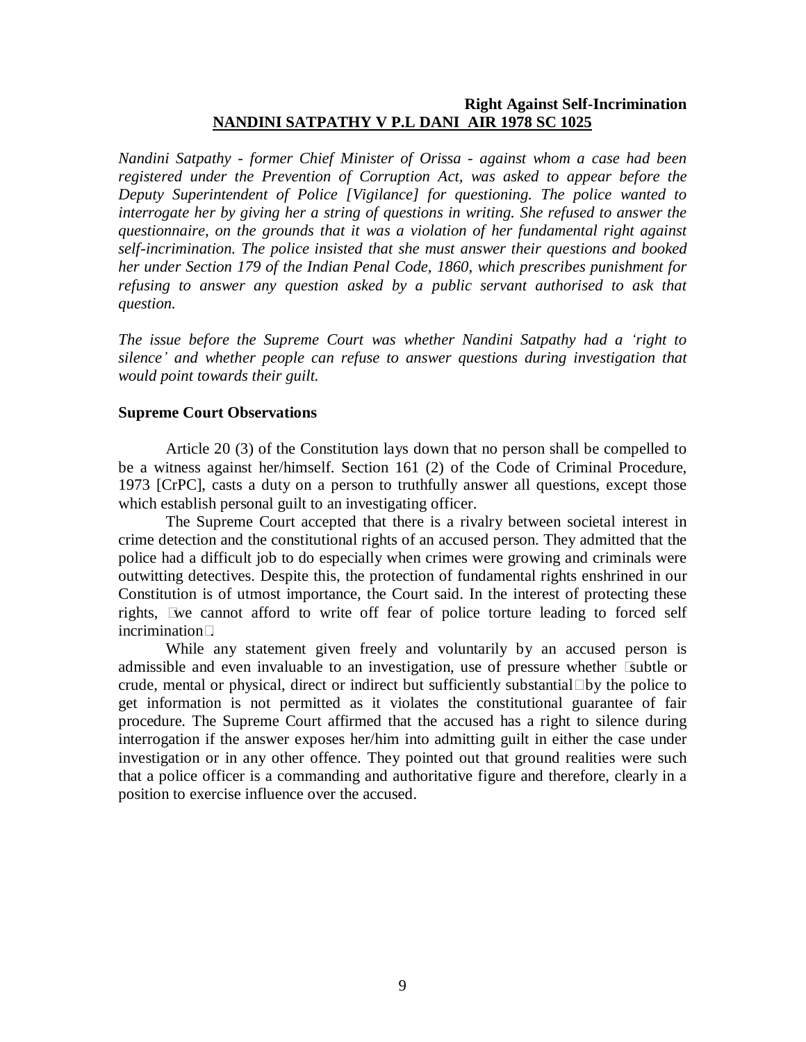**Right Against Self-Incrimination**

**NANDINI SATPATHY V P.L DANI AIR 1978 SC 1025**

*Nandini Satpathy - former Chief Minister of Orissa - against whom a case had been registered under the Prevention of Corruption Act, was asked to appear before the Deputy Superintendent of Police [Vigilance] for questioning. The police wanted to interrogate her by giving her a string of questions in writing. She refused to answer the questionnaire, on the grounds that it was a violation of her fundamental right against self-incrimination. The police insisted that she must answer their questions and booked her under Section 179 of the Indian Penal Code, 1860, which prescribes punishment for refusing to answer any question asked by a public servant authorised to ask that question.*

*The issue before the Supreme Court was whether Nandini Satpathy had a 'right to silence' and whether people can refuse to answer questions during investigation that would point towards their guilt.*

**Supreme Court Observations**

Article 20 (3) of the Constitution lays down that no person shall be compelled to be a witness against her/himself. Section 161 (2) of the Code of Criminal Procedure, 1973 [CrPC], casts a duty on a person to truthfully answer all questions, except those which establish personal guilt to an investigating officer.

The Supreme Court accepted that there is a rivalry between societal interest in crime detection and the constitutional rights of an accused person. They admitted that the police had a difficult job to do especially when crimes were growing and criminals were outwitting detectives. Despite this, the protection of fundamental rights enshrined in our Constitution is of utmost importance, the Court said. In the interest of protecting these rights, "we cannot afford to write off fear of police torture leading to forced self incrimination".

While any statement given freely and voluntarily by an accused person is admissible and even invaluable to an investigation, use of pressure whether "subtle or crude, mental or physical, direct or indirect but sufficiently substantial" by the police to get information is not permitted as it violates the constitutional guarantee of fair procedure. The Supreme Court affirmed that the accused has a right to silence during interrogation if the answer exposes her/him into admitting guilt in either the case under investigation or in any other offence. They pointed out that ground realities were such that a police officer is a commanding and authoritative figure and therefore, clearly in a position to exercise influence over the accused.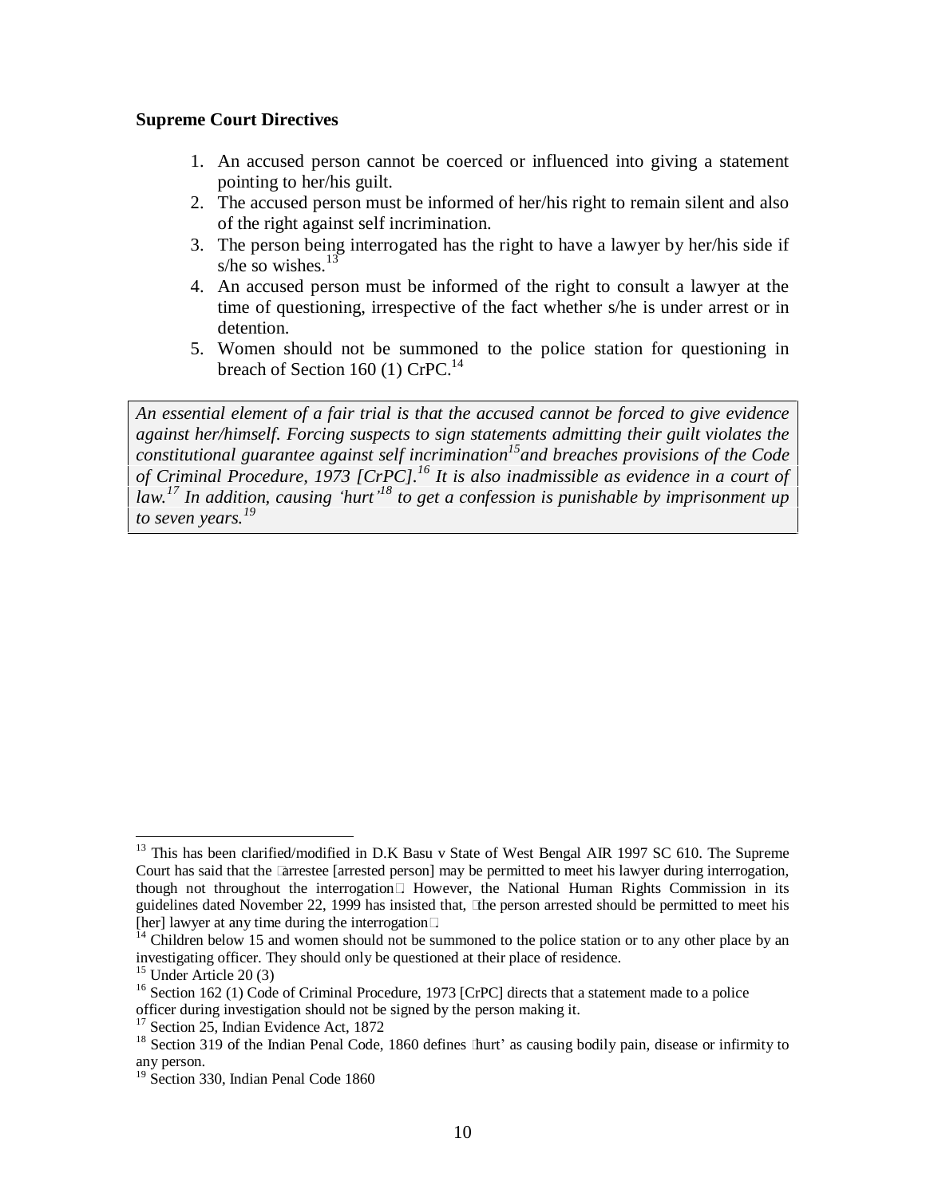**Supreme Court Directives**

1. An accused person cannot be coerced or influenced into giving a statement pointing to her/his guilt.
2. The accused person must be informed of her/his right to remain silent and also of the right against self incrimination.
3. The person being interrogated has the right to have a lawyer by her/his side if s/he so wishes.[13]
4. An accused person must be informed of the right to consult a lawyer at the time of questioning, irrespective of the fact whether s/he is under arrest or in detention.
5. Women should not be summoned to the police station for questioning in breach of Section 160 (1) CrPC.[14]

> *An essential element of a fair trial is that the accused cannot be forced to give evidence against her/himself. Forcing suspects to sign statements admitting their guilt violates the constitutional guarantee against self incrimination[15] and breaches provisions of the Code of Criminal Procedure, 1973 [CrPC].[16] It is also inadmissible as evidence in a court of law.[17] In addition, causing 'hurt'[18] to get a confession is punishable by imprisonment up to seven years.[19]*

---

[13] This has been clarified/modified in D.K Basu v State of West Bengal AIR 1997 SC 610. The Supreme Court has said that the 'arrestee [arrested person] may be permitted to meet his lawyer during interrogation, though not throughout the interrogation'. However, the National Human Rights Commission in its guidelines dated November 22, 1999 has insisted that, 'the person arrested should be permitted to meet his [her] lawyer at any time during the interrogation'.

[14] Children below 15 and women should not be summoned to the police station or to any other place by an investigating officer. They should only be questioned at their place of residence.

[15] Under Article 20 (3)

[16] Section 162 (1) Code of Criminal Procedure, 1973 [CrPC] directs that a statement made to a police officer during investigation should not be signed by the person making it.

[17] Section 25, Indian Evidence Act, 1872

[18] Section 319 of the Indian Penal Code, 1860 defines 'hurt' as causing bodily pain, disease or infirmity to any person.

[19] Section 330, Indian Penal Code 1860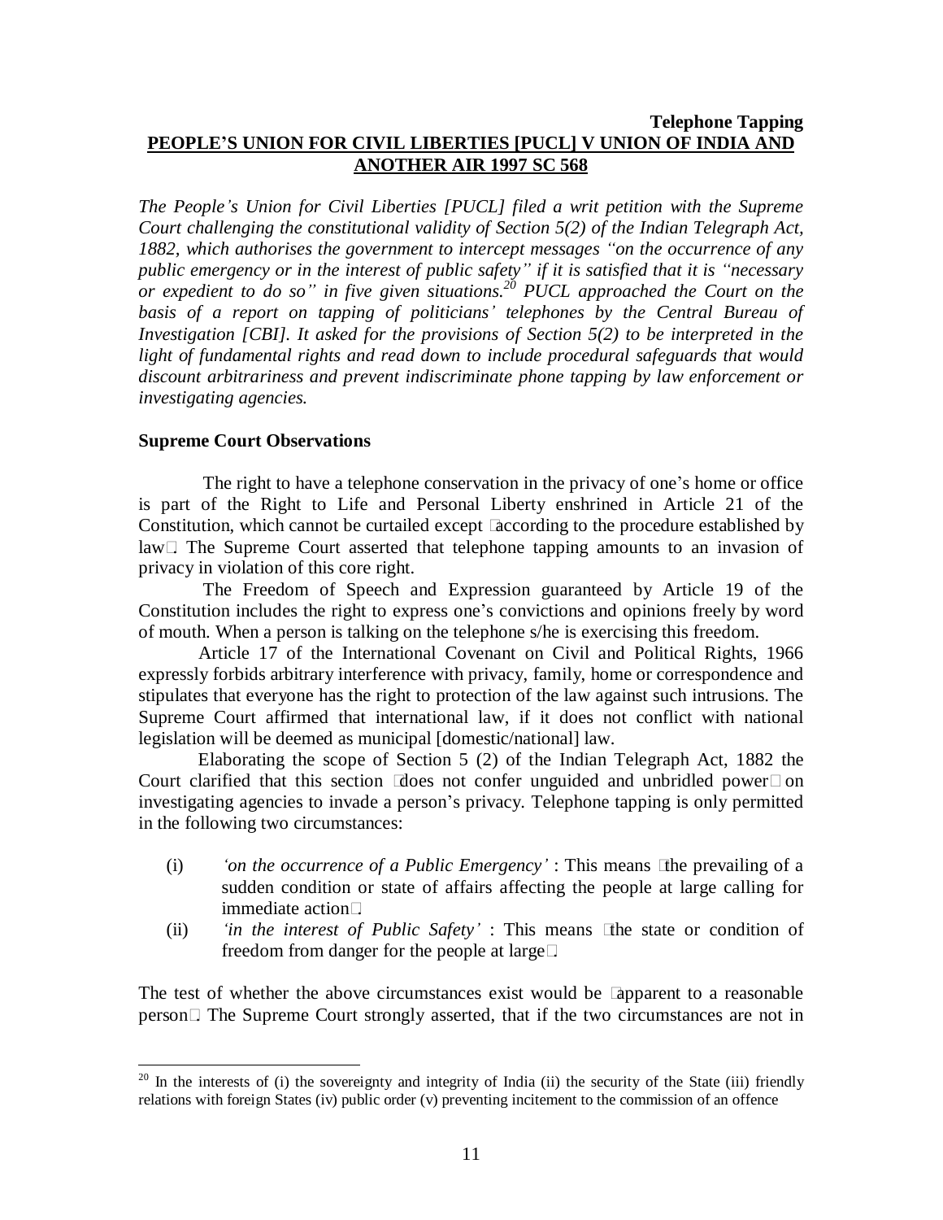**Telephone Tapping**

## PEOPLE'S UNION FOR CIVIL LIBERTIES [PUCL] V UNION OF INDIA AND ANOTHER AIR 1997 SC 568

*The People's Union for Civil Liberties [PUCL] filed a writ petition with the Supreme Court challenging the constitutional validity of Section 5(2) of the Indian Telegraph Act, 1882, which authorises the government to intercept messages "on the occurrence of any public emergency or in the interest of public safety" if it is satisfied that it is "necessary or expedient to do so" in five given situations.*[20] *PUCL approached the Court on the basis of a report on tapping of politicians' telephones by the Central Bureau of Investigation [CBI]. It asked for the provisions of Section 5(2) to be interpreted in the light of fundamental rights and read down to include procedural safeguards that would discount arbitrariness and prevent indiscriminate phone tapping by law enforcement or investigating agencies.*

### Supreme Court Observations

The right to have a telephone conservation in the privacy of one's home or office is part of the Right to Life and Personal Liberty enshrined in Article 21 of the Constitution, which cannot be curtailed except "according to the procedure established by law". The Supreme Court asserted that telephone tapping amounts to an invasion of privacy in violation of this core right.

The Freedom of Speech and Expression guaranteed by Article 19 of the Constitution includes the right to express one's convictions and opinions freely by word of mouth. When a person is talking on the telephone s/he is exercising this freedom.

Article 17 of the International Covenant on Civil and Political Rights, 1966 expressly forbids arbitrary interference with privacy, family, home or correspondence and stipulates that everyone has the right to protection of the law against such intrusions. The Supreme Court affirmed that international law, if it does not conflict with national legislation will be deemed as municipal [domestic/national] law.

Elaborating the scope of Section 5 (2) of the Indian Telegraph Act, 1882 the Court clarified that this section "does not confer unguided and unbridled power" on investigating agencies to invade a person's privacy. Telephone tapping is only permitted in the following two circumstances:

(i) *'on the occurrence of a Public Emergency'* : This means "the prevailing of a sudden condition or state of affairs affecting the people at large calling for immediate action".
(ii) *'in the interest of Public Safety'* : This means "the state or condition of freedom from danger for the people at large".

The test of whether the above circumstances exist would be "apparent to a reasonable person". The Supreme Court strongly asserted, that if the two circumstances are not in

---

[20] In the interests of (i) the sovereignty and integrity of India (ii) the security of the State (iii) friendly relations with foreign States (iv) public order (v) preventing incitement to the commission of an offence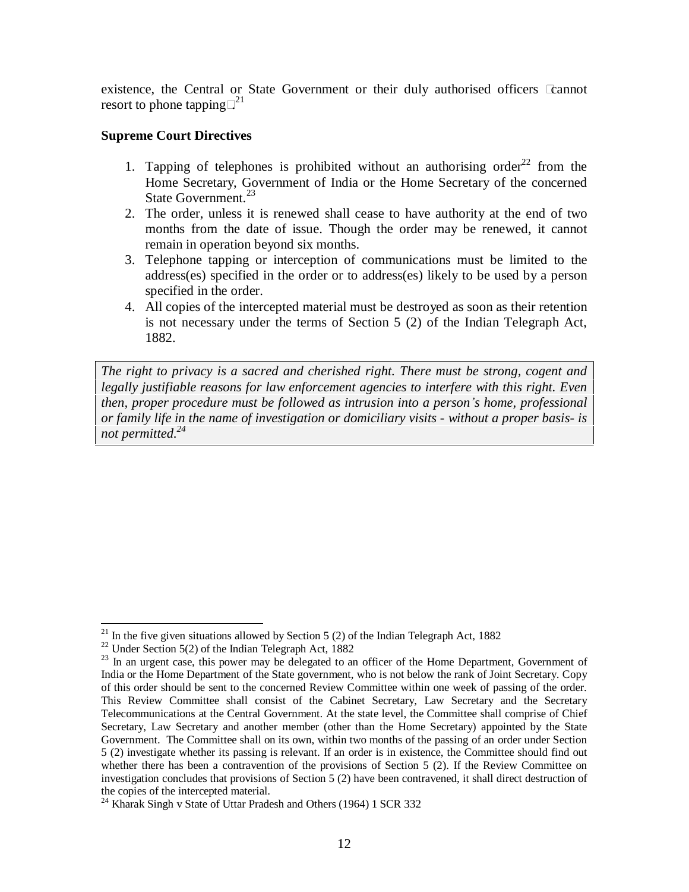existence, the Central or State Government or their duly authorised officers "cannot resort to phone tapping".[21]

**Supreme Court Directives**

1. Tapping of telephones is prohibited without an authorising order[22] from the Home Secretary, Government of India or the Home Secretary of the concerned State Government.[23]
2. The order, unless it is renewed shall cease to have authority at the end of two months from the date of issue. Though the order may be renewed, it cannot remain in operation beyond six months.
3. Telephone tapping or interception of communications must be limited to the address(es) specified in the order or to address(es) likely to be used by a person specified in the order.
4. All copies of the intercepted material must be destroyed as soon as their retention is not necessary under the terms of Section 5 (2) of the Indian Telegraph Act, 1882.

*The right to privacy is a sacred and cherished right. There must be strong, cogent and legally justifiable reasons for law enforcement agencies to interfere with this right. Even then, proper procedure must be followed as intrusion into a person's home, professional or family life in the name of investigation or domiciliary visits - without a proper basis- is not permitted.*[24]

---

[21] In the five given situations allowed by Section 5 (2) of the Indian Telegraph Act, 1882

[22] Under Section 5(2) of the Indian Telegraph Act, 1882

[23] In an urgent case, this power may be delegated to an officer of the Home Department, Government of India or the Home Department of the State government, who is not below the rank of Joint Secretary. Copy of this order should be sent to the concerned Review Committee within one week of passing of the order. This Review Committee shall consist of the Cabinet Secretary, Law Secretary and the Secretary Telecommunications at the Central Government. At the state level, the Committee shall comprise of Chief Secretary, Law Secretary and another member (other than the Home Secretary) appointed by the State Government. The Committee shall on its own, within two months of the passing of an order under Section 5 (2) investigate whether its passing is relevant. If an order is in existence, the Committee should find out whether there has been a contravention of the provisions of Section 5 (2). If the Review Committee on investigation concludes that provisions of Section 5 (2) have been contravened, it shall direct destruction of the copies of the intercepted material.

[24] Kharak Singh v State of Uttar Pradesh and Others (1964) 1 SCR 332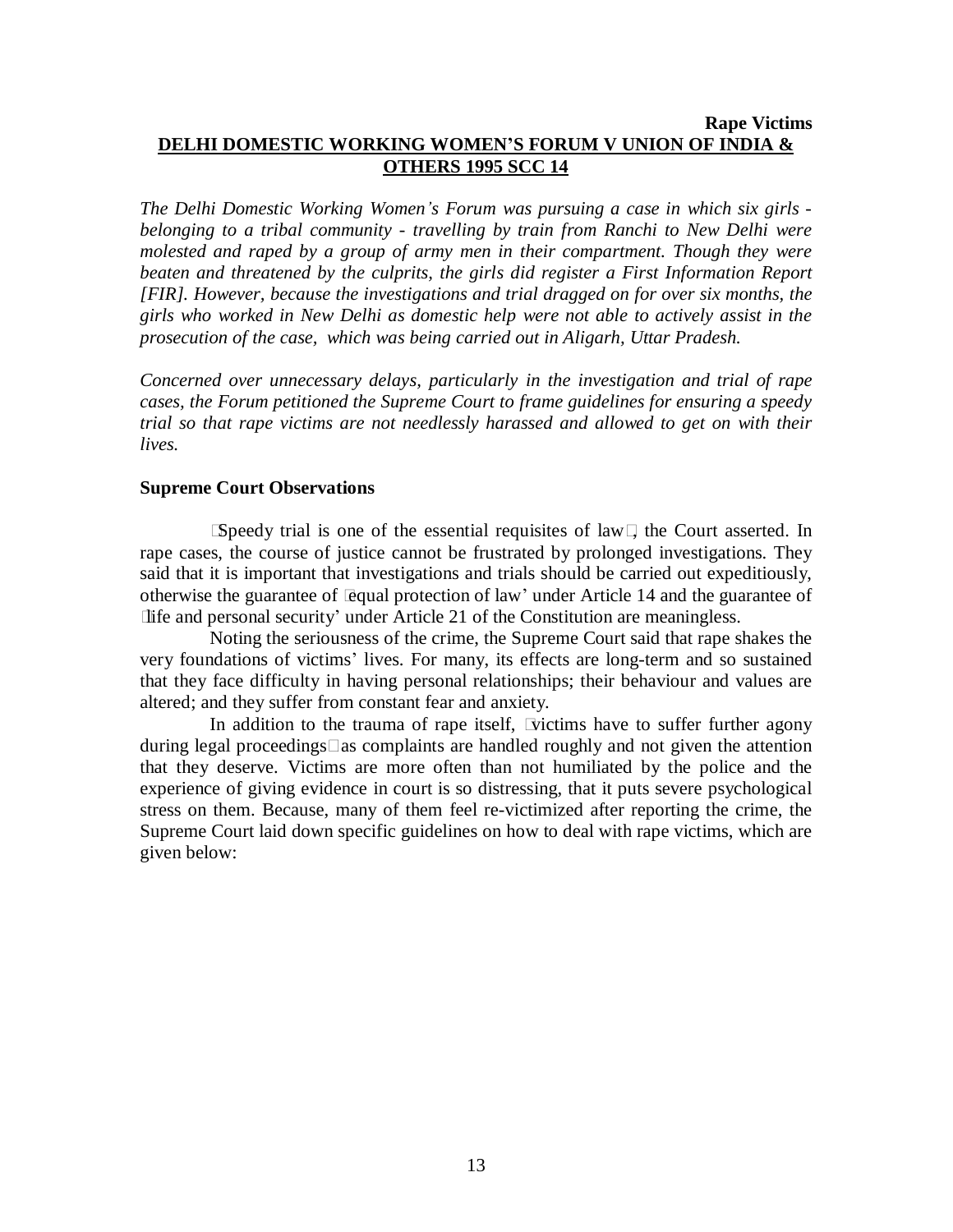**Rape Victims**

## DELHI DOMESTIC WORKING WOMEN'S FORUM V UNION OF INDIA & OTHERS 1995 SCC 14

*The Delhi Domestic Working Women's Forum was pursuing a case in which six girls - belonging to a tribal community - travelling by train from Ranchi to New Delhi were molested and raped by a group of army men in their compartment. Though they were beaten and threatened by the culprits, the girls did register a First Information Report [FIR]. However, because the investigations and trial dragged on for over six months, the girls who worked in New Delhi as domestic help were not able to actively assist in the prosecution of the case, which was being carried out in Aligarh, Uttar Pradesh.*

*Concerned over unnecessary delays, particularly in the investigation and trial of rape cases, the Forum petitioned the Supreme Court to frame guidelines for ensuring a speedy trial so that rape victims are not needlessly harassed and allowed to get on with their lives.*

### Supreme Court Observations

"Speedy trial is one of the essential requisites of law", the Court asserted. In rape cases, the course of justice cannot be frustrated by prolonged investigations. They said that it is important that investigations and trials should be carried out expeditiously, otherwise the guarantee of 'equal protection of law' under Article 14 and the guarantee of 'life and personal security' under Article 21 of the Constitution are meaningless.

Noting the seriousness of the crime, the Supreme Court said that rape shakes the very foundations of victims' lives. For many, its effects are long-term and so sustained that they face difficulty in having personal relationships; their behaviour and values are altered; and they suffer from constant fear and anxiety.

In addition to the trauma of rape itself, "victims have to suffer further agony during legal proceedings" as complaints are handled roughly and not given the attention that they deserve. Victims are more often than not humiliated by the police and the experience of giving evidence in court is so distressing, that it puts severe psychological stress on them. Because, many of them feel re-victimized after reporting the crime, the Supreme Court laid down specific guidelines on how to deal with rape victims, which are given below: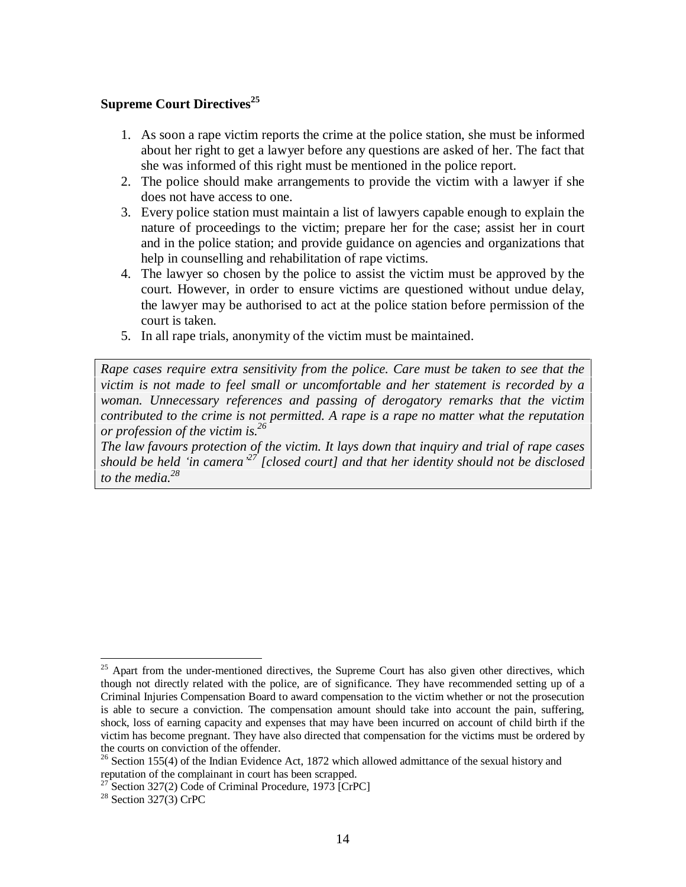**Supreme Court Directives**[25]

1. As soon a rape victim reports the crime at the police station, she must be informed about her right to get a lawyer before any questions are asked of her. The fact that she was informed of this right must be mentioned in the police report.
2. The police should make arrangements to provide the victim with a lawyer if she does not have access to one.
3. Every police station must maintain a list of lawyers capable enough to explain the nature of proceedings to the victim; prepare her for the case; assist her in court and in the police station; and provide guidance on agencies and organizations that help in counselling and rehabilitation of rape victims.
4. The lawyer so chosen by the police to assist the victim must be approved by the court. However, in order to ensure victims are questioned without undue delay, the lawyer may be authorised to act at the police station before permission of the court is taken.
5. In all rape trials, anonymity of the victim must be maintained.

*Rape cases require extra sensitivity from the police. Care must be taken to see that the victim is not made to feel small or uncomfortable and her statement is recorded by a woman. Unnecessary references and passing of derogatory remarks that the victim contributed to the crime is not permitted. A rape is a rape no matter what the reputation or profession of the victim is.*[26]

*The law favours protection of the victim. It lays down that inquiry and trial of rape cases should be held 'in camera'*[27] *[closed court] and that her identity should not be disclosed to the media.*[28]

---

[25] Apart from the under-mentioned directives, the Supreme Court has also given other directives, which though not directly related with the police, are of significance. They have recommended setting up of a Criminal Injuries Compensation Board to award compensation to the victim whether or not the prosecution is able to secure a conviction. The compensation amount should take into account the pain, suffering, shock, loss of earning capacity and expenses that may have been incurred on account of child birth if the victim has become pregnant. They have also directed that compensation for the victims must be ordered by the courts on conviction of the offender.

[26] Section 155(4) of the Indian Evidence Act, 1872 which allowed admittance of the sexual history and reputation of the complainant in court has been scrapped.

[27] Section 327(2) Code of Criminal Procedure, 1973 [CrPC]

[28] Section 327(3) CrPC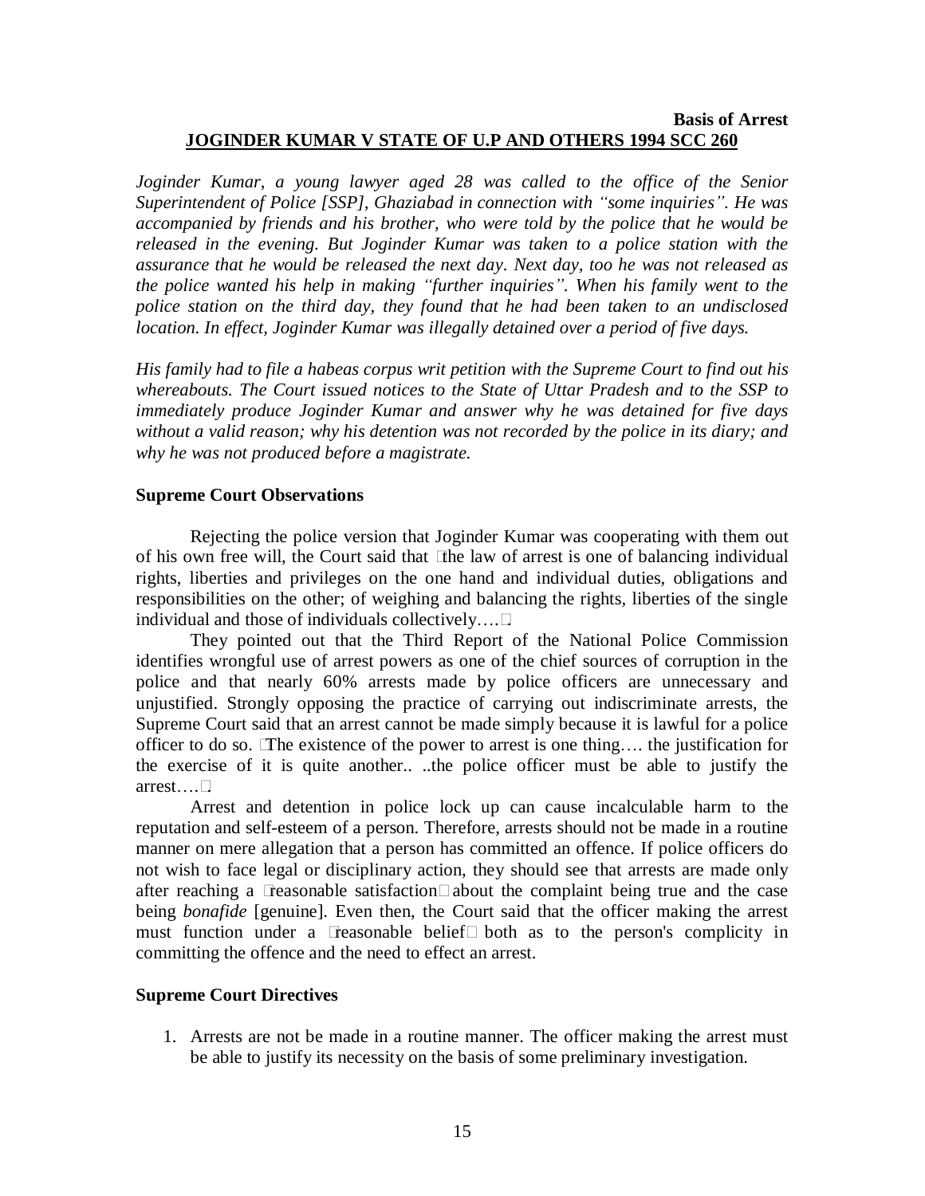**Basis of Arrest**

## JOGINDER KUMAR V STATE OF U.P AND OTHERS 1994 SCC 260

*Joginder Kumar, a young lawyer aged 28 was called to the office of the Senior Superintendent of Police [SSP], Ghaziabad in connection with "some inquiries". He was accompanied by friends and his brother, who were told by the police that he would be released in the evening. But Joginder Kumar was taken to a police station with the assurance that he would be released the next day. Next day, too he was not released as the police wanted his help in making "further inquiries". When his family went to the police station on the third day, they found that he had been taken to an undisclosed location. In effect, Joginder Kumar was illegally detained over a period of five days.*

*His family had to file a habeas corpus writ petition with the Supreme Court to find out his whereabouts. The Court issued notices to the State of Uttar Pradesh and to the SSP to immediately produce Joginder Kumar and answer why he was detained for five days without a valid reason; why his detention was not recorded by the police in its diary; and why he was not produced before a magistrate.*

### Supreme Court Observations

Rejecting the police version that Joginder Kumar was cooperating with them out of his own free will, the Court said that "the law of arrest is one of balancing individual rights, liberties and privileges on the one hand and individual duties, obligations and responsibilities on the other; of weighing and balancing the rights, liberties of the single individual and those of individuals collectively…."

They pointed out that the Third Report of the National Police Commission identifies wrongful use of arrest powers as one of the chief sources of corruption in the police and that nearly 60% arrests made by police officers are unnecessary and unjustified. Strongly opposing the practice of carrying out indiscriminate arrests, the Supreme Court said that an arrest cannot be made simply because it is lawful for a police officer to do so. "The existence of the power to arrest is one thing…. the justification for the exercise of it is quite another.. ..the police officer must be able to justify the arrest…."

Arrest and detention in police lock up can cause incalculable harm to the reputation and self-esteem of a person. Therefore, arrests should not be made in a routine manner on mere allegation that a person has committed an offence. If police officers do not wish to face legal or disciplinary action, they should see that arrests are made only after reaching a "reasonable satisfaction" about the complaint being true and the case being *bonafide* [genuine]. Even then, the Court said that the officer making the arrest must function under a "reasonable belief" both as to the person's complicity in committing the offence and the need to effect an arrest.

### Supreme Court Directives

1. Arrests are not be made in a routine manner. The officer making the arrest must be able to justify its necessity on the basis of some preliminary investigation.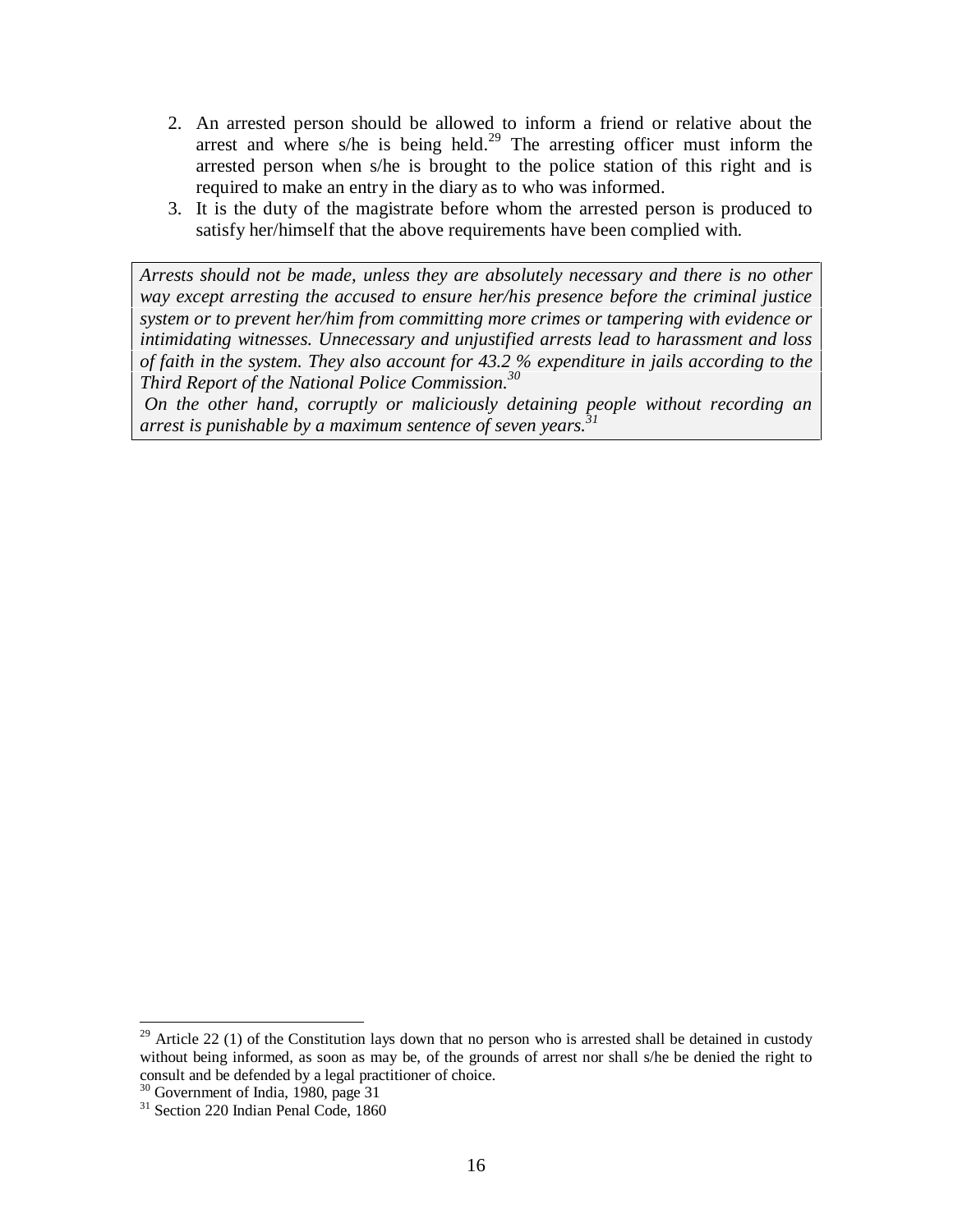2. An arrested person should be allowed to inform a friend or relative about the arrest and where s/he is being held.[29] The arresting officer must inform the arrested person when s/he is brought to the police station of this right and is required to make an entry in the diary as to who was informed.
3. It is the duty of the magistrate before whom the arrested person is produced to satisfy her/himself that the above requirements have been complied with.

*Arrests should not be made, unless they are absolutely necessary and there is no other way except arresting the accused to ensure her/his presence before the criminal justice system or to prevent her/him from committing more crimes or tampering with evidence or intimidating witnesses. Unnecessary and unjustified arrests lead to harassment and loss of faith in the system. They also account for 43.2 % expenditure in jails according to the Third Report of the National Police Commission.*[30]

*On the other hand, corruptly or maliciously detaining people without recording an arrest is punishable by a maximum sentence of seven years.*[31]

---

[29] Article 22 (1) of the Constitution lays down that no person who is arrested shall be detained in custody without being informed, as soon as may be, of the grounds of arrest nor shall s/he be denied the right to consult and be defended by a legal practitioner of choice.

[30] Government of India, 1980, page 31

[31] Section 220 Indian Penal Code, 1860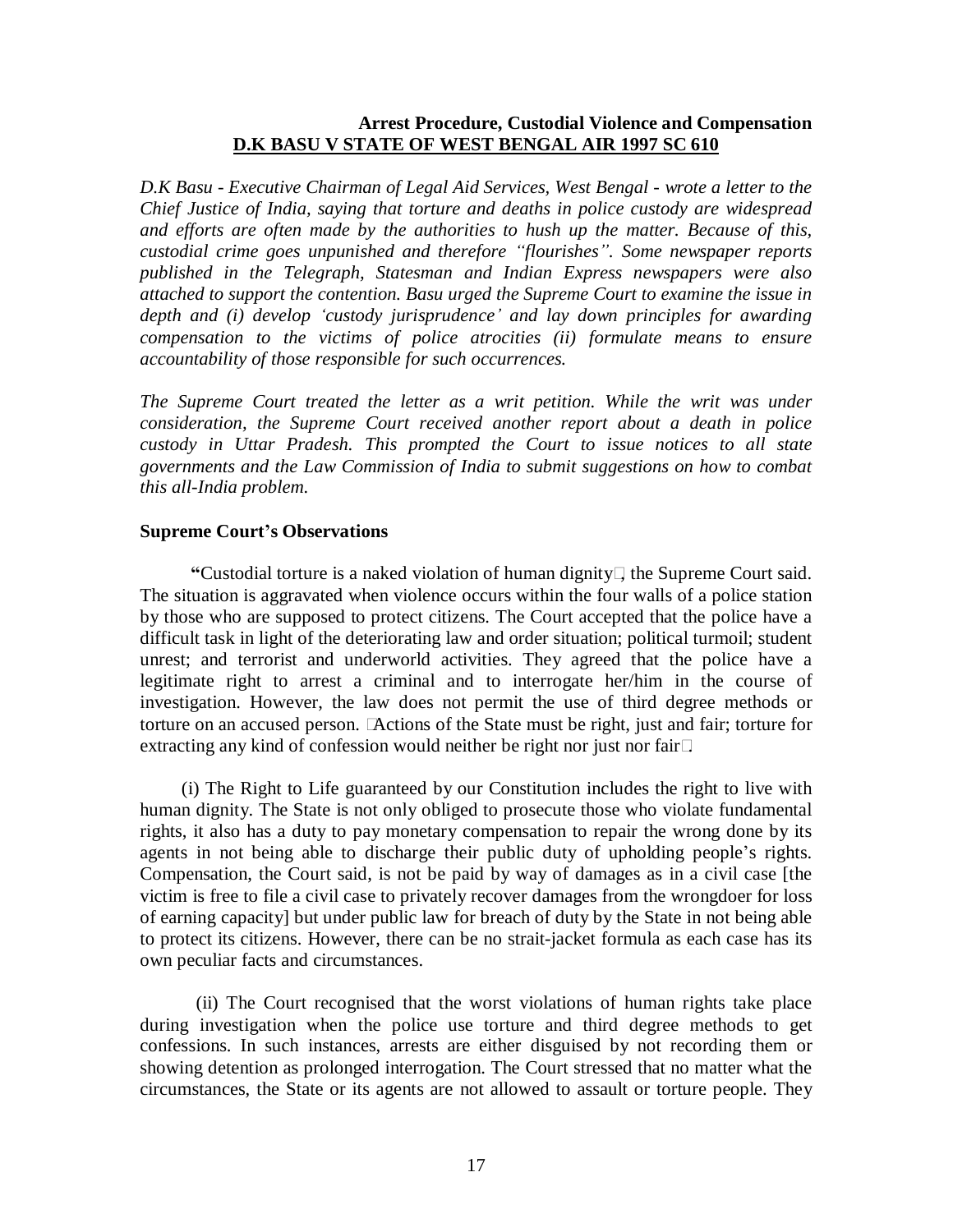**Arrest Procedure, Custodial Violence and Compensation**

## D.K BASU V STATE OF WEST BENGAL AIR 1997 SC 610

*D.K Basu - Executive Chairman of Legal Aid Services, West Bengal - wrote a letter to the Chief Justice of India, saying that torture and deaths in police custody are widespread and efforts are often made by the authorities to hush up the matter. Because of this, custodial crime goes unpunished and therefore "flourishes". Some newspaper reports published in the Telegraph, Statesman and Indian Express newspapers were also attached to support the contention. Basu urged the Supreme Court to examine the issue in depth and (i) develop 'custody jurisprudence' and lay down principles for awarding compensation to the victims of police atrocities (ii) formulate means to ensure accountability of those responsible for such occurrences.*

*The Supreme Court treated the letter as a writ petition. While the writ was under consideration, the Supreme Court received another report about a death in police custody in Uttar Pradesh. This prompted the Court to issue notices to all state governments and the Law Commission of India to submit suggestions on how to combat this all-India problem.*

**Supreme Court's Observations**

"Custodial torture is a naked violation of human dignity", the Supreme Court said. The situation is aggravated when violence occurs within the four walls of a police station by those who are supposed to protect citizens. The Court accepted that the police have a difficult task in light of the deteriorating law and order situation; political turmoil; student unrest; and terrorist and underworld activities. They agreed that the police have a legitimate right to arrest a criminal and to interrogate her/him in the course of investigation. However, the law does not permit the use of third degree methods or torture on an accused person. "Actions of the State must be right, just and fair; torture for extracting any kind of confession would neither be right nor just nor fair".

(i) The Right to Life guaranteed by our Constitution includes the right to live with human dignity. The State is not only obliged to prosecute those who violate fundamental rights, it also has a duty to pay monetary compensation to repair the wrong done by its agents in not being able to discharge their public duty of upholding people's rights. Compensation, the Court said, is not be paid by way of damages as in a civil case [the victim is free to file a civil case to privately recover damages from the wrongdoer for loss of earning capacity] but under public law for breach of duty by the State in not being able to protect its citizens. However, there can be no strait-jacket formula as each case has its own peculiar facts and circumstances.

(ii) The Court recognised that the worst violations of human rights take place during investigation when the police use torture and third degree methods to get confessions. In such instances, arrests are either disguised by not recording them or showing detention as prolonged interrogation. The Court stressed that no matter what the circumstances, the State or its agents are not allowed to assault or torture people. They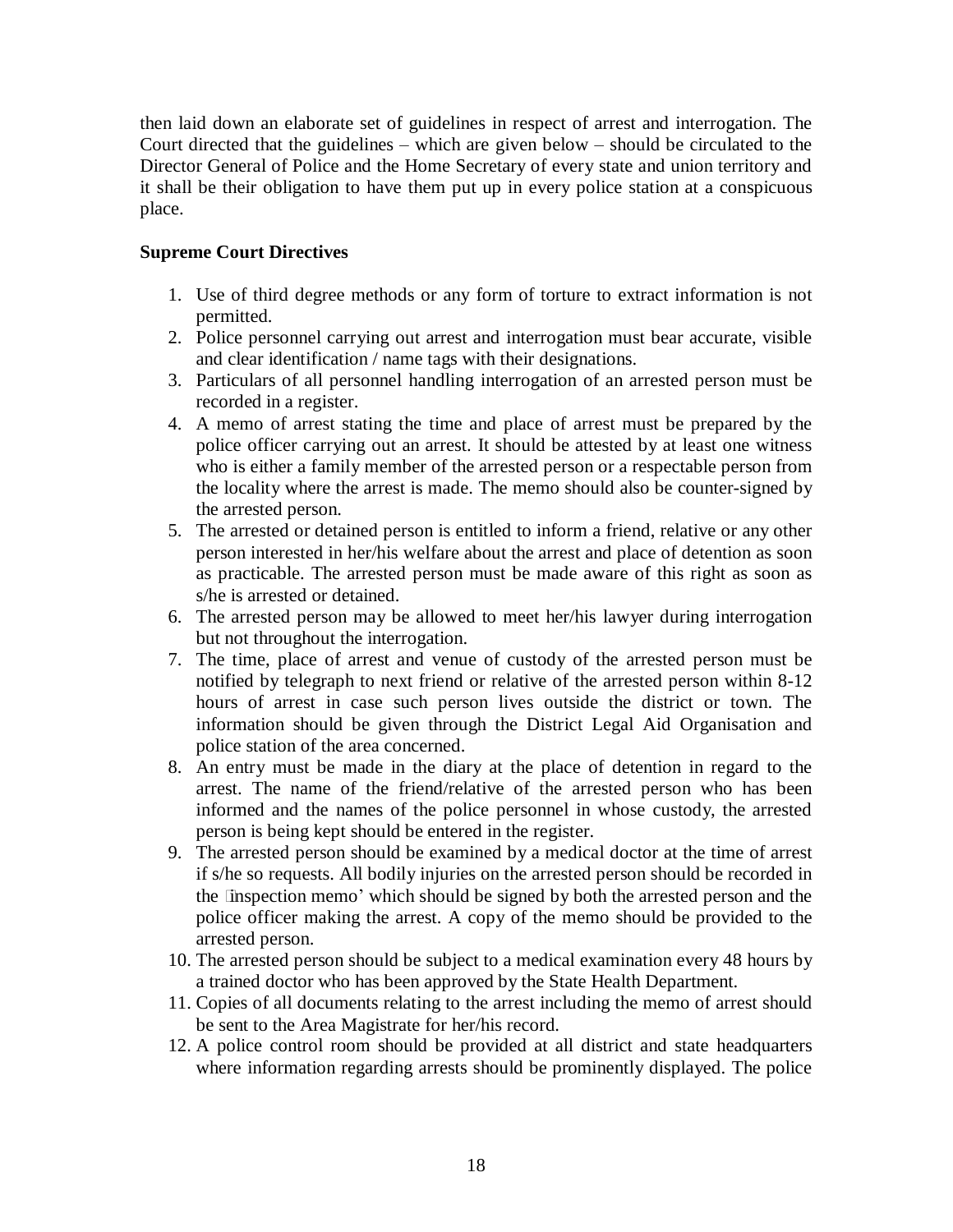then laid down an elaborate set of guidelines in respect of arrest and interrogation. The Court directed that the guidelines – which are given below – should be circulated to the Director General of Police and the Home Secretary of every state and union territory and it shall be their obligation to have them put up in every police station at a conspicuous place.

**Supreme Court Directives**

1. Use of third degree methods or any form of torture to extract information is not permitted.
2. Police personnel carrying out arrest and interrogation must bear accurate, visible and clear identification / name tags with their designations.
3. Particulars of all personnel handling interrogation of an arrested person must be recorded in a register.
4. A memo of arrest stating the time and place of arrest must be prepared by the police officer carrying out an arrest. It should be attested by at least one witness who is either a family member of the arrested person or a respectable person from the locality where the arrest is made. The memo should also be counter-signed by the arrested person.
5. The arrested or detained person is entitled to inform a friend, relative or any other person interested in her/his welfare about the arrest and place of detention as soon as practicable. The arrested person must be made aware of this right as soon as s/he is arrested or detained.
6. The arrested person may be allowed to meet her/his lawyer during interrogation but not throughout the interrogation.
7. The time, place of arrest and venue of custody of the arrested person must be notified by telegraph to next friend or relative of the arrested person within 8-12 hours of arrest in case such person lives outside the district or town. The information should be given through the District Legal Aid Organisation and police station of the area concerned.
8. An entry must be made in the diary at the place of detention in regard to the arrest. The name of the friend/relative of the arrested person who has been informed and the names of the police personnel in whose custody, the arrested person is being kept should be entered in the register.
9. The arrested person should be examined by a medical doctor at the time of arrest if s/he so requests. All bodily injuries on the arrested person should be recorded in the 'inspection memo' which should be signed by both the arrested person and the police officer making the arrest. A copy of the memo should be provided to the arrested person.
10. The arrested person should be subject to a medical examination every 48 hours by a trained doctor who has been approved by the State Health Department.
11. Copies of all documents relating to the arrest including the memo of arrest should be sent to the Area Magistrate for her/his record.
12. A police control room should be provided at all district and state headquarters where information regarding arrests should be prominently displayed. The police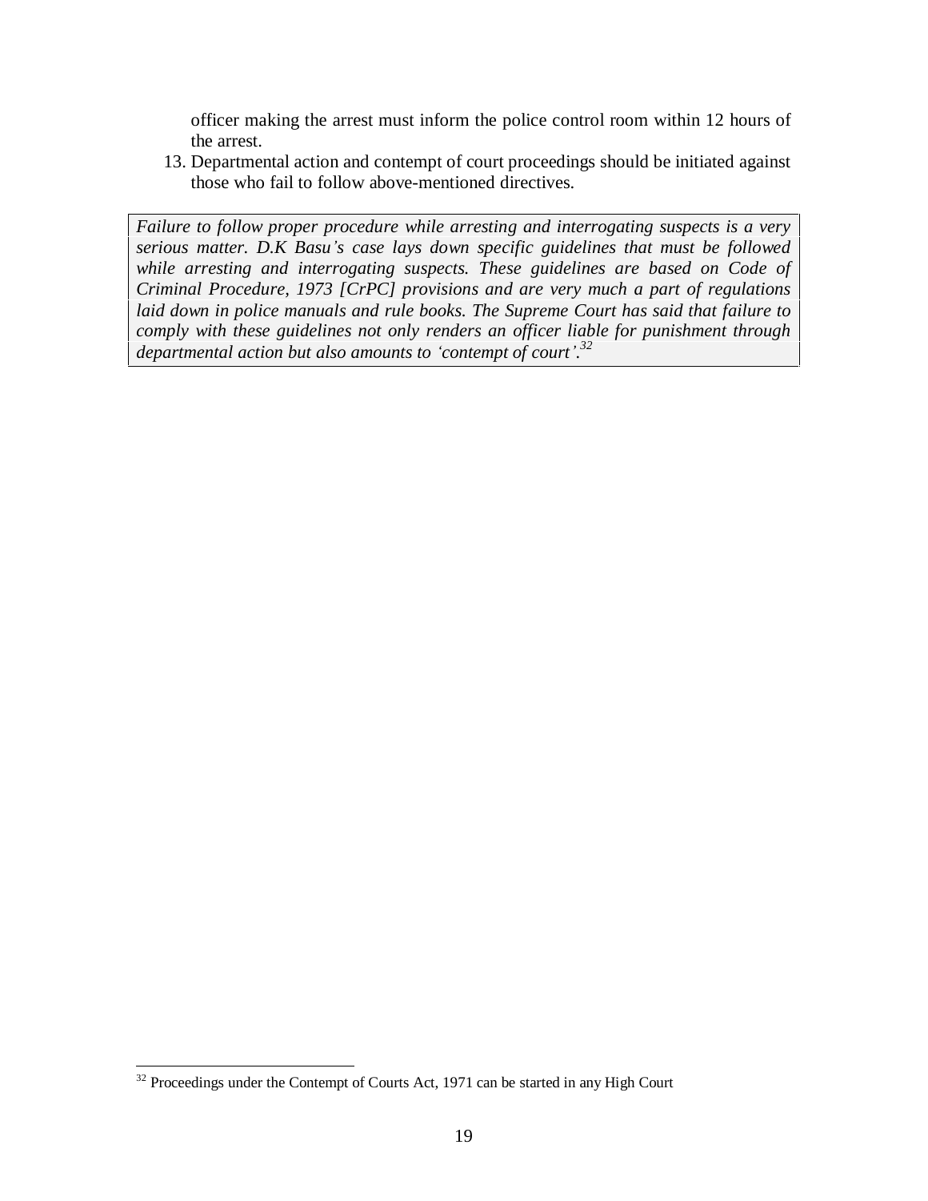officer making the arrest must inform the police control room within 12 hours of the arrest.

13. Departmental action and contempt of court proceedings should be initiated against those who fail to follow above-mentioned directives.

> *Failure to follow proper procedure while arresting and interrogating suspects is a very serious matter. D.K Basu's case lays down specific guidelines that must be followed while arresting and interrogating suspects. These guidelines are based on Code of Criminal Procedure, 1973 [CrPC] provisions and are very much a part of regulations laid down in police manuals and rule books. The Supreme Court has said that failure to comply with these guidelines not only renders an officer liable for punishment through departmental action but also amounts to 'contempt of court'.*[32]

---

[32] Proceedings under the Contempt of Courts Act, 1971 can be started in any High Court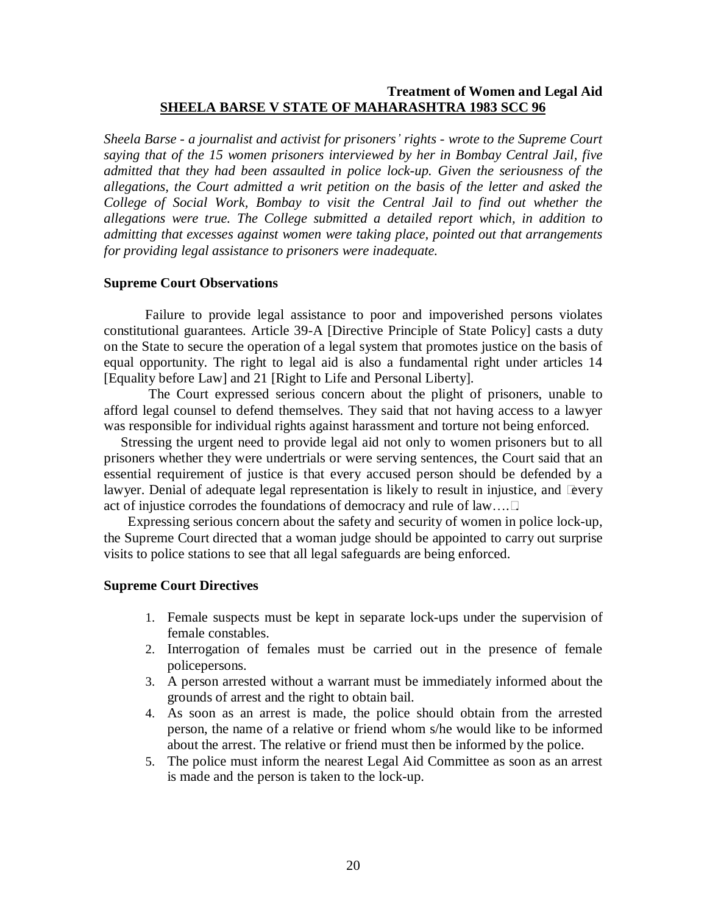**Treatment of Women and Legal Aid**

## SHEELA BARSE V STATE OF MAHARASHTRA 1983 SCC 96

*Sheela Barse - a journalist and activist for prisoners' rights - wrote to the Supreme Court saying that of the 15 women prisoners interviewed by her in Bombay Central Jail, five admitted that they had been assaulted in police lock-up. Given the seriousness of the allegations, the Court admitted a writ petition on the basis of the letter and asked the College of Social Work, Bombay to visit the Central Jail to find out whether the allegations were true. The College submitted a detailed report which, in addition to admitting that excesses against women were taking place, pointed out that arrangements for providing legal assistance to prisoners were inadequate.*

### Supreme Court Observations

Failure to provide legal assistance to poor and impoverished persons violates constitutional guarantees. Article 39-A [Directive Principle of State Policy] casts a duty on the State to secure the operation of a legal system that promotes justice on the basis of equal opportunity. The right to legal aid is also a fundamental right under articles 14 [Equality before Law] and 21 [Right to Life and Personal Liberty].

The Court expressed serious concern about the plight of prisoners, unable to afford legal counsel to defend themselves. They said that not having access to a lawyer was responsible for individual rights against harassment and torture not being enforced.

Stressing the urgent need to provide legal aid not only to women prisoners but to all prisoners whether they were undertrials or were serving sentences, the Court said that an essential requirement of justice is that every accused person should be defended by a lawyer. Denial of adequate legal representation is likely to result in injustice, and "every act of injustice corrodes the foundations of democracy and rule of law…."

Expressing serious concern about the safety and security of women in police lock-up, the Supreme Court directed that a woman judge should be appointed to carry out surprise visits to police stations to see that all legal safeguards are being enforced.

### Supreme Court Directives

1. Female suspects must be kept in separate lock-ups under the supervision of female constables.
2. Interrogation of females must be carried out in the presence of female policepersons.
3. A person arrested without a warrant must be immediately informed about the grounds of arrest and the right to obtain bail.
4. As soon as an arrest is made, the police should obtain from the arrested person, the name of a relative or friend whom s/he would like to be informed about the arrest. The relative or friend must then be informed by the police.
5. The police must inform the nearest Legal Aid Committee as soon as an arrest is made and the person is taken to the lock-up.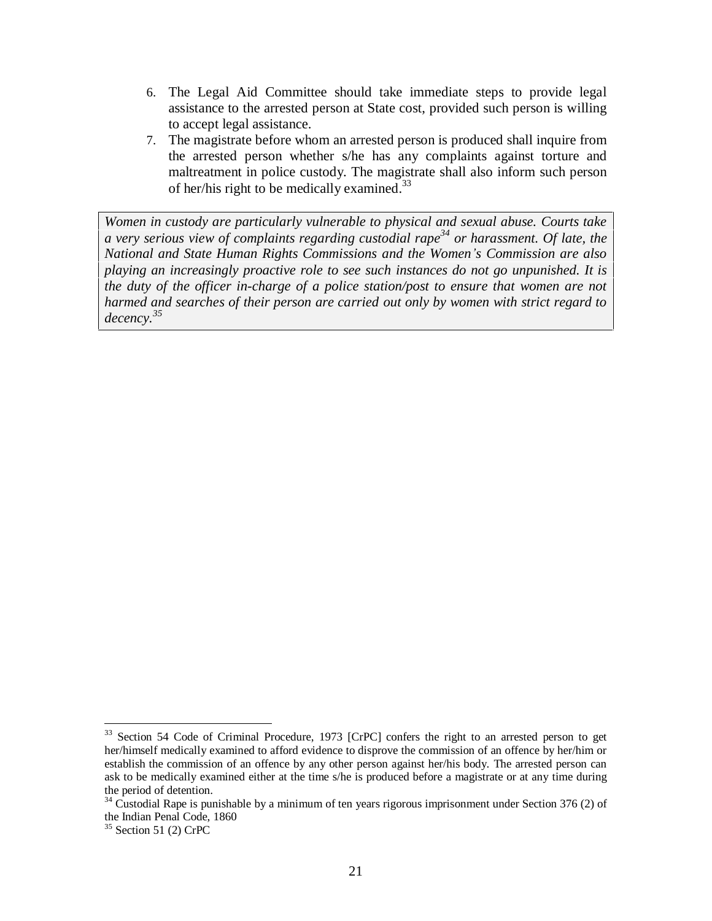6. The Legal Aid Committee should take immediate steps to provide legal assistance to the arrested person at State cost, provided such person is willing to accept legal assistance.
7. The magistrate before whom an arrested person is produced shall inquire from the arrested person whether s/he has any complaints against torture and maltreatment in police custody. The magistrate shall also inform such person of her/his right to be medically examined.[33]

*Women in custody are particularly vulnerable to physical and sexual abuse. Courts take a very serious view of complaints regarding custodial rape[34] or harassment. Of late, the National and State Human Rights Commissions and the Women's Commission are also playing an increasingly proactive role to see such instances do not go unpunished. It is the duty of the officer in-charge of a police station/post to ensure that women are not harmed and searches of their person are carried out only by women with strict regard to decency.[35]*

---

[33] Section 54 Code of Criminal Procedure, 1973 [CrPC] confers the right to an arrested person to get her/himself medically examined to afford evidence to disprove the commission of an offence by her/him or establish the commission of an offence by any other person against her/his body. The arrested person can ask to be medically examined either at the time s/he is produced before a magistrate or at any time during the period of detention.

[34] Custodial Rape is punishable by a minimum of ten years rigorous imprisonment under Section 376 (2) of the Indian Penal Code, 1860

[35] Section 51 (2) CrPC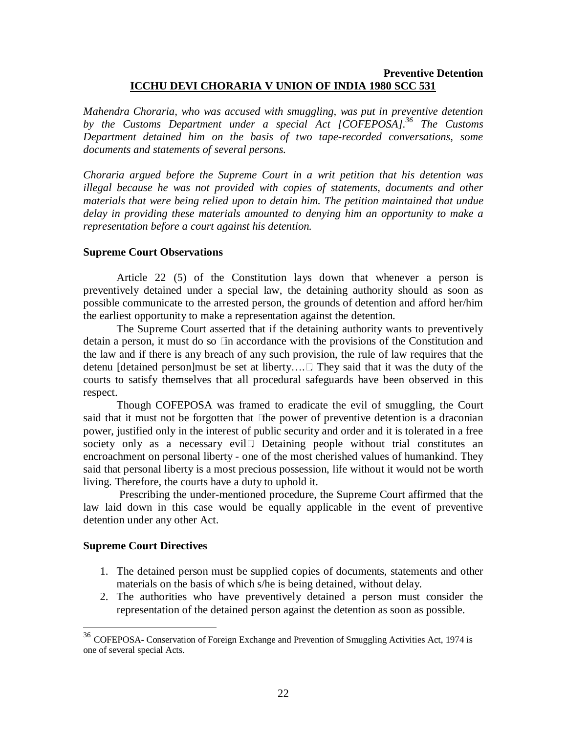**Preventive Detention**

## ICCHU DEVI CHORARIA V UNION OF INDIA 1980 SCC 531

*Mahendra Choraria, who was accused with smuggling, was put in preventive detention by the Customs Department under a special Act [COFEPOSA].[36] The Customs Department detained him on the basis of two tape-recorded conversations, some documents and statements of several persons.*

*Choraria argued before the Supreme Court in a writ petition that his detention was illegal because he was not provided with copies of statements, documents and other materials that were being relied upon to detain him. The petition maintained that undue delay in providing these materials amounted to denying him an opportunity to make a representation before a court against his detention.*

### Supreme Court Observations

Article 22 (5) of the Constitution lays down that whenever a person is preventively detained under a special law, the detaining authority should as soon as possible communicate to the arrested person, the grounds of detention and afford her/him the earliest opportunity to make a representation against the detention.

The Supreme Court asserted that if the detaining authority wants to preventively detain a person, it must do so "in accordance with the provisions of the Constitution and the law and if there is any breach of any such provision, the rule of law requires that the detenu [detained person]must be set at liberty…." They said that it was the duty of the courts to satisfy themselves that all procedural safeguards have been observed in this respect.

Though COFEPOSA was framed to eradicate the evil of smuggling, the Court said that it must not be forgotten that "the power of preventive detention is a draconian power, justified only in the interest of public security and order and it is tolerated in a free society only as a necessary evil". Detaining people without trial constitutes an encroachment on personal liberty - one of the most cherished values of humankind. They said that personal liberty is a most precious possession, life without it would not be worth living. Therefore, the courts have a duty to uphold it.

Prescribing the under-mentioned procedure, the Supreme Court affirmed that the law laid down in this case would be equally applicable in the event of preventive detention under any other Act.

### Supreme Court Directives

1. The detained person must be supplied copies of documents, statements and other materials on the basis of which s/he is being detained, without delay.
2. The authorities who have preventively detained a person must consider the representation of the detained person against the detention as soon as possible.

---

[36] COFEPOSA- Conservation of Foreign Exchange and Prevention of Smuggling Activities Act, 1974 is one of several special Acts.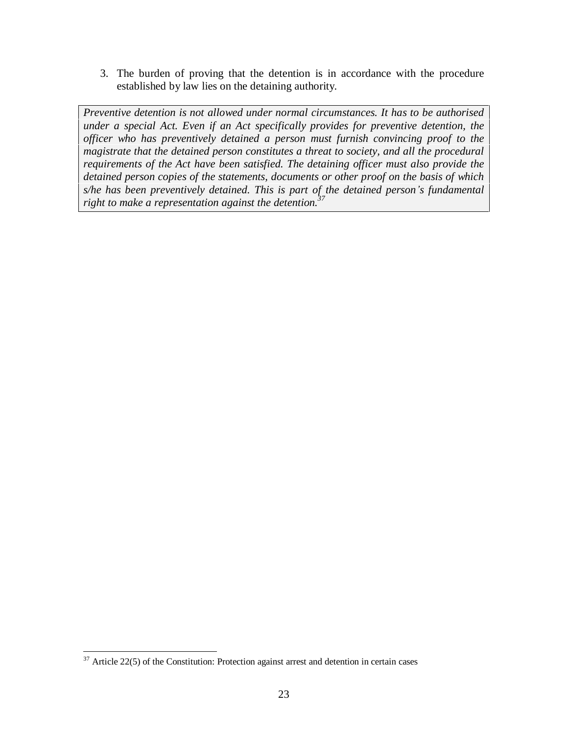3. The burden of proving that the detention is in accordance with the procedure established by law lies on the detaining authority.

> *Preventive detention is not allowed under normal circumstances. It has to be authorised under a special Act. Even if an Act specifically provides for preventive detention, the officer who has preventively detained a person must furnish convincing proof to the magistrate that the detained person constitutes a threat to society, and all the procedural requirements of the Act have been satisfied. The detaining officer must also provide the detained person copies of the statements, documents or other proof on the basis of which s/he has been preventively detained. This is part of the detained person's fundamental right to make a representation against the detention.*[37]

---

[37] Article 22(5) of the Constitution: Protection against arrest and detention in certain cases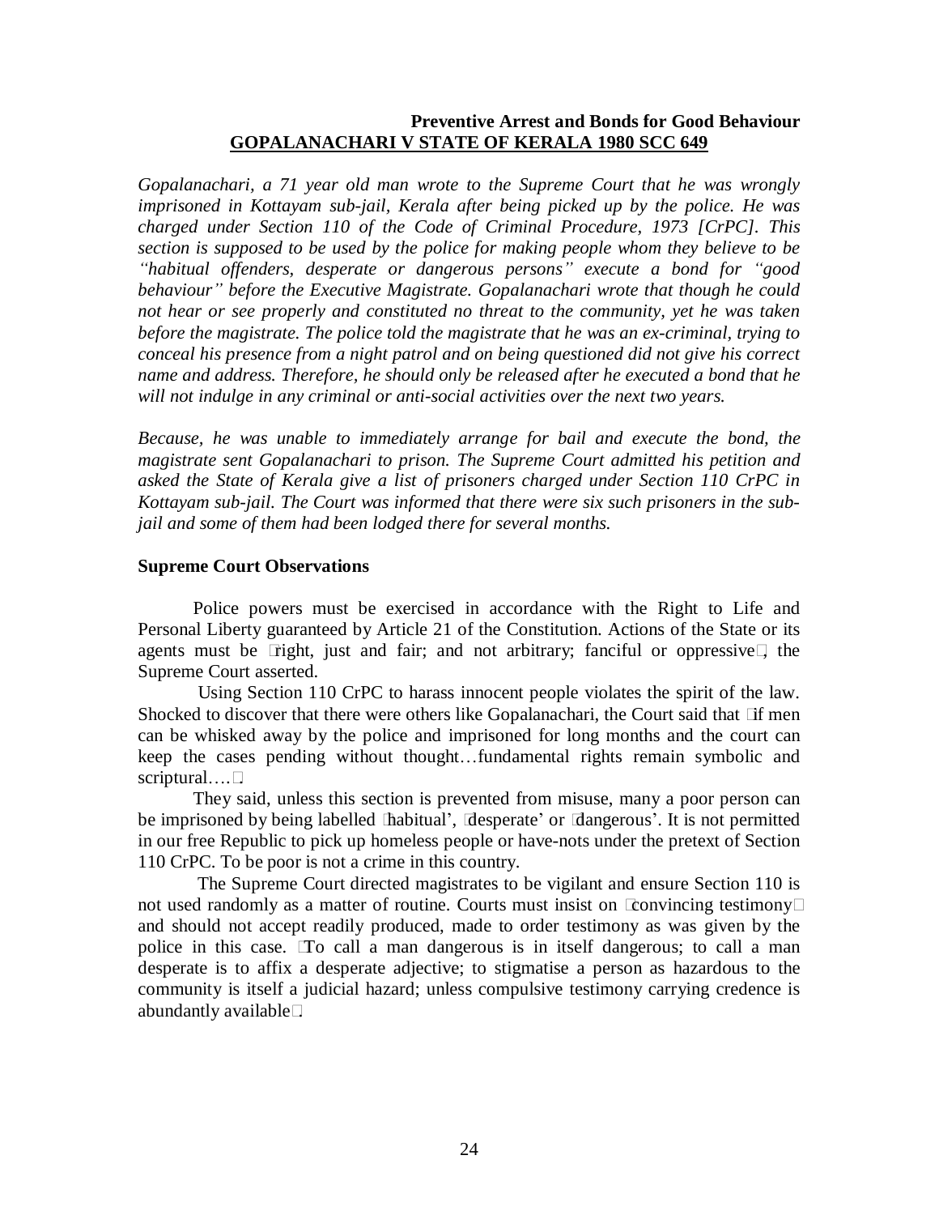**Preventive Arrest and Bonds for Good Behaviour**

**GOPALANACHARI V STATE OF KERALA 1980 SCC 649**

*Gopalanachari, a 71 year old man wrote to the Supreme Court that he was wrongly imprisoned in Kottayam sub-jail, Kerala after being picked up by the police. He was charged under Section 110 of the Code of Criminal Procedure, 1973 [CrPC]. This section is supposed to be used by the police for making people whom they believe to be "habitual offenders, desperate or dangerous persons" execute a bond for "good behaviour" before the Executive Magistrate. Gopalanachari wrote that though he could not hear or see properly and constituted no threat to the community, yet he was taken before the magistrate. The police told the magistrate that he was an ex-criminal, trying to conceal his presence from a night patrol and on being questioned did not give his correct name and address. Therefore, he should only be released after he executed a bond that he will not indulge in any criminal or anti-social activities over the next two years.*

*Because, he was unable to immediately arrange for bail and execute the bond, the magistrate sent Gopalanachari to prison. The Supreme Court admitted his petition and asked the State of Kerala give a list of prisoners charged under Section 110 CrPC in Kottayam sub-jail. The Court was informed that there were six such prisoners in the sub-jail and some of them had been lodged there for several months.*

**Supreme Court Observations**

Police powers must be exercised in accordance with the Right to Life and Personal Liberty guaranteed by Article 21 of the Constitution. Actions of the State or its agents must be "right, just and fair; and not arbitrary; fanciful or oppressive", the Supreme Court asserted.

Using Section 110 CrPC to harass innocent people violates the spirit of the law. Shocked to discover that there were others like Gopalanachari, the Court said that "if men can be whisked away by the police and imprisoned for long months and the court can keep the cases pending without thought…fundamental rights remain symbolic and scriptural…."

They said, unless this section is prevented from misuse, many a poor person can be imprisoned by being labelled 'habitual', 'desperate' or 'dangerous'. It is not permitted in our free Republic to pick up homeless people or have-nots under the pretext of Section 110 CrPC. To be poor is not a crime in this country.

The Supreme Court directed magistrates to be vigilant and ensure Section 110 is not used randomly as a matter of routine. Courts must insist on "convincing testimony" and should not accept readily produced, made to order testimony as was given by the police in this case. "To call a man dangerous is in itself dangerous; to call a man desperate is to affix a desperate adjective; to stigmatise a person as hazardous to the community is itself a judicial hazard; unless compulsive testimony carrying credence is abundantly available".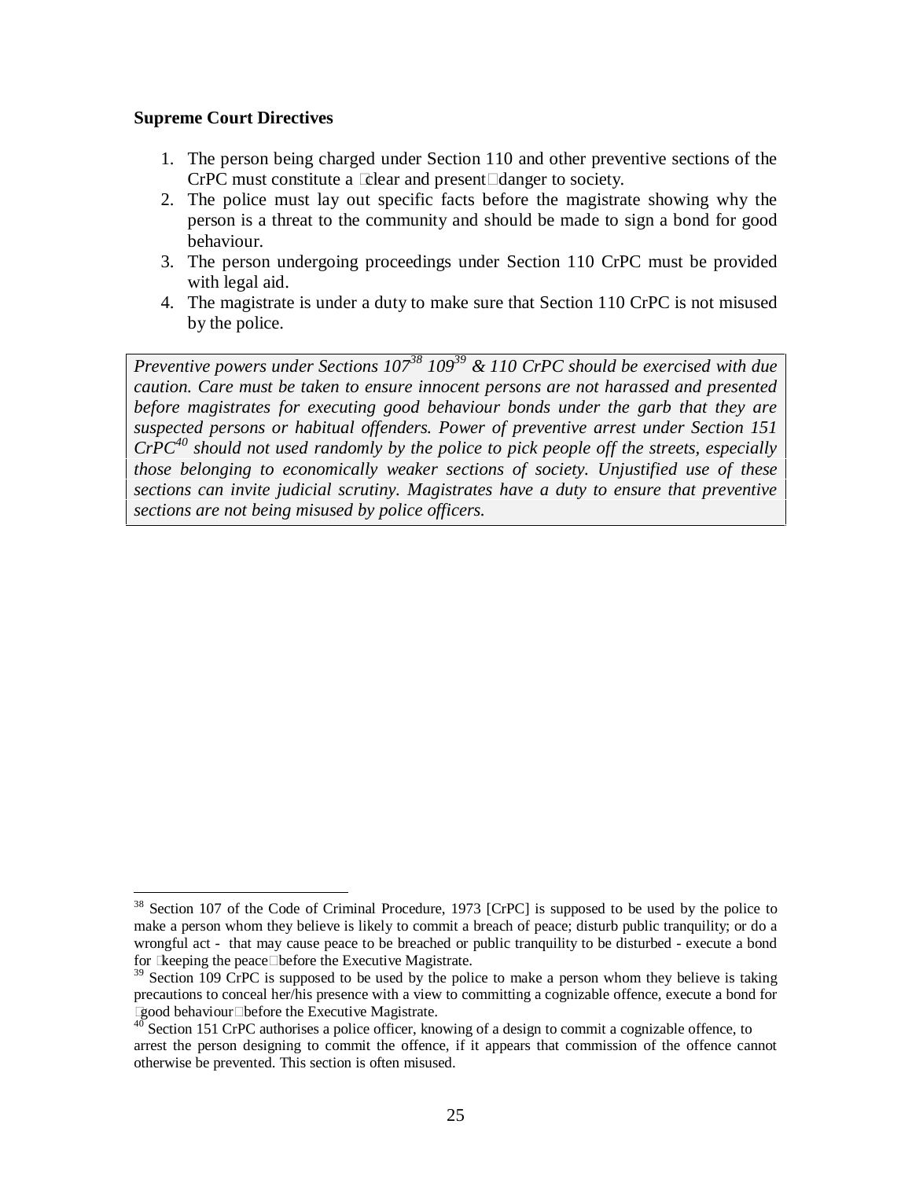**Supreme Court Directives**

1. The person being charged under Section 110 and other preventive sections of the CrPC must constitute a 'clear and present' danger to society.
2. The police must lay out specific facts before the magistrate showing why the person is a threat to the community and should be made to sign a bond for good behaviour.
3. The person undergoing proceedings under Section 110 CrPC must be provided with legal aid.
4. The magistrate is under a duty to make sure that Section 110 CrPC is not misused by the police.

> *Preventive powers under Sections 107[38] 109[39] & 110 CrPC should be exercised with due caution. Care must be taken to ensure innocent persons are not harassed and presented before magistrates for executing good behaviour bonds under the garb that they are suspected persons or habitual offenders. Power of preventive arrest under Section 151 CrPC[40] should not used randomly by the police to pick people off the streets, especially those belonging to economically weaker sections of society. Unjustified use of these sections can invite judicial scrutiny. Magistrates have a duty to ensure that preventive sections are not being misused by police officers.*

---

[38] Section 107 of the Code of Criminal Procedure, 1973 [CrPC] is supposed to be used by the police to make a person whom they believe is likely to commit a breach of peace; disturb public tranquility; or do a wrongful act - that may cause peace to be breached or public tranquility to be disturbed - execute a bond for 'keeping the peace' before the Executive Magistrate.

[39] Section 109 CrPC is supposed to be used by the police to make a person whom they believe is taking precautions to conceal her/his presence with a view to committing a cognizable offence, execute a bond for 'good behaviour' before the Executive Magistrate.

[40] Section 151 CrPC authorises a police officer, knowing of a design to commit a cognizable offence, to arrest the person designing to commit the offence, if it appears that commission of the offence cannot otherwise be prevented. This section is often misused.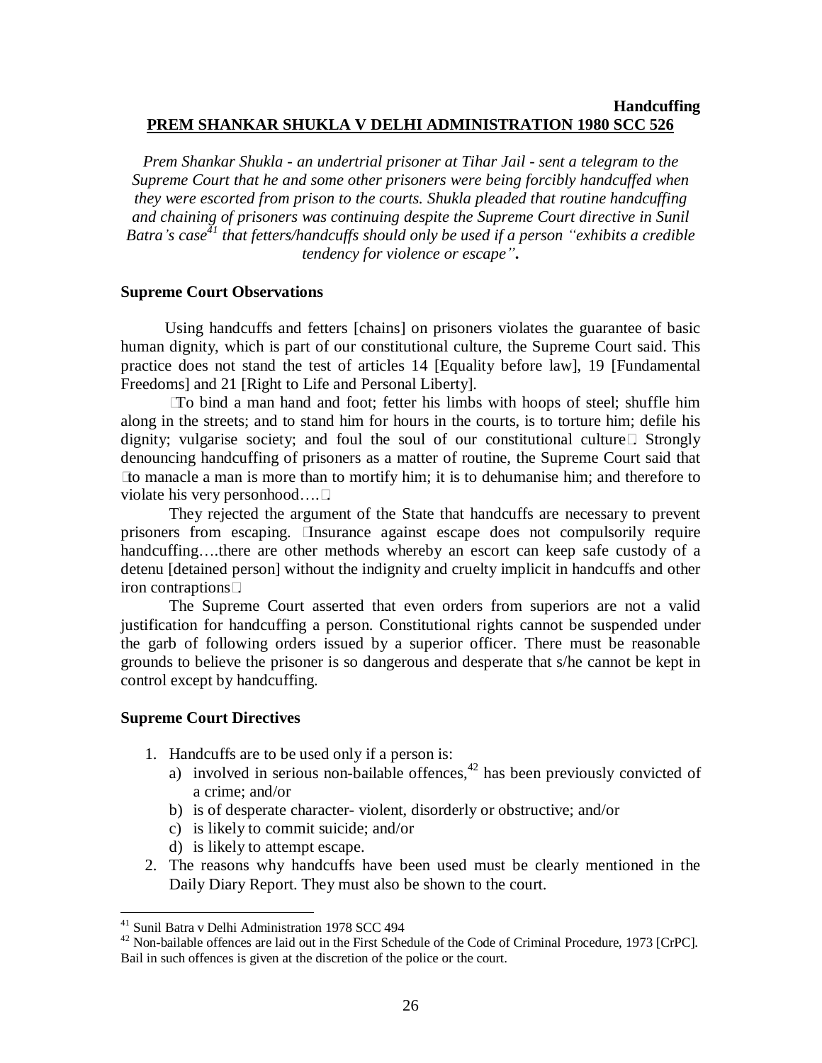**Handcuffing**

## PREM SHANKAR SHUKLA V DELHI ADMINISTRATION 1980 SCC 526

*Prem Shankar Shukla - an undertrial prisoner at Tihar Jail - sent a telegram to the Supreme Court that he and some other prisoners were being forcibly handcuffed when they were escorted from prison to the courts. Shukla pleaded that routine handcuffing and chaining of prisoners was continuing despite the Supreme Court directive in Sunil Batra's case*[41] *that fetters/handcuffs should only be used if a person "exhibits a credible tendency for violence or escape".*

### Supreme Court Observations

Using handcuffs and fetters [chains] on prisoners violates the guarantee of basic human dignity, which is part of our constitutional culture, the Supreme Court said. This practice does not stand the test of articles 14 [Equality before law], 19 [Fundamental Freedoms] and 21 [Right to Life and Personal Liberty].

"To bind a man hand and foot; fetter his limbs with hoops of steel; shuffle him along in the streets; and to stand him for hours in the courts, is to torture him; defile his dignity; vulgarise society; and foul the soul of our constitutional culture". Strongly denouncing handcuffing of prisoners as a matter of routine, the Supreme Court said that "to manacle a man is more than to mortify him; it is to dehumanise him; and therefore to violate his very personhood….".

They rejected the argument of the State that handcuffs are necessary to prevent prisoners from escaping. "Insurance against escape does not compulsorily require handcuffing….there are other methods whereby an escort can keep safe custody of a detenu [detained person] without the indignity and cruelty implicit in handcuffs and other iron contraptions".

The Supreme Court asserted that even orders from superiors are not a valid justification for handcuffing a person. Constitutional rights cannot be suspended under the garb of following orders issued by a superior officer. There must be reasonable grounds to believe the prisoner is so dangerous and desperate that s/he cannot be kept in control except by handcuffing.

### Supreme Court Directives

1. Handcuffs are to be used only if a person is:
   a) involved in serious non-bailable offences,[42] has been previously convicted of a crime; and/or
   b) is of desperate character- violent, disorderly or obstructive; and/or
   c) is likely to commit suicide; and/or
   d) is likely to attempt escape.
2. The reasons why handcuffs have been used must be clearly mentioned in the Daily Diary Report. They must also be shown to the court.

---

[41] Sunil Batra v Delhi Administration 1978 SCC 494

[42] Non-bailable offences are laid out in the First Schedule of the Code of Criminal Procedure, 1973 [CrPC]. Bail in such offences is given at the discretion of the police or the court.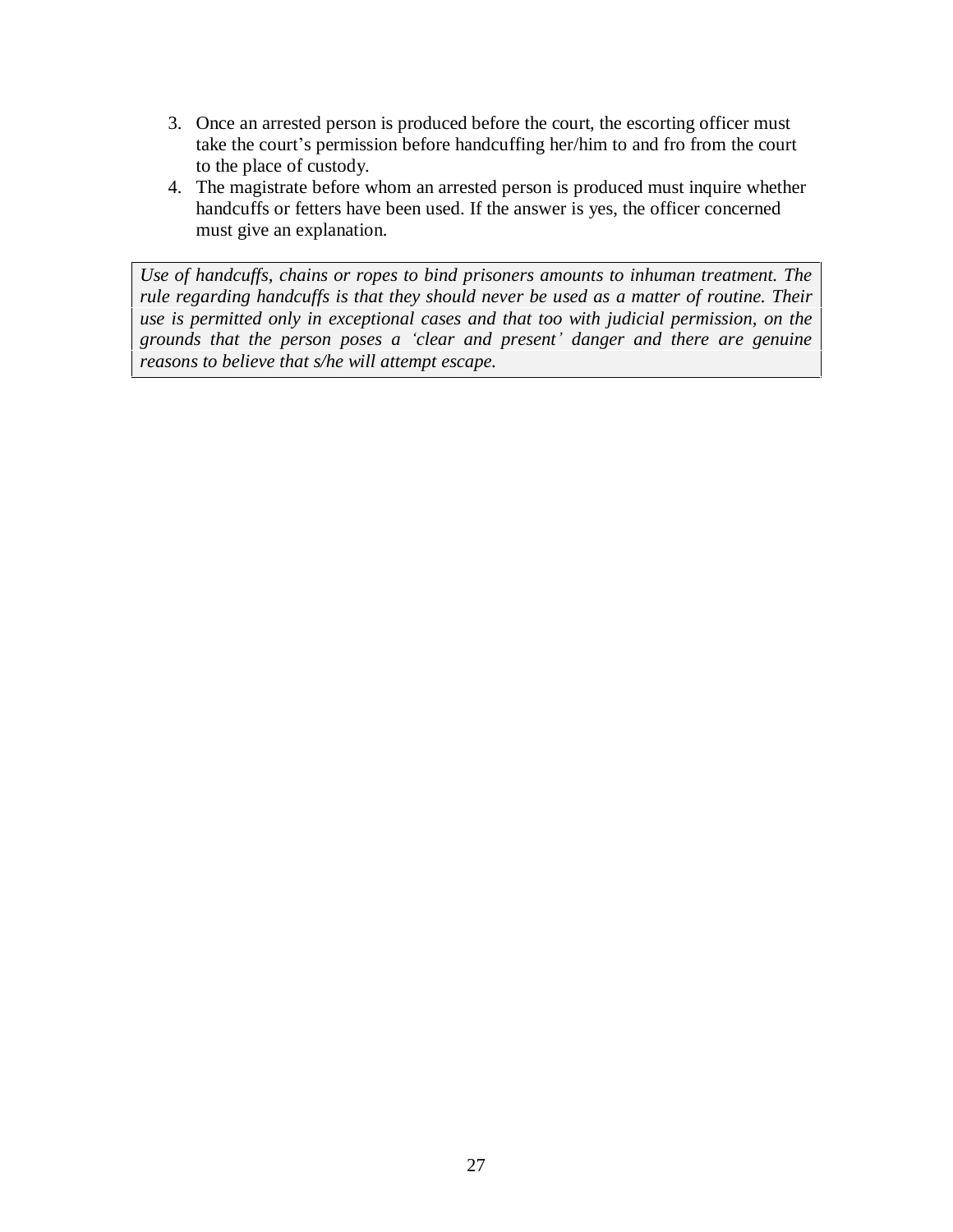3. Once an arrested person is produced before the court, the escorting officer must take the court's permission before handcuffing her/him to and fro from the court to the place of custody.
4. The magistrate before whom an arrested person is produced must inquire whether handcuffs or fetters have been used. If the answer is yes, the officer concerned must give an explanation.

| *Use of handcuffs, chains or ropes to bind prisoners amounts to inhuman treatment. The rule regarding handcuffs is that they should never be used as a matter of routine. Their use is permitted only in exceptional cases and that too with judicial permission, on the grounds that the person poses a 'clear and present' danger and there are genuine reasons to believe that s/he will attempt escape.* |
| --- |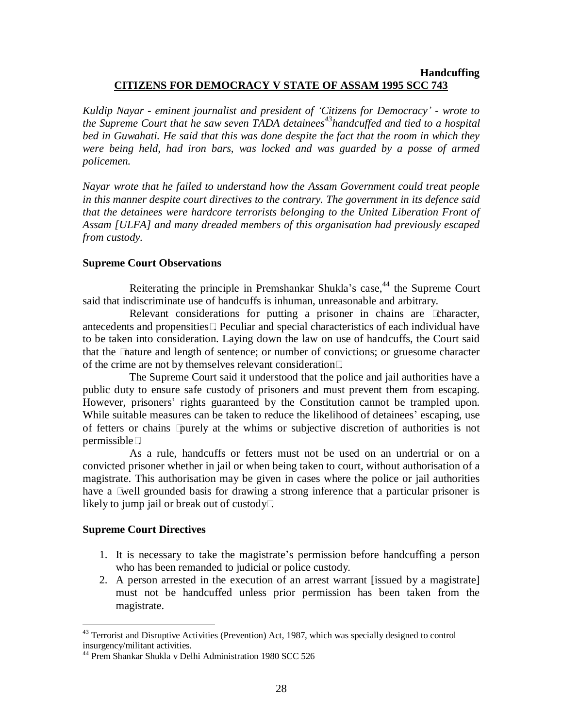**Handcuffing**

## CITIZENS FOR DEMOCRACY V STATE OF ASSAM 1995 SCC 743

*Kuldip Nayar - eminent journalist and president of 'Citizens for Democracy' - wrote to the Supreme Court that he saw seven TADA detainees[43] handcuffed and tied to a hospital bed in Guwahati. He said that this was done despite the fact that the room in which they were being held, had iron bars, was locked and was guarded by a posse of armed policemen.*

*Nayar wrote that he failed to understand how the Assam Government could treat people in this manner despite court directives to the contrary. The government in its defence said that the detainees were hardcore terrorists belonging to the United Liberation Front of Assam [ULFA] and many dreaded members of this organisation had previously escaped from custody.*

### Supreme Court Observations

Reiterating the principle in Premshankar Shukla's case,[44] the Supreme Court said that indiscriminate use of handcuffs is inhuman, unreasonable and arbitrary.

Relevant considerations for putting a prisoner in chains are "character, antecedents and propensities". Peculiar and special characteristics of each individual have to be taken into consideration. Laying down the law on use of handcuffs, the Court said that the "nature and length of sentence; or number of convictions; or gruesome character of the crime are not by themselves relevant consideration".

The Supreme Court said it understood that the police and jail authorities have a public duty to ensure safe custody of prisoners and must prevent them from escaping. However, prisoners' rights guaranteed by the Constitution cannot be trampled upon. While suitable measures can be taken to reduce the likelihood of detainees' escaping, use of fetters or chains "purely at the whims or subjective discretion of authorities is not permissible".

As a rule, handcuffs or fetters must not be used on an undertrial or on a convicted prisoner whether in jail or when being taken to court, without authorisation of a magistrate. This authorisation may be given in cases where the police or jail authorities have a "well grounded basis for drawing a strong inference that a particular prisoner is likely to jump jail or break out of custody".

### Supreme Court Directives

1. It is necessary to take the magistrate's permission before handcuffing a person who has been remanded to judicial or police custody.
2. A person arrested in the execution of an arrest warrant [issued by a magistrate] must not be handcuffed unless prior permission has been taken from the magistrate.

---

[43] Terrorist and Disruptive Activities (Prevention) Act, 1987, which was specially designed to control insurgency/militant activities.

[44] Prem Shankar Shukla v Delhi Administration 1980 SCC 526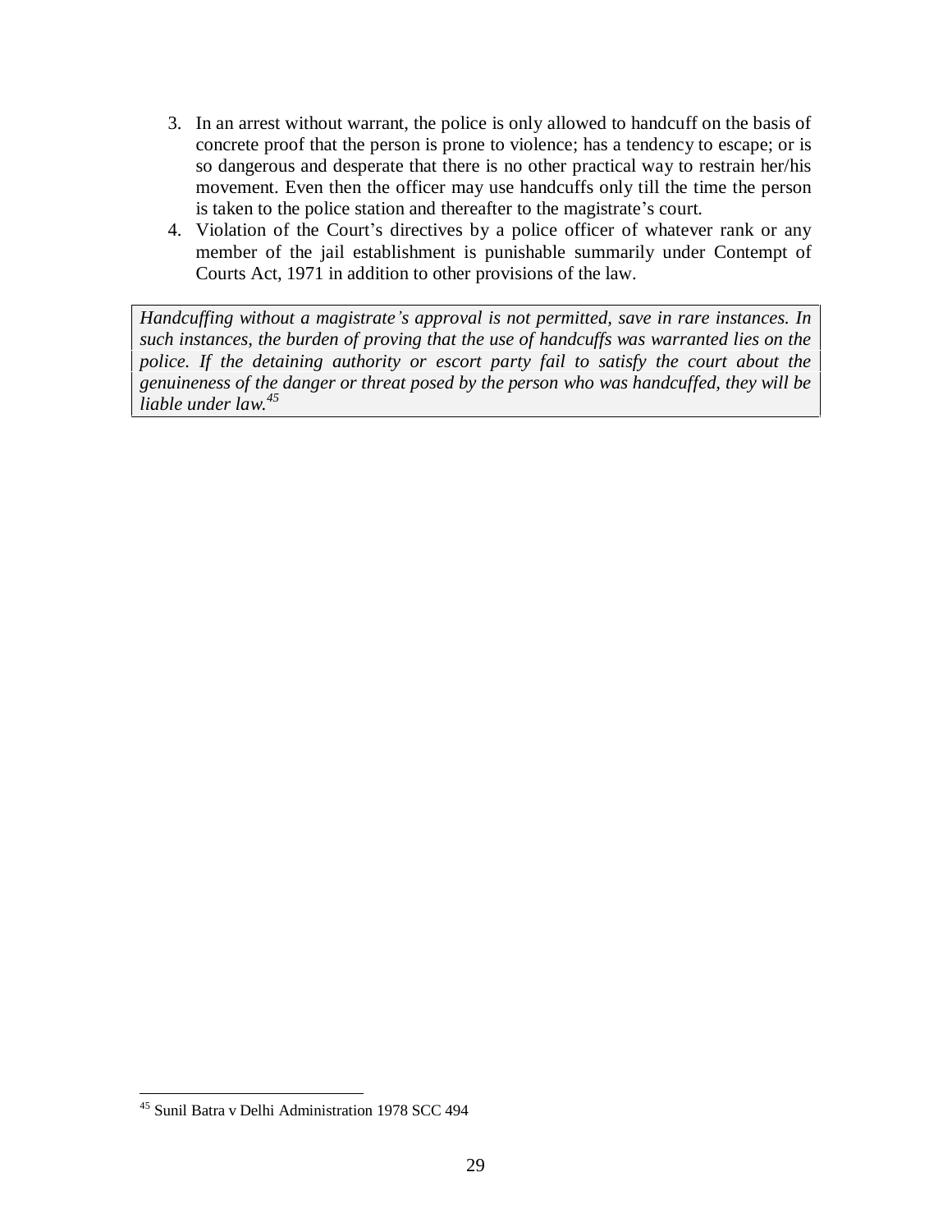3. In an arrest without warrant, the police is only allowed to handcuff on the basis of concrete proof that the person is prone to violence; has a tendency to escape; or is so dangerous and desperate that there is no other practical way to restrain her/his movement. Even then the officer may use handcuffs only till the time the person is taken to the police station and thereafter to the magistrate's court.
4. Violation of the Court's directives by a police officer of whatever rank or any member of the jail establishment is punishable summarily under Contempt of Courts Act, 1971 in addition to other provisions of the law.

> *Handcuffing without a magistrate's approval is not permitted, save in rare instances. In such instances, the burden of proving that the use of handcuffs was warranted lies on the police. If the detaining authority or escort party fail to satisfy the court about the genuineness of the danger or threat posed by the person who was handcuffed, they will be liable under law.*[45]

---

[45] Sunil Batra v Delhi Administration 1978 SCC 494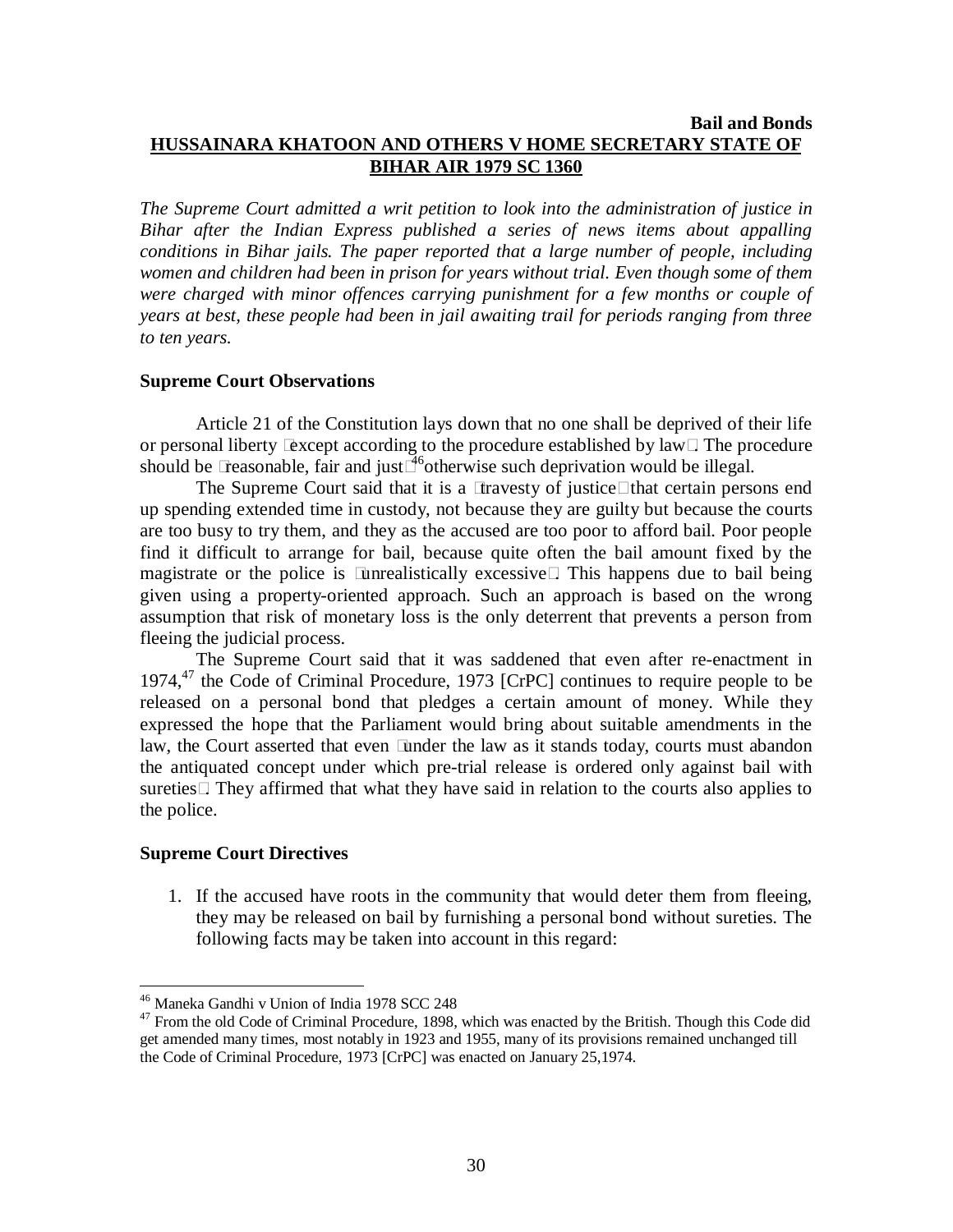**Bail and Bonds**

## HUSSAINARA KHATOON AND OTHERS V HOME SECRETARY STATE OF BIHAR AIR 1979 SC 1360

*The Supreme Court admitted a writ petition to look into the administration of justice in Bihar after the Indian Express published a series of news items about appalling conditions in Bihar jails. The paper reported that a large number of people, including women and children had been in prison for years without trial. Even though some of them were charged with minor offences carrying punishment for a few months or couple of years at best, these people had been in jail awaiting trail for periods ranging from three to ten years.*

### Supreme Court Observations

Article 21 of the Constitution lays down that no one shall be deprived of their life or personal liberty "except according to the procedure established by law". The procedure should be "reasonable, fair and just"[46] otherwise such deprivation would be illegal.

The Supreme Court said that it is a "travesty of justice" that certain persons end up spending extended time in custody, not because they are guilty but because the courts are too busy to try them, and they as the accused are too poor to afford bail. Poor people find it difficult to arrange for bail, because quite often the bail amount fixed by the magistrate or the police is "unrealistically excessive". This happens due to bail being given using a property-oriented approach. Such an approach is based on the wrong assumption that risk of monetary loss is the only deterrent that prevents a person from fleeing the judicial process.

The Supreme Court said that it was saddened that even after re-enactment in 1974,[47] the Code of Criminal Procedure, 1973 [CrPC] continues to require people to be released on a personal bond that pledges a certain amount of money. While they expressed the hope that the Parliament would bring about suitable amendments in the law, the Court asserted that even "under the law as it stands today, courts must abandon the antiquated concept under which pre-trial release is ordered only against bail with sureties". They affirmed that what they have said in relation to the courts also applies to the police.

### Supreme Court Directives

1. If the accused have roots in the community that would deter them from fleeing, they may be released on bail by furnishing a personal bond without sureties. The following facts may be taken into account in this regard:

---

[46] Maneka Gandhi v Union of India 1978 SCC 248

[47] From the old Code of Criminal Procedure, 1898, which was enacted by the British. Though this Code did get amended many times, most notably in 1923 and 1955, many of its provisions remained unchanged till the Code of Criminal Procedure, 1973 [CrPC] was enacted on January 25,1974.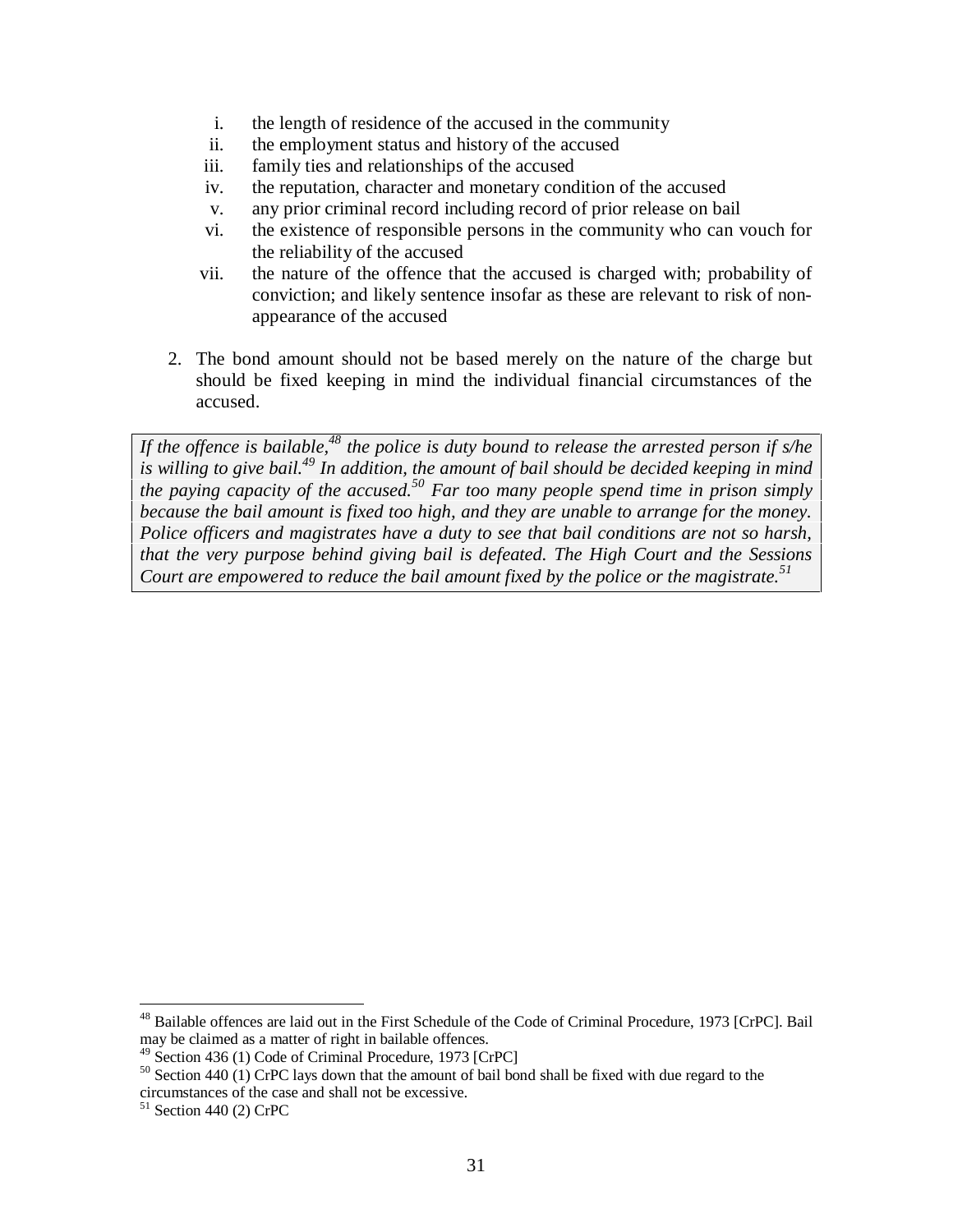i. the length of residence of the accused in the community
ii. the employment status and history of the accused
iii. family ties and relationships of the accused
iv. the reputation, character and monetary condition of the accused
v. any prior criminal record including record of prior release on bail
vi. the existence of responsible persons in the community who can vouch for the reliability of the accused
vii. the nature of the offence that the accused is charged with; probability of conviction; and likely sentence insofar as these are relevant to risk of non-appearance of the accused

2. The bond amount should not be based merely on the nature of the charge but should be fixed keeping in mind the individual financial circumstances of the accused.

> *If the offence is bailable,[48] the police is duty bound to release the arrested person if s/he is willing to give bail.[49] In addition, the amount of bail should be decided keeping in mind the paying capacity of the accused.[50] Far too many people spend time in prison simply because the bail amount is fixed too high, and they are unable to arrange for the money. Police officers and magistrates have a duty to see that bail conditions are not so harsh, that the very purpose behind giving bail is defeated. The High Court and the Sessions Court are empowered to reduce the bail amount fixed by the police or the magistrate.[51]*

---

[48] Bailable offences are laid out in the First Schedule of the Code of Criminal Procedure, 1973 [CrPC]. Bail may be claimed as a matter of right in bailable offences.

[49] Section 436 (1) Code of Criminal Procedure, 1973 [CrPC]

[50] Section 440 (1) CrPC lays down that the amount of bail bond shall be fixed with due regard to the circumstances of the case and shall not be excessive.

[51] Section 440 (2) CrPC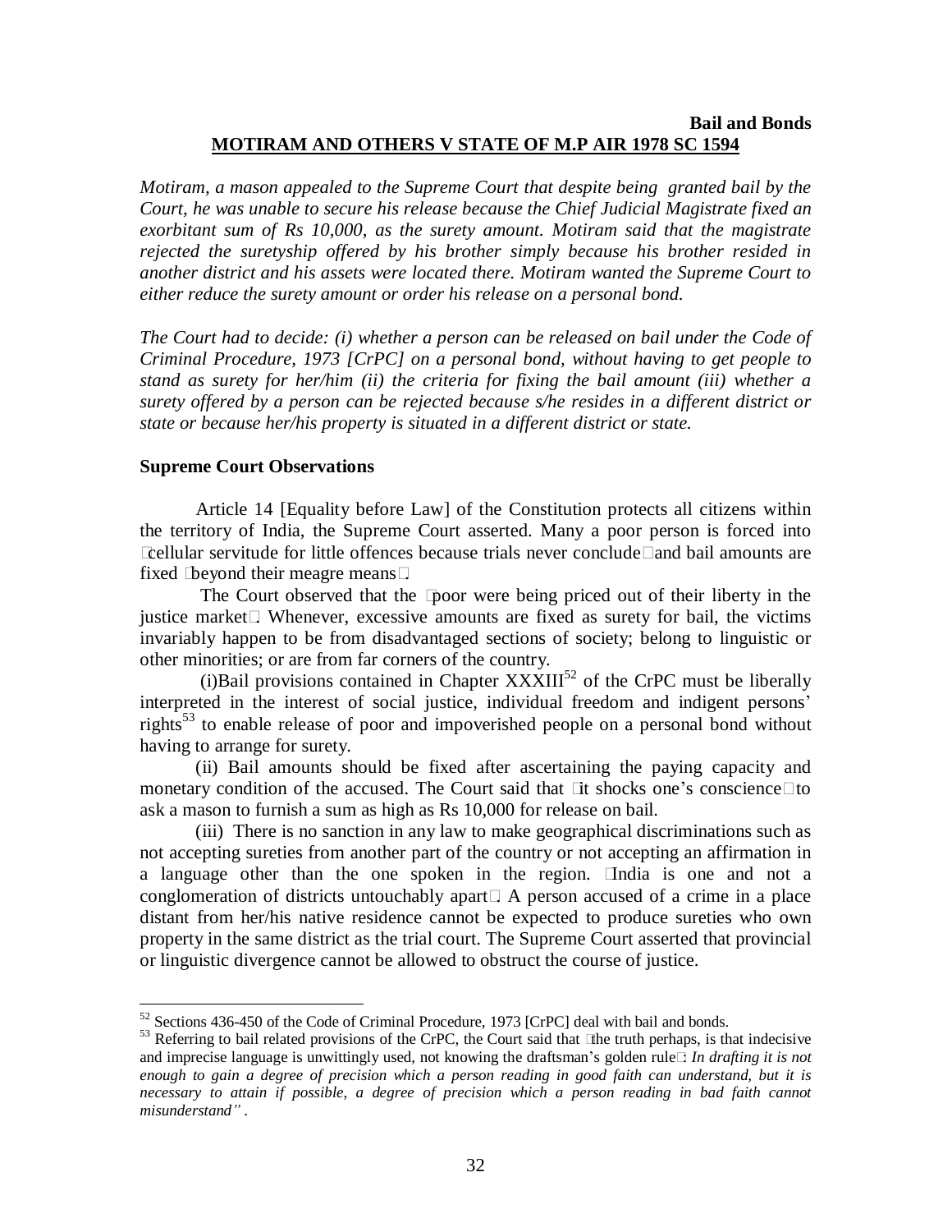**Bail and Bonds**

## MOTIRAM AND OTHERS V STATE OF M.P AIR 1978 SC 1594

*Motiram, a mason appealed to the Supreme Court that despite being granted bail by the Court, he was unable to secure his release because the Chief Judicial Magistrate fixed an exorbitant sum of Rs 10,000, as the surety amount. Motiram said that the magistrate rejected the suretyship offered by his brother simply because his brother resided in another district and his assets were located there. Motiram wanted the Supreme Court to either reduce the surety amount or order his release on a personal bond.*

*The Court had to decide: (i) whether a person can be released on bail under the Code of Criminal Procedure, 1973 [CrPC] on a personal bond, without having to get people to stand as surety for her/him (ii) the criteria for fixing the bail amount (iii) whether a surety offered by a person can be rejected because s/he resides in a different district or state or because her/his property is situated in a different district or state.*

### Supreme Court Observations

Article 14 [Equality before Law] of the Constitution protects all citizens within the territory of India, the Supreme Court asserted. Many a poor person is forced into "cellular servitude for little offences because trials never conclude" and bail amounts are fixed "beyond their meagre means".

The Court observed that the "poor were being priced out of their liberty in the justice market". Whenever, excessive amounts are fixed as surety for bail, the victims invariably happen to be from disadvantaged sections of society; belong to linguistic or other minorities; or are from far corners of the country.

(i)Bail provisions contained in Chapter XXXIII[52] of the CrPC must be liberally interpreted in the interest of social justice, individual freedom and indigent persons' rights[53] to enable release of poor and impoverished people on a personal bond without having to arrange for surety.

(ii) Bail amounts should be fixed after ascertaining the paying capacity and monetary condition of the accused. The Court said that "it shocks one's conscience" to ask a mason to furnish a sum as high as Rs 10,000 for release on bail.

(iii) There is no sanction in any law to make geographical discriminations such as not accepting sureties from another part of the country or not accepting an affirmation in a language other than the one spoken in the region. "India is one and not a conglomeration of districts untouchably apart". A person accused of a crime in a place distant from her/his native residence cannot be expected to produce sureties who own property in the same district as the trial court. The Supreme Court asserted that provincial or linguistic divergence cannot be allowed to obstruct the course of justice.

---

[52] Sections 436-450 of the Code of Criminal Procedure, 1973 [CrPC] deal with bail and bonds.

[53] Referring to bail related provisions of the CrPC, the Court said that "the truth perhaps, is that indecisive and imprecise language is unwittingly used, not knowing the draftsman's golden rule": *In drafting it is not enough to gain a degree of precision which a person reading in good faith can understand, but it is necessary to attain if possible, a degree of precision which a person reading in bad faith cannot misunderstand"* .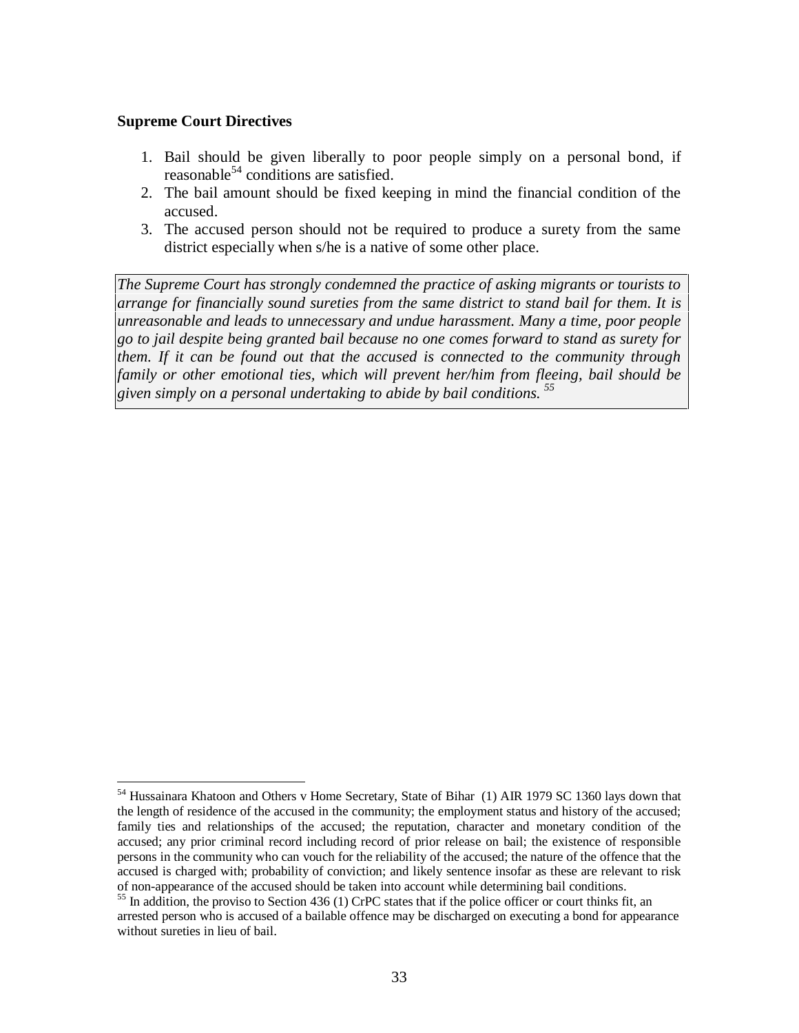**Supreme Court Directives**

1. Bail should be given liberally to poor people simply on a personal bond, if reasonable[54] conditions are satisfied.
2. The bail amount should be fixed keeping in mind the financial condition of the accused.
3. The accused person should not be required to produce a surety from the same district especially when s/he is a native of some other place.

*The Supreme Court has strongly condemned the practice of asking migrants or tourists to arrange for financially sound sureties from the same district to stand bail for them. It is unreasonable and leads to unnecessary and undue harassment. Many a time, poor people go to jail despite being granted bail because no one comes forward to stand as surety for them. If it can be found out that the accused is connected to the community through family or other emotional ties, which will prevent her/him from fleeing, bail should be given simply on a personal undertaking to abide by bail conditions.* [55]

---

[54] Hussainara Khatoon and Others v Home Secretary, State of Bihar (1) AIR 1979 SC 1360 lays down that the length of residence of the accused in the community; the employment status and history of the accused; family ties and relationships of the accused; the reputation, character and monetary condition of the accused; any prior criminal record including record of prior release on bail; the existence of responsible persons in the community who can vouch for the reliability of the accused; the nature of the offence that the accused is charged with; probability of conviction; and likely sentence insofar as these are relevant to risk of non-appearance of the accused should be taken into account while determining bail conditions.

[55] In addition, the proviso to Section 436 (1) CrPC states that if the police officer or court thinks fit, an arrested person who is accused of a bailable offence may be discharged on executing a bond for appearance without sureties in lieu of bail.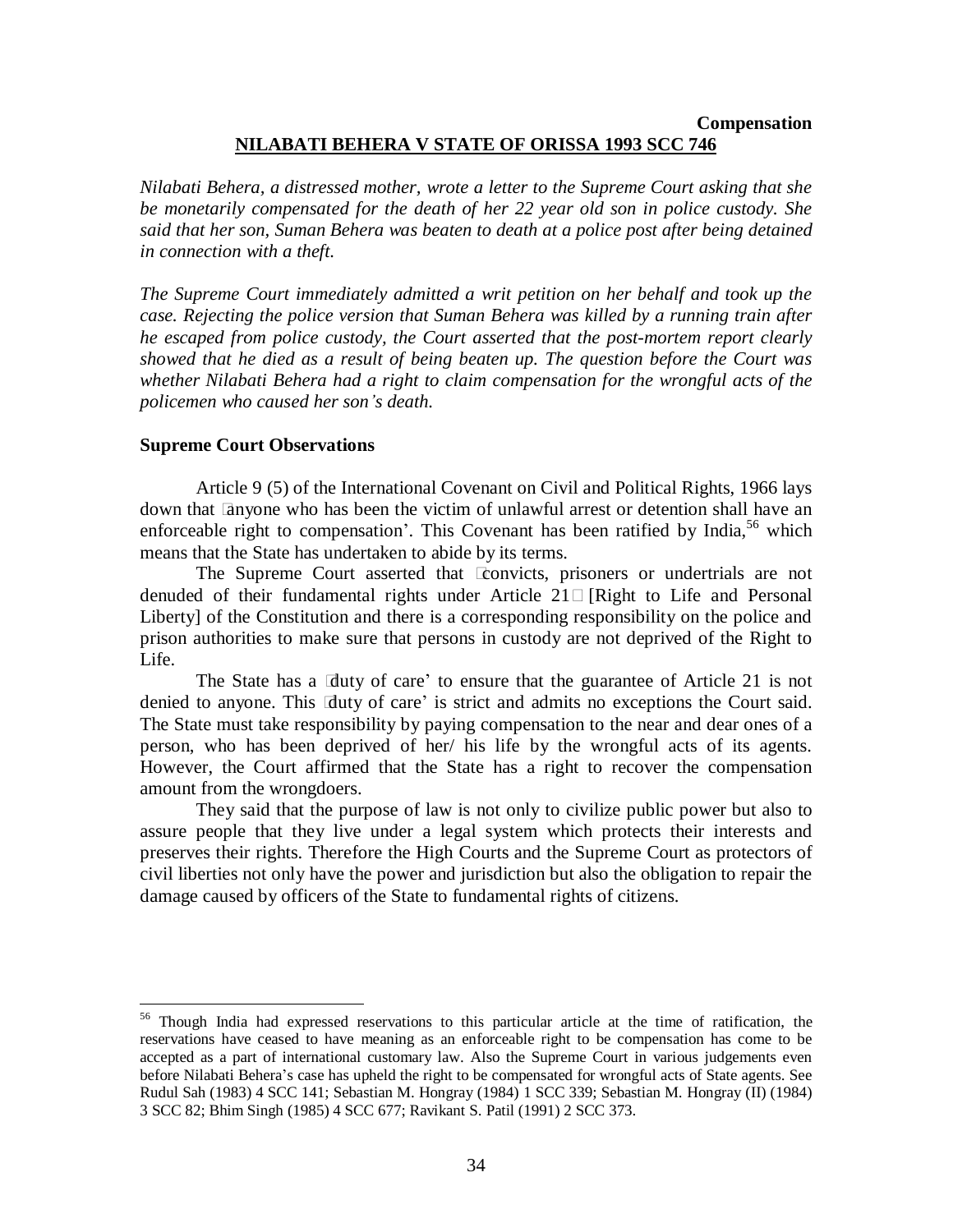**Compensation**

## NILABATI BEHERA V STATE OF ORISSA 1993 SCC 746

*Nilabati Behera, a distressed mother, wrote a letter to the Supreme Court asking that she be monetarily compensated for the death of her 22 year old son in police custody. She said that her son, Suman Behera was beaten to death at a police post after being detained in connection with a theft.*

*The Supreme Court immediately admitted a writ petition on her behalf and took up the case. Rejecting the police version that Suman Behera was killed by a running train after he escaped from police custody, the Court asserted that the post-mortem report clearly showed that he died as a result of being beaten up. The question before the Court was whether Nilabati Behera had a right to claim compensation for the wrongful acts of the policemen who caused her son's death.*

**Supreme Court Observations**

Article 9 (5) of the International Covenant on Civil and Political Rights, 1966 lays down that 'anyone who has been the victim of unlawful arrest or detention shall have an enforceable right to compensation'. This Covenant has been ratified by India,[56] which means that the State has undertaken to abide by its terms.

The Supreme Court asserted that 'convicts, prisoners or undertrials are not denuded of their fundamental rights under Article 21' [Right to Life and Personal Liberty] of the Constitution and there is a corresponding responsibility on the police and prison authorities to make sure that persons in custody are not deprived of the Right to Life.

The State has a 'duty of care' to ensure that the guarantee of Article 21 is not denied to anyone. This 'duty of care' is strict and admits no exceptions the Court said. The State must take responsibility by paying compensation to the near and dear ones of a person, who has been deprived of her/ his life by the wrongful acts of its agents. However, the Court affirmed that the State has a right to recover the compensation amount from the wrongdoers.

They said that the purpose of law is not only to civilize public power but also to assure people that they live under a legal system which protects their interests and preserves their rights. Therefore the High Courts and the Supreme Court as protectors of civil liberties not only have the power and jurisdiction but also the obligation to repair the damage caused by officers of the State to fundamental rights of citizens.

---

[56] Though India had expressed reservations to this particular article at the time of ratification, the reservations have ceased to have meaning as an enforceable right to be compensation has come to be accepted as a part of international customary law. Also the Supreme Court in various judgements even before Nilabati Behera's case has upheld the right to be compensated for wrongful acts of State agents. See Rudul Sah (1983) 4 SCC 141; Sebastian M. Hongray (1984) 1 SCC 339; Sebastian M. Hongray (II) (1984) 3 SCC 82; Bhim Singh (1985) 4 SCC 677; Ravikant S. Patil (1991) 2 SCC 373.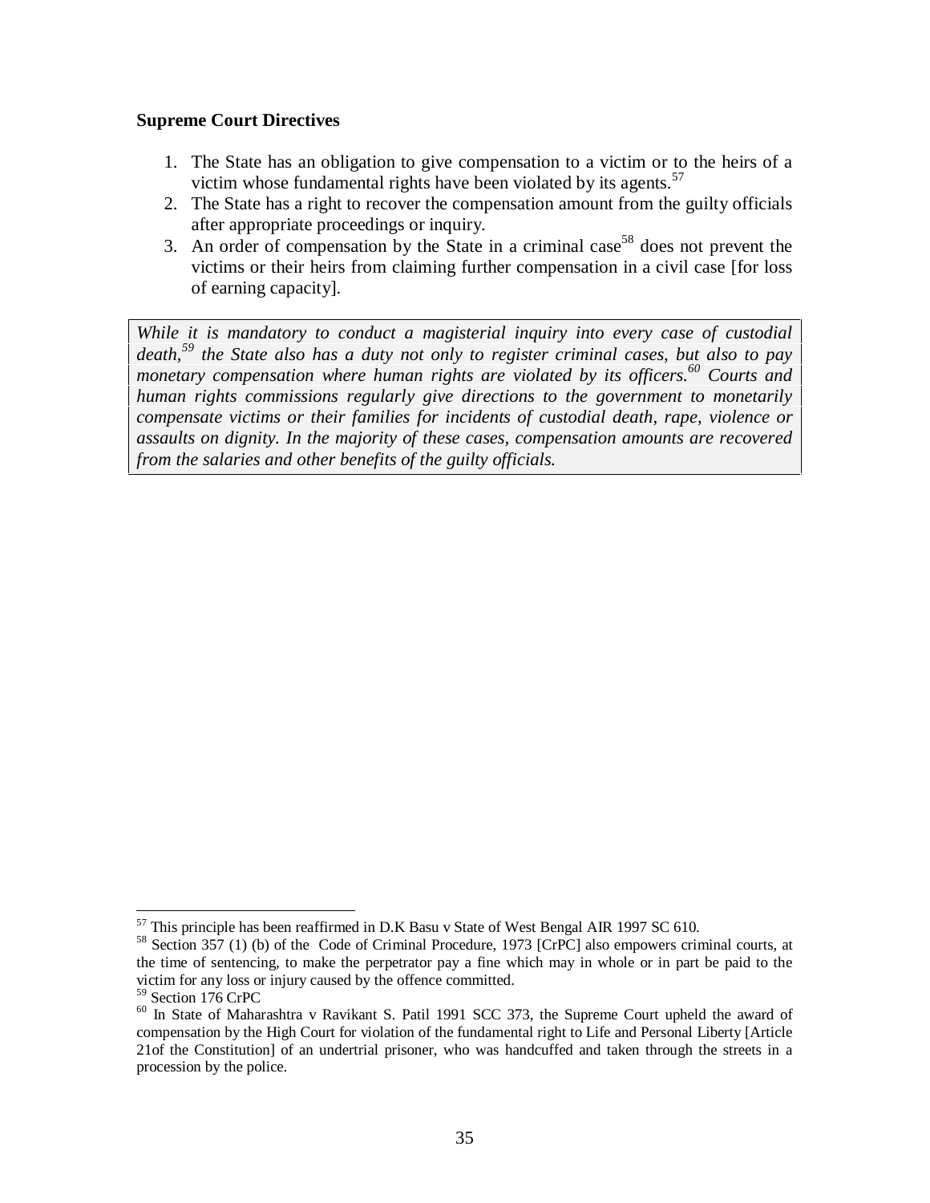**Supreme Court Directives**

1. The State has an obligation to give compensation to a victim or to the heirs of a victim whose fundamental rights have been violated by its agents.[57]
2. The State has a right to recover the compensation amount from the guilty officials after appropriate proceedings or inquiry.
3. An order of compensation by the State in a criminal case[58] does not prevent the victims or their heirs from claiming further compensation in a civil case [for loss of earning capacity].

> *While it is mandatory to conduct a magisterial inquiry into every case of custodial death,[59] the State also has a duty not only to register criminal cases, but also to pay monetary compensation where human rights are violated by its officers.[60] Courts and human rights commissions regularly give directions to the government to monetarily compensate victims or their families for incidents of custodial death, rape, violence or assaults on dignity. In the majority of these cases, compensation amounts are recovered from the salaries and other benefits of the guilty officials.*

---

[57] This principle has been reaffirmed in D.K Basu v State of West Bengal AIR 1997 SC 610.

[58] Section 357 (1) (b) of the Code of Criminal Procedure, 1973 [CrPC] also empowers criminal courts, at the time of sentencing, to make the perpetrator pay a fine which may in whole or in part be paid to the victim for any loss or injury caused by the offence committed.

[59] Section 176 CrPC

[60] In State of Maharashtra v Ravikant S. Patil 1991 SCC 373, the Supreme Court upheld the award of compensation by the High Court for violation of the fundamental right to Life and Personal Liberty [Article 21of the Constitution] of an undertrial prisoner, who was handcuffed and taken through the streets in a procession by the police.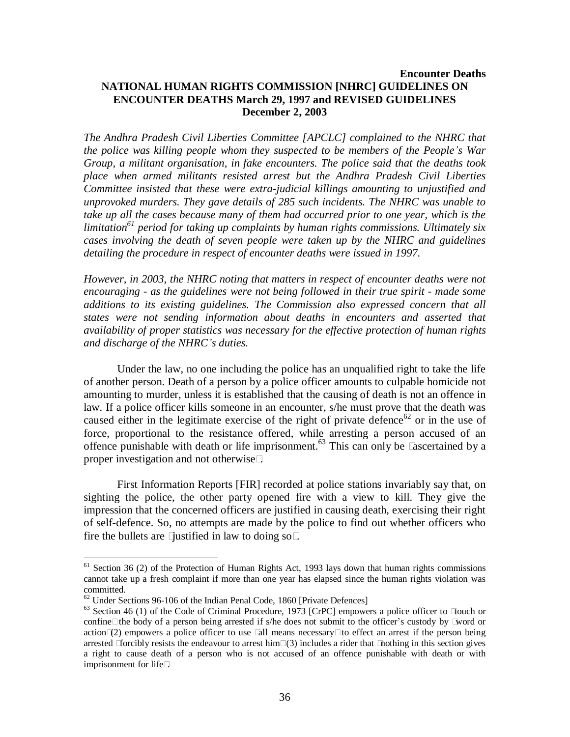**Encounter Deaths**

## NATIONAL HUMAN RIGHTS COMMISSION [NHRC] GUIDELINES ON ENCOUNTER DEATHS March 29, 1997 and REVISED GUIDELINES December 2, 2003

*The Andhra Pradesh Civil Liberties Committee [APCLC] complained to the NHRC that the police was killing people whom they suspected to be members of the People's War Group, a militant organisation, in fake encounters. The police said that the deaths took place when armed militants resisted arrest but the Andhra Pradesh Civil Liberties Committee insisted that these were extra-judicial killings amounting to unjustified and unprovoked murders. They gave details of 285 such incidents. The NHRC was unable to take up all the cases because many of them had occurred prior to one year, which is the limitation[61] period for taking up complaints by human rights commissions. Ultimately six cases involving the death of seven people were taken up by the NHRC and guidelines detailing the procedure in respect of encounter deaths were issued in 1997.*

*However, in 2003, the NHRC noting that matters in respect of encounter deaths were not encouraging - as the guidelines were not being followed in their true spirit - made some additions to its existing guidelines. The Commission also expressed concern that all states were not sending information about deaths in encounters and asserted that availability of proper statistics was necessary for the effective protection of human rights and discharge of the NHRC's duties.*

Under the law, no one including the police has an unqualified right to take the life of another person. Death of a person by a police officer amounts to culpable homicide not amounting to murder, unless it is established that the causing of death is not an offence in law. If a police officer kills someone in an encounter, s/he must prove that the death was caused either in the legitimate exercise of the right of private defence[62] or in the use of force, proportional to the resistance offered, while arresting a person accused of an offence punishable with death or life imprisonment.[63] This can only be "ascertained by a proper investigation and not otherwise".

First Information Reports [FIR] recorded at police stations invariably say that, on sighting the police, the other party opened fire with a view to kill. They give the impression that the concerned officers are justified in causing death, exercising their right of self-defence. So, no attempts are made by the police to find out whether officers who fire the bullets are "justified in law to doing so".

---

[61] Section 36 (2) of the Protection of Human Rights Act, 1993 lays down that human rights commissions cannot take up a fresh complaint if more than one year has elapsed since the human rights violation was committed.

[62] Under Sections 96-106 of the Indian Penal Code, 1860 [Private Defences]

[63] Section 46 (1) of the Code of Criminal Procedure, 1973 [CrPC] empowers a police officer to "touch or confine" the body of a person being arrested if s/he does not submit to the officer's custody by "word or action"(2) empowers a police officer to use "all means necessary" to effect an arrest if the person being arrested "forcibly resists the endeavour to arrest him"(3) includes a rider that "nothing in this section gives a right to cause death of a person who is not accused of an offence punishable with death or with imprisonment for life".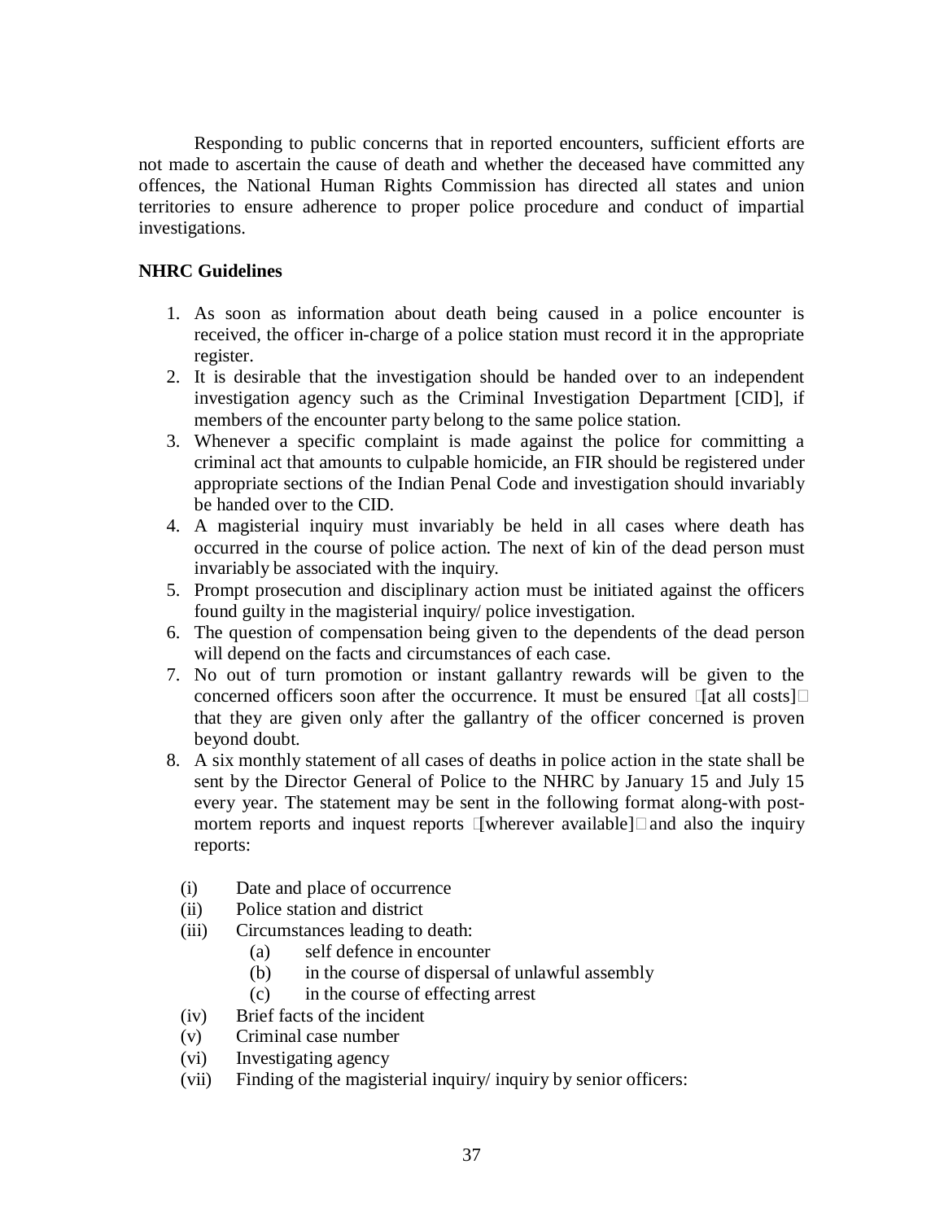Responding to public concerns that in reported encounters, sufficient efforts are not made to ascertain the cause of death and whether the deceased have committed any offences, the National Human Rights Commission has directed all states and union territories to ensure adherence to proper police procedure and conduct of impartial investigations.

**NHRC Guidelines**

1. As soon as information about death being caused in a police encounter is received, the officer in-charge of a police station must record it in the appropriate register.
2. It is desirable that the investigation should be handed over to an independent investigation agency such as the Criminal Investigation Department [CID], if members of the encounter party belong to the same police station.
3. Whenever a specific complaint is made against the police for committing a criminal act that amounts to culpable homicide, an FIR should be registered under appropriate sections of the Indian Penal Code and investigation should invariably be handed over to the CID.
4. A magisterial inquiry must invariably be held in all cases where death has occurred in the course of police action. The next of kin of the dead person must invariably be associated with the inquiry.
5. Prompt prosecution and disciplinary action must be initiated against the officers found guilty in the magisterial inquiry/ police investigation.
6. The question of compensation being given to the dependents of the dead person will depend on the facts and circumstances of each case.
7. No out of turn promotion or instant gallantry rewards will be given to the concerned officers soon after the occurrence. It must be ensured [at all costs] that they are given only after the gallantry of the officer concerned is proven beyond doubt.
8. A six monthly statement of all cases of deaths in police action in the state shall be sent by the Director General of Police to the NHRC by January 15 and July 15 every year. The statement may be sent in the following format along-with post-mortem reports and inquest reports [wherever available] and also the inquiry reports:

   (i) Date and place of occurrence
   (ii) Police station and district
   (iii) Circumstances leading to death:
      (a) self defence in encounter
      (b) in the course of dispersal of unlawful assembly
      (c) in the course of effecting arrest
   (iv) Brief facts of the incident
   (v) Criminal case number
   (vi) Investigating agency
   (vii) Finding of the magisterial inquiry/ inquiry by senior officers: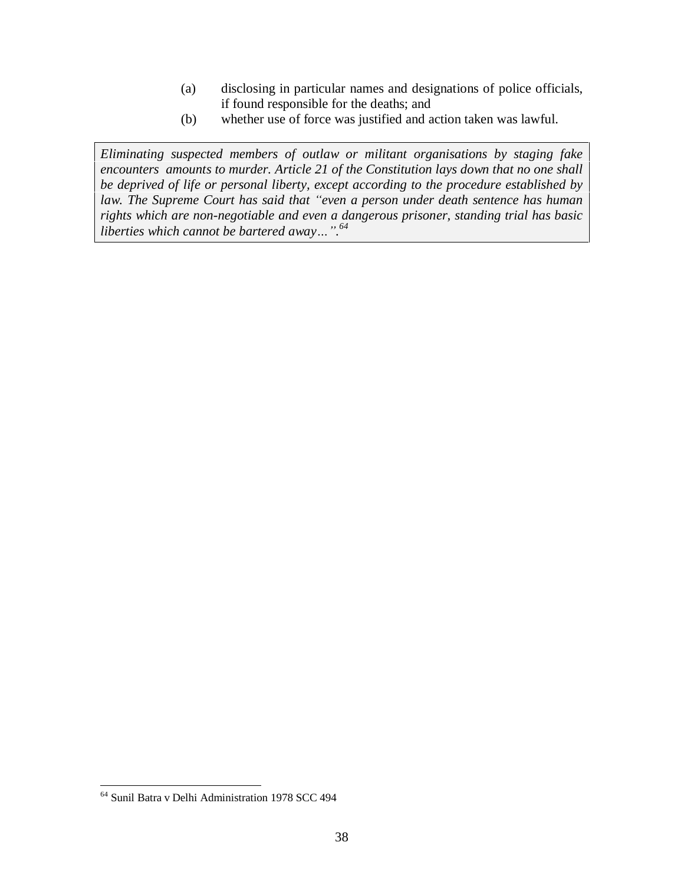(a) disclosing in particular names and designations of police officials, if found responsible for the deaths; and

(b) whether use of force was justified and action taken was lawful.

> *Eliminating suspected members of outlaw or militant organisations by staging fake encounters amounts to murder. Article 21 of the Constitution lays down that no one shall be deprived of life or personal liberty, except according to the procedure established by law. The Supreme Court has said that "even a person under death sentence has human rights which are non-negotiable and even a dangerous prisoner, standing trial has basic liberties which cannot be bartered away…".*[64]

---

[64] Sunil Batra v Delhi Administration 1978 SCC 494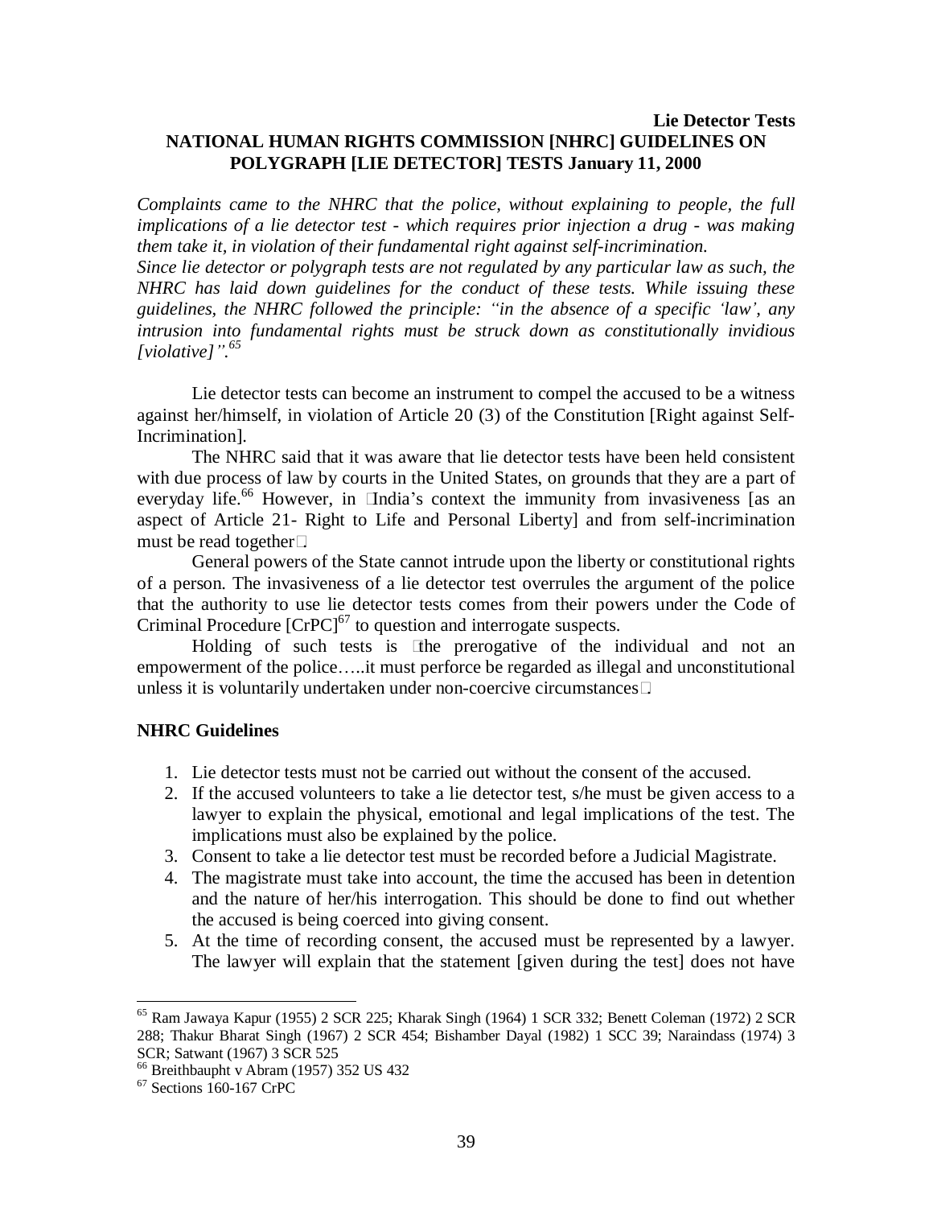**Lie Detector Tests**

## NATIONAL HUMAN RIGHTS COMMISSION [NHRC] GUIDELINES ON POLYGRAPH [LIE DETECTOR] TESTS January 11, 2000

*Complaints came to the NHRC that the police, without explaining to people, the full implications of a lie detector test - which requires prior injection a drug - was making them take it, in violation of their fundamental right against self-incrimination.*
*Since lie detector or polygraph tests are not regulated by any particular law as such, the NHRC has laid down guidelines for the conduct of these tests. While issuing these guidelines, the NHRC followed the principle: "in the absence of a specific 'law', any intrusion into fundamental rights must be struck down as constitutionally invidious [violative]".*[65]

Lie detector tests can become an instrument to compel the accused to be a witness against her/himself, in violation of Article 20 (3) of the Constitution [Right against Self-Incrimination].

The NHRC said that it was aware that lie detector tests have been held consistent with due process of law by courts in the United States, on grounds that they are a part of everyday life.[66] However, in India's context the immunity from invasiveness [as an aspect of Article 21- Right to Life and Personal Liberty] and from self-incrimination must be read together.

General powers of the State cannot intrude upon the liberty or constitutional rights of a person. The invasiveness of a lie detector test overrules the argument of the police that the authority to use lie detector tests comes from their powers under the Code of Criminal Procedure [CrPC][67] to question and interrogate suspects.

Holding of such tests is the prerogative of the individual and not an empowerment of the police…..it must perforce be regarded as illegal and unconstitutional unless it is voluntarily undertaken under non-coercive circumstances.

### NHRC Guidelines

1. Lie detector tests must not be carried out without the consent of the accused.
2. If the accused volunteers to take a lie detector test, s/he must be given access to a lawyer to explain the physical, emotional and legal implications of the test. The implications must also be explained by the police.
3. Consent to take a lie detector test must be recorded before a Judicial Magistrate.
4. The magistrate must take into account, the time the accused has been in detention and the nature of her/his interrogation. This should be done to find out whether the accused is being coerced into giving consent.
5. At the time of recording consent, the accused must be represented by a lawyer. The lawyer will explain that the statement [given during the test] does not have

---

[65] Ram Jawaya Kapur (1955) 2 SCR 225; Kharak Singh (1964) 1 SCR 332; Benett Coleman (1972) 2 SCR 288; Thakur Bharat Singh (1967) 2 SCR 454; Bishamber Dayal (1982) 1 SCC 39; Naraindass (1974) 3 SCR; Satwant (1967) 3 SCR 525

[66] Breithbaupht v Abram (1957) 352 US 432

[67] Sections 160-167 CrPC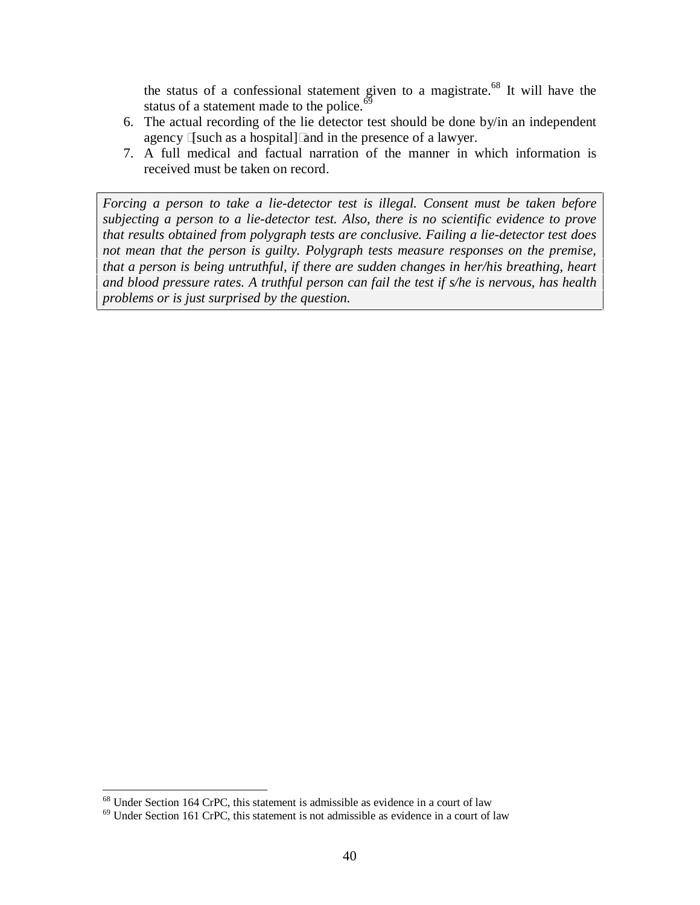the status of a confessional statement given to a magistrate.[68] It will have the status of a statement made to the police.[69]

6. The actual recording of the lie detector test should be done by/in an independent agency [such as a hospital] and in the presence of a lawyer.
7. A full medical and factual narration of the manner in which information is received must be taken on record.

*Forcing a person to take a lie-detector test is illegal. Consent must be taken before subjecting a person to a lie-detector test. Also, there is no scientific evidence to prove that results obtained from polygraph tests are conclusive. Failing a lie-detector test does not mean that the person is guilty. Polygraph tests measure responses on the premise, that a person is being untruthful, if there are sudden changes in her/his breathing, heart and blood pressure rates. A truthful person can fail the test if s/he is nervous, has health problems or is just surprised by the question.*

---

[68] Under Section 164 CrPC, this statement is admissible as evidence in a court of law

[69] Under Section 161 CrPC, this statement is not admissible as evidence in a court of law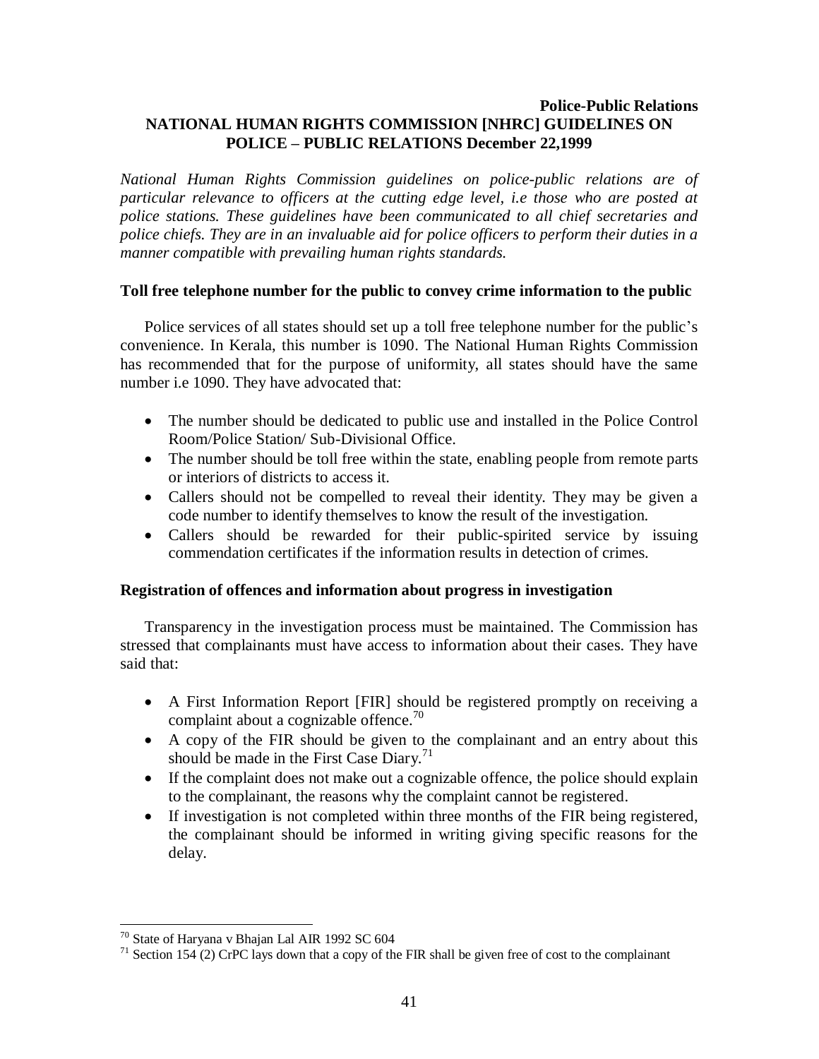**Police-Public Relations**

## NATIONAL HUMAN RIGHTS COMMISSION [NHRC] GUIDELINES ON POLICE – PUBLIC RELATIONS December 22,1999

*National Human Rights Commission guidelines on police-public relations are of particular relevance to officers at the cutting edge level, i.e those who are posted at police stations. These guidelines have been communicated to all chief secretaries and police chiefs. They are in an invaluable aid for police officers to perform their duties in a manner compatible with prevailing human rights standards.*

### Toll free telephone number for the public to convey crime information to the public

Police services of all states should set up a toll free telephone number for the public's convenience. In Kerala, this number is 1090. The National Human Rights Commission has recommended that for the purpose of uniformity, all states should have the same number i.e 1090. They have advocated that:

- The number should be dedicated to public use and installed in the Police Control Room/Police Station/ Sub-Divisional Office.
- The number should be toll free within the state, enabling people from remote parts or interiors of districts to access it.
- Callers should not be compelled to reveal their identity. They may be given a code number to identify themselves to know the result of the investigation.
- Callers should be rewarded for their public-spirited service by issuing commendation certificates if the information results in detection of crimes.

### Registration of offences and information about progress in investigation

Transparency in the investigation process must be maintained. The Commission has stressed that complainants must have access to information about their cases. They have said that:

- A First Information Report [FIR] should be registered promptly on receiving a complaint about a cognizable offence.[70]
- A copy of the FIR should be given to the complainant and an entry about this should be made in the First Case Diary.[71]
- If the complaint does not make out a cognizable offence, the police should explain to the complainant, the reasons why the complaint cannot be registered.
- If investigation is not completed within three months of the FIR being registered, the complainant should be informed in writing giving specific reasons for the delay.

---

[70] State of Haryana v Bhajan Lal AIR 1992 SC 604

[71] Section 154 (2) CrPC lays down that a copy of the FIR shall be given free of cost to the complainant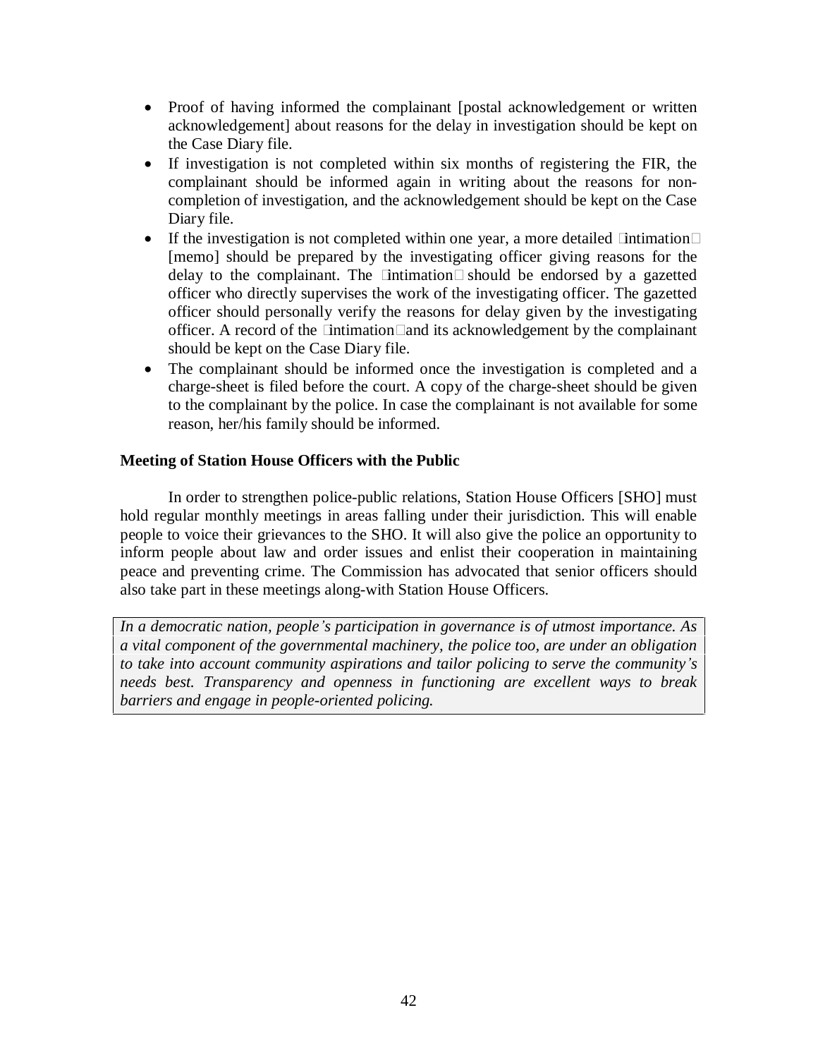- Proof of having informed the complainant [postal acknowledgement or written acknowledgement] about reasons for the delay in investigation should be kept on the Case Diary file.
- If investigation is not completed within six months of registering the FIR, the complainant should be informed again in writing about the reasons for non-completion of investigation, and the acknowledgement should be kept on the Case Diary file.
- If the investigation is not completed within one year, a more detailed 'intimation' [memo] should be prepared by the investigating officer giving reasons for the delay to the complainant. The 'intimation' should be endorsed by a gazetted officer who directly supervises the work of the investigating officer. The gazetted officer should personally verify the reasons for delay given by the investigating officer. A record of the 'intimation' and its acknowledgement by the complainant should be kept on the Case Diary file.
- The complainant should be informed once the investigation is completed and a charge-sheet is filed before the court. A copy of the charge-sheet should be given to the complainant by the police. In case the complainant is not available for some reason, her/his family should be informed.

**Meeting of Station House Officers with the Public**

In order to strengthen police-public relations, Station House Officers [SHO] must hold regular monthly meetings in areas falling under their jurisdiction. This will enable people to voice their grievances to the SHO. It will also give the police an opportunity to inform people about law and order issues and enlist their cooperation in maintaining peace and preventing crime. The Commission has advocated that senior officers should also take part in these meetings along-with Station House Officers.

*In a democratic nation, people's participation in governance is of utmost importance. As a vital component of the governmental machinery, the police too, are under an obligation to take into account community aspirations and tailor policing to serve the community's needs best. Transparency and openness in functioning are excellent ways to break barriers and engage in people-oriented policing.*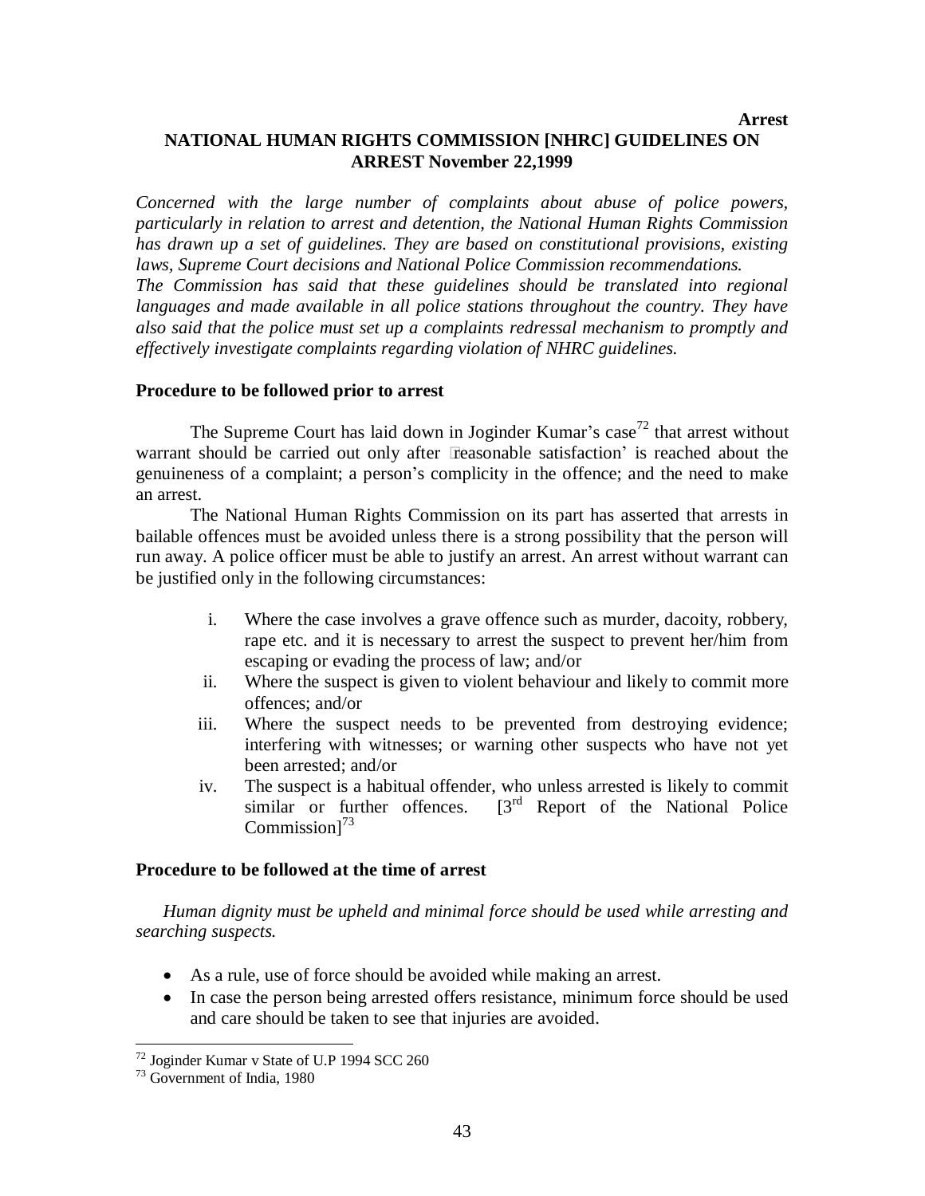# NATIONAL HUMAN RIGHTS COMMISSION [NHRC] GUIDELINES ON ARREST November 22,1999

*Concerned with the large number of complaints about abuse of police powers, particularly in relation to arrest and detention, the National Human Rights Commission has drawn up a set of guidelines. They are based on constitutional provisions, existing laws, Supreme Court decisions and National Police Commission recommendations.*
*The Commission has said that these guidelines should be translated into regional languages and made available in all police stations throughout the country. They have also said that the police must set up a complaints redressal mechanism to promptly and effectively investigate complaints regarding violation of NHRC guidelines.*

### Procedure to be followed prior to arrest

The Supreme Court has laid down in Joginder Kumar's case[72] that arrest without warrant should be carried out only after 'reasonable satisfaction' is reached about the genuineness of a complaint; a person's complicity in the offence; and the need to make an arrest.

The National Human Rights Commission on its part has asserted that arrests in bailable offences must be avoided unless there is a strong possibility that the person will run away. A police officer must be able to justify an arrest. An arrest without warrant can be justified only in the following circumstances:

i. Where the case involves a grave offence such as murder, dacoity, robbery, rape etc. and it is necessary to arrest the suspect to prevent her/him from escaping or evading the process of law; and/or
ii. Where the suspect is given to violent behaviour and likely to commit more offences; and/or
iii. Where the suspect needs to be prevented from destroying evidence; interfering with witnesses; or warning other suspects who have not yet been arrested; and/or
iv. The suspect is a habitual offender, who unless arrested is likely to commit similar or further offences. [3rd Report of the National Police Commission][73]

### Procedure to be followed at the time of arrest

*Human dignity must be upheld and minimal force should be used while arresting and searching suspects.*

- As a rule, use of force should be avoided while making an arrest.
- In case the person being arrested offers resistance, minimum force should be used and care should be taken to see that injuries are avoided.

---

[72] Joginder Kumar v State of U.P 1994 SCC 260

[73] Government of India, 1980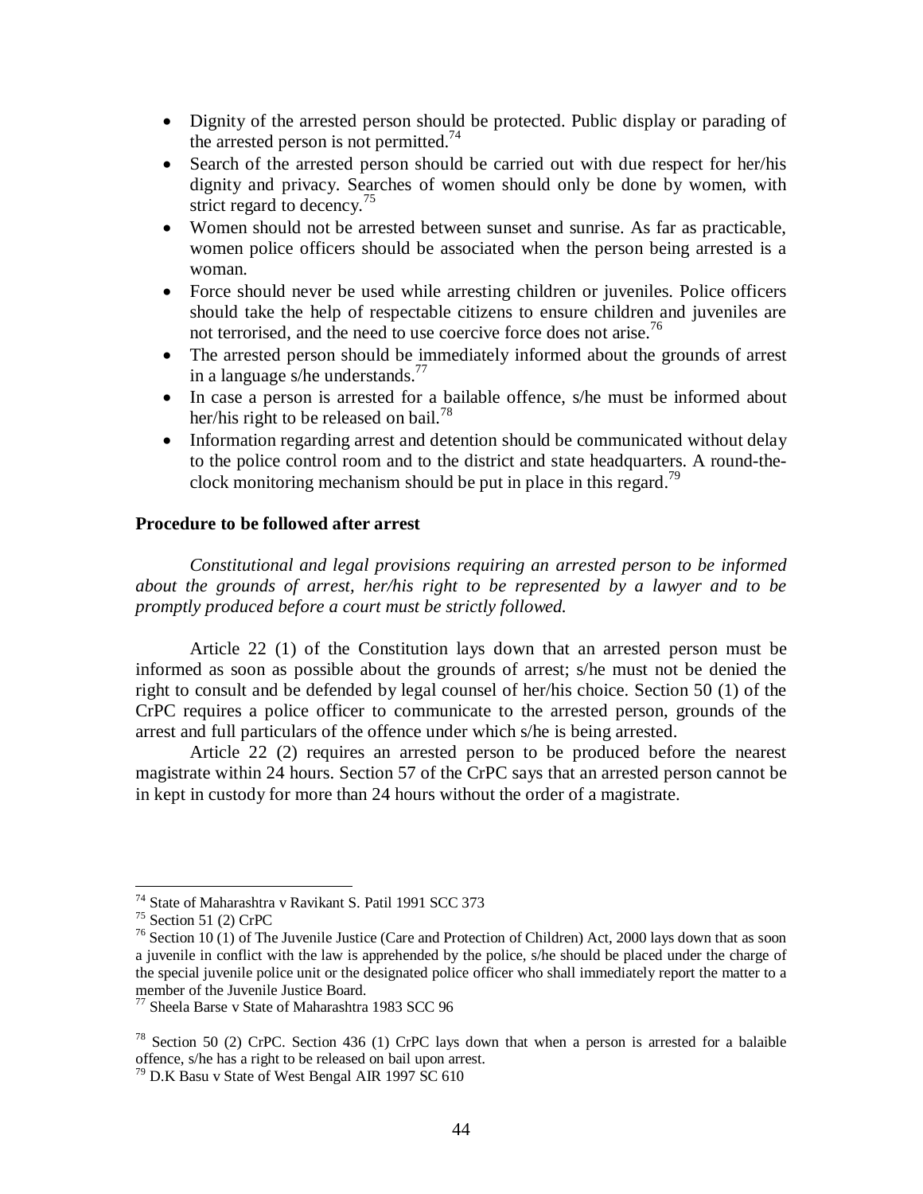- Dignity of the arrested person should be protected. Public display or parading of the arrested person is not permitted.[74]
- Search of the arrested person should be carried out with due respect for her/his dignity and privacy. Searches of women should only be done by women, with strict regard to decency.[75]
- Women should not be arrested between sunset and sunrise. As far as practicable, women police officers should be associated when the person being arrested is a woman.
- Force should never be used while arresting children or juveniles. Police officers should take the help of respectable citizens to ensure children and juveniles are not terrorised, and the need to use coercive force does not arise.[76]
- The arrested person should be immediately informed about the grounds of arrest in a language s/he understands.[77]
- In case a person is arrested for a bailable offence, s/he must be informed about her/his right to be released on bail.[78]
- Information regarding arrest and detention should be communicated without delay to the police control room and to the district and state headquarters. A round-the-clock monitoring mechanism should be put in place in this regard.[79]

**Procedure to be followed after arrest**

*Constitutional and legal provisions requiring an arrested person to be informed about the grounds of arrest, her/his right to be represented by a lawyer and to be promptly produced before a court must be strictly followed.*

Article 22 (1) of the Constitution lays down that an arrested person must be informed as soon as possible about the grounds of arrest; s/he must not be denied the right to consult and be defended by legal counsel of her/his choice. Section 50 (1) of the CrPC requires a police officer to communicate to the arrested person, grounds of the arrest and full particulars of the offence under which s/he is being arrested.

Article 22 (2) requires an arrested person to be produced before the nearest magistrate within 24 hours. Section 57 of the CrPC says that an arrested person cannot be in kept in custody for more than 24 hours without the order of a magistrate.

---

[74] State of Maharashtra v Ravikant S. Patil 1991 SCC 373

[75] Section 51 (2) CrPC

[76] Section 10 (1) of The Juvenile Justice (Care and Protection of Children) Act, 2000 lays down that as soon a juvenile in conflict with the law is apprehended by the police, s/he should be placed under the charge of the special juvenile police unit or the designated police officer who shall immediately report the matter to a member of the Juvenile Justice Board.

[77] Sheela Barse v State of Maharashtra 1983 SCC 96

[78] Section 50 (2) CrPC. Section 436 (1) CrPC lays down that when a person is arrested for a balaible offence, s/he has a right to be released on bail upon arrest.

[79] D.K Basu v State of West Bengal AIR 1997 SC 610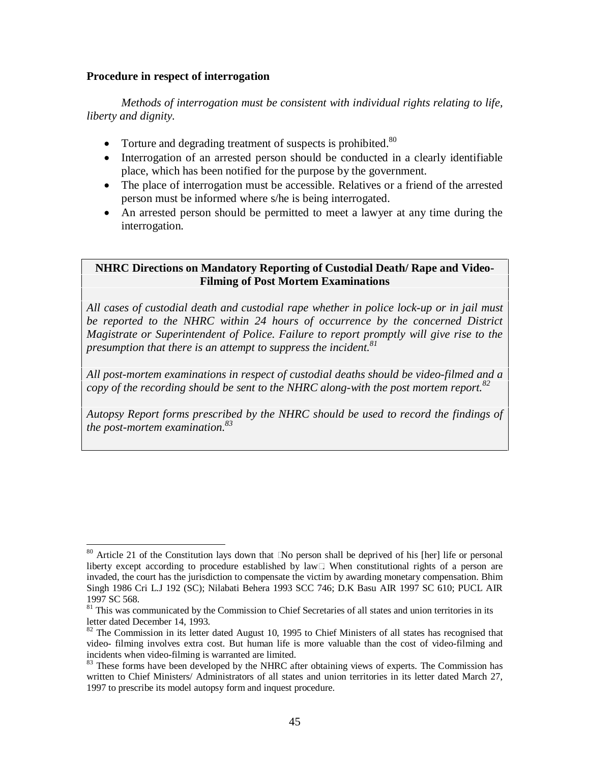**Procedure in respect of interrogation**

*Methods of interrogation must be consistent with individual rights relating to life, liberty and dignity.*

- Torture and degrading treatment of suspects is prohibited.[80]
- Interrogation of an arrested person should be conducted in a clearly identifiable place, which has been notified for the purpose by the government.
- The place of interrogation must be accessible. Relatives or a friend of the arrested person must be informed where s/he is being interrogated.
- An arrested person should be permitted to meet a lawyer at any time during the interrogation.

| **NHRC Directions on Mandatory Reporting of Custodial Death/ Rape and Video-Filming of Post Mortem Examinations** |
| --- |
| *All cases of custodial death and custodial rape whether in police lock-up or in jail must be reported to the NHRC within 24 hours of occurrence by the concerned District Magistrate or Superintendent of Police. Failure to report promptly will give rise to the presumption that there is an attempt to suppress the incident.*[81] |
| *All post-mortem examinations in respect of custodial deaths should be video-filmed and a copy of the recording should be sent to the NHRC along-with the post mortem report.*[82] |
| *Autopsy Report forms prescribed by the NHRC should be used to record the findings of the post-mortem examination.*[83] |

---

[80] Article 21 of the Constitution lays down that "No person shall be deprived of his [her] life or personal liberty except according to procedure established by law". When constitutional rights of a person are invaded, the court has the jurisdiction to compensate the victim by awarding monetary compensation. Bhim Singh 1986 Cri L.J 192 (SC); Nilabati Behera 1993 SCC 746; D.K Basu AIR 1997 SC 610; PUCL AIR 1997 SC 568.

[81] This was communicated by the Commission to Chief Secretaries of all states and union territories in its letter dated December 14, 1993.

[82] The Commission in its letter dated August 10, 1995 to Chief Ministers of all states has recognised that video- filming involves extra cost. But human life is more valuable than the cost of video-filming and incidents when video-filming is warranted are limited.

[83] These forms have been developed by the NHRC after obtaining views of experts. The Commission has written to Chief Ministers/ Administrators of all states and union territories in its letter dated March 27, 1997 to prescribe its model autopsy form and inquest procedure.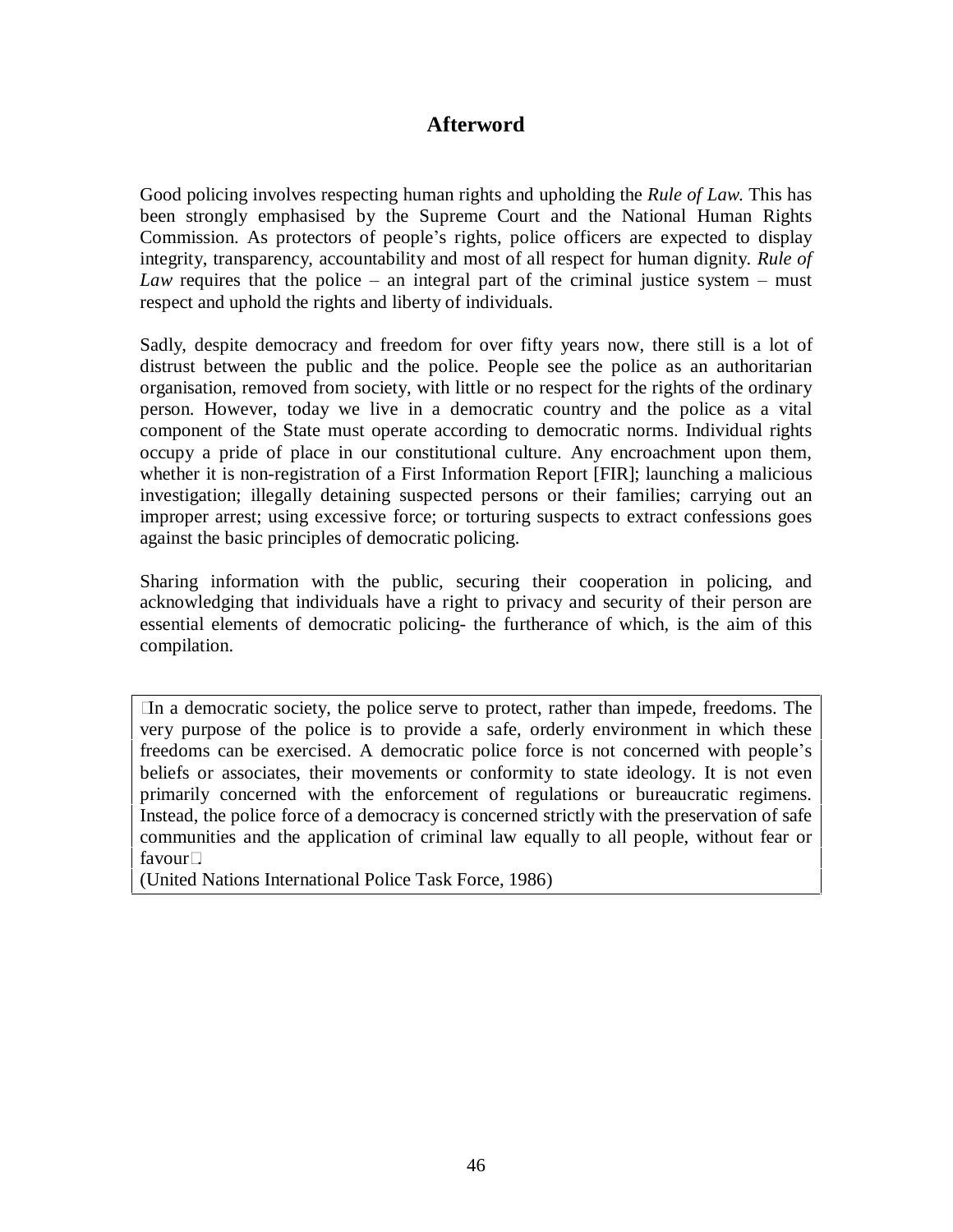## Afterword

Good policing involves respecting human rights and upholding the *Rule of Law*. This has been strongly emphasised by the Supreme Court and the National Human Rights Commission. As protectors of people's rights, police officers are expected to display integrity, transparency, accountability and most of all respect for human dignity. *Rule of Law* requires that the police – an integral part of the criminal justice system – must respect and uphold the rights and liberty of individuals.

Sadly, despite democracy and freedom for over fifty years now, there still is a lot of distrust between the public and the police. People see the police as an authoritarian organisation, removed from society, with little or no respect for the rights of the ordinary person. However, today we live in a democratic country and the police as a vital component of the State must operate according to democratic norms. Individual rights occupy a pride of place in our constitutional culture. Any encroachment upon them, whether it is non-registration of a First Information Report [FIR]; launching a malicious investigation; illegally detaining suspected persons or their families; carrying out an improper arrest; using excessive force; or torturing suspects to extract confessions goes against the basic principles of democratic policing.

Sharing information with the public, securing their cooperation in policing, and acknowledging that individuals have a right to privacy and security of their person are essential elements of democratic policing- the furtherance of which, is the aim of this compilation.

> "In a democratic society, the police serve to protect, rather than impede, freedoms. The very purpose of the police is to provide a safe, orderly environment in which these freedoms can be exercised. A democratic police force is not concerned with people's beliefs or associates, their movements or conformity to state ideology. It is not even primarily concerned with the enforcement of regulations or bureaucratic regimens. Instead, the police force of a democracy is concerned strictly with the preservation of safe communities and the application of criminal law equally to all people, without fear or favour"
>
> (United Nations International Police Task Force, 1986)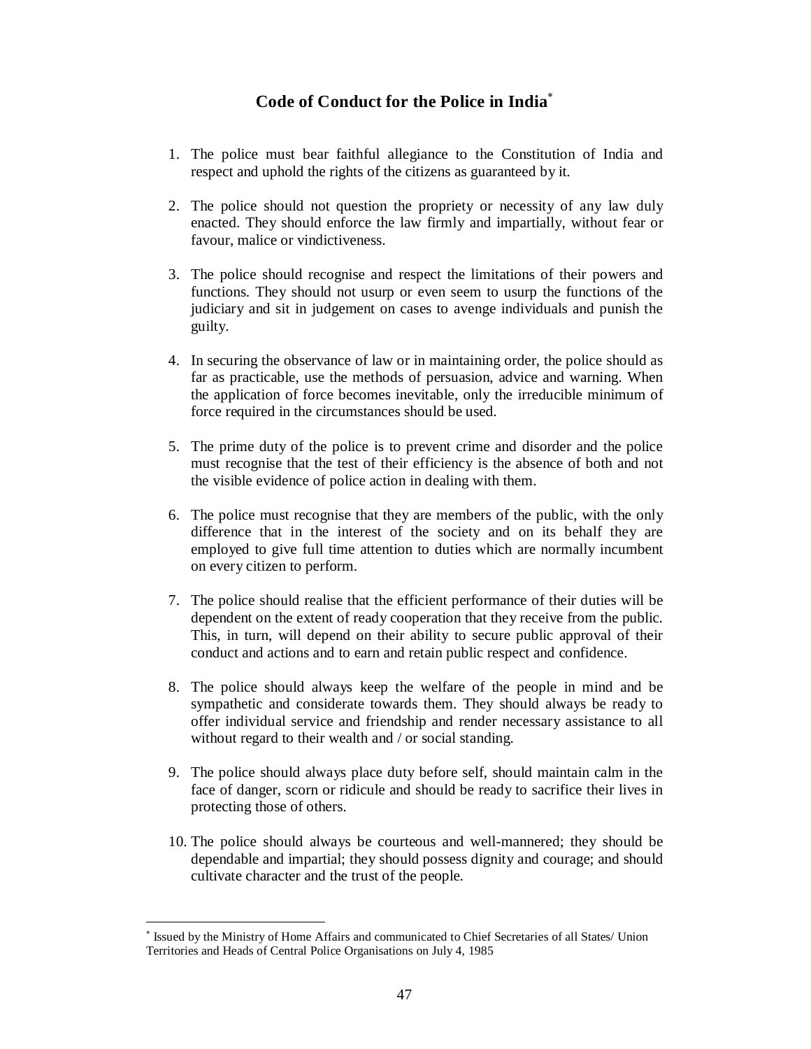# Code of Conduct for the Police in India[*]

1. The police must bear faithful allegiance to the Constitution of India and respect and uphold the rights of the citizens as guaranteed by it.

2. The police should not question the propriety or necessity of any law duly enacted. They should enforce the law firmly and impartially, without fear or favour, malice or vindictiveness.

3. The police should recognise and respect the limitations of their powers and functions. They should not usurp or even seem to usurp the functions of the judiciary and sit in judgement on cases to avenge individuals and punish the guilty.

4. In securing the observance of law or in maintaining order, the police should as far as practicable, use the methods of persuasion, advice and warning. When the application of force becomes inevitable, only the irreducible minimum of force required in the circumstances should be used.

5. The prime duty of the police is to prevent crime and disorder and the police must recognise that the test of their efficiency is the absence of both and not the visible evidence of police action in dealing with them.

6. The police must recognise that they are members of the public, with the only difference that in the interest of the society and on its behalf they are employed to give full time attention to duties which are normally incumbent on every citizen to perform.

7. The police should realise that the efficient performance of their duties will be dependent on the extent of ready cooperation that they receive from the public. This, in turn, will depend on their ability to secure public approval of their conduct and actions and to earn and retain public respect and confidence.

8. The police should always keep the welfare of the people in mind and be sympathetic and considerate towards them. They should always be ready to offer individual service and friendship and render necessary assistance to all without regard to their wealth and / or social standing.

9. The police should always place duty before self, should maintain calm in the face of danger, scorn or ridicule and should be ready to sacrifice their lives in protecting those of others.

10. The police should always be courteous and well-mannered; they should be dependable and impartial; they should possess dignity and courage; and should cultivate character and the trust of the people.

---

[*] Issued by the Ministry of Home Affairs and communicated to Chief Secretaries of all States/ Union Territories and Heads of Central Police Organisations on July 4, 1985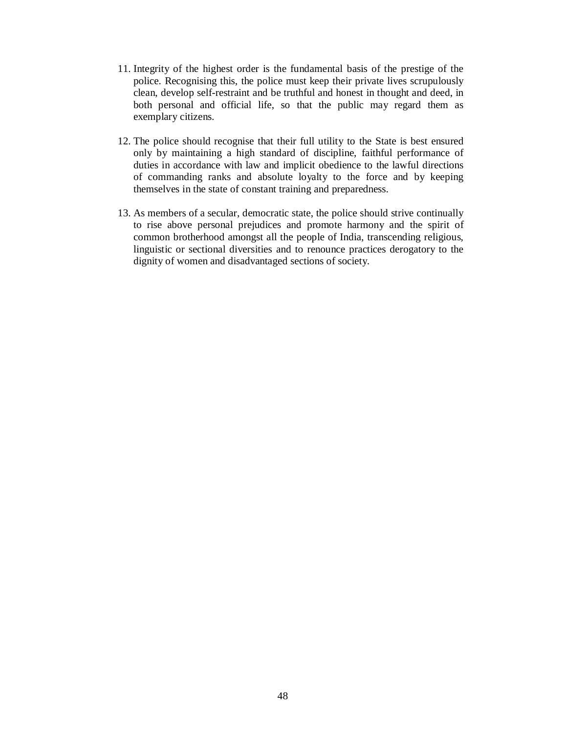11. Integrity of the highest order is the fundamental basis of the prestige of the police. Recognising this, the police must keep their private lives scrupulously clean, develop self-restraint and be truthful and honest in thought and deed, in both personal and official life, so that the public may regard them as exemplary citizens.

12. The police should recognise that their full utility to the State is best ensured only by maintaining a high standard of discipline, faithful performance of duties in accordance with law and implicit obedience to the lawful directions of commanding ranks and absolute loyalty to the force and by keeping themselves in the state of constant training and preparedness.

13. As members of a secular, democratic state, the police should strive continually to rise above personal prejudices and promote harmony and the spirit of common brotherhood amongst all the people of India, transcending religious, linguistic or sectional diversities and to renounce practices derogatory to the dignity of women and disadvantaged sections of society.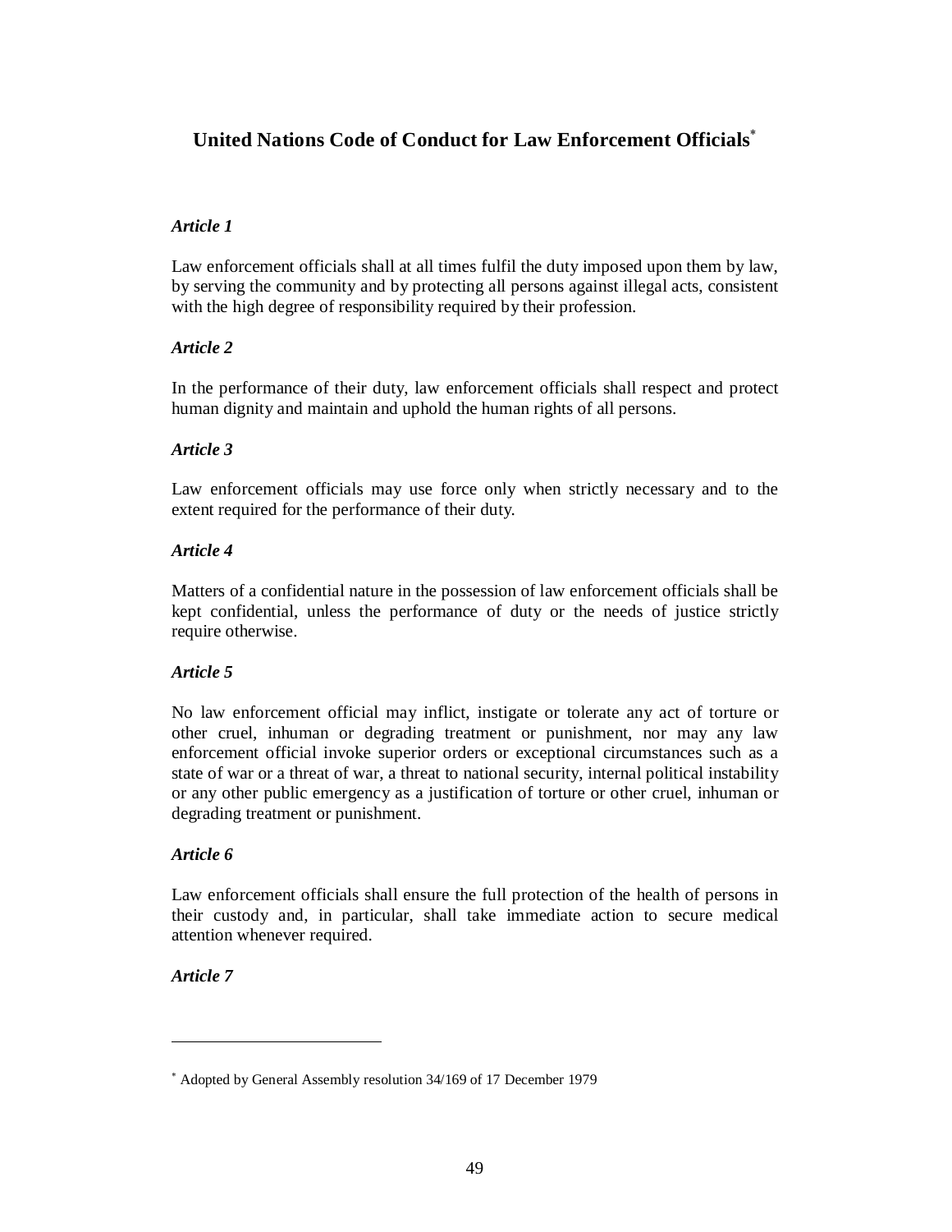## United Nations Code of Conduct for Law Enforcement Officials[*]

*Article 1*

Law enforcement officials shall at all times fulfil the duty imposed upon them by law, by serving the community and by protecting all persons against illegal acts, consistent with the high degree of responsibility required by their profession.

*Article 2*

In the performance of their duty, law enforcement officials shall respect and protect human dignity and maintain and uphold the human rights of all persons.

*Article 3*

Law enforcement officials may use force only when strictly necessary and to the extent required for the performance of their duty.

*Article 4*

Matters of a confidential nature in the possession of law enforcement officials shall be kept confidential, unless the performance of duty or the needs of justice strictly require otherwise.

*Article 5*

No law enforcement official may inflict, instigate or tolerate any act of torture or other cruel, inhuman or degrading treatment or punishment, nor may any law enforcement official invoke superior orders or exceptional circumstances such as a state of war or a threat of war, a threat to national security, internal political instability or any other public emergency as a justification of torture or other cruel, inhuman or degrading treatment or punishment.

*Article 6*

Law enforcement officials shall ensure the full protection of the health of persons in their custody and, in particular, shall take immediate action to secure medical attention whenever required.

*Article 7*

---

[*] Adopted by General Assembly resolution 34/169 of 17 December 1979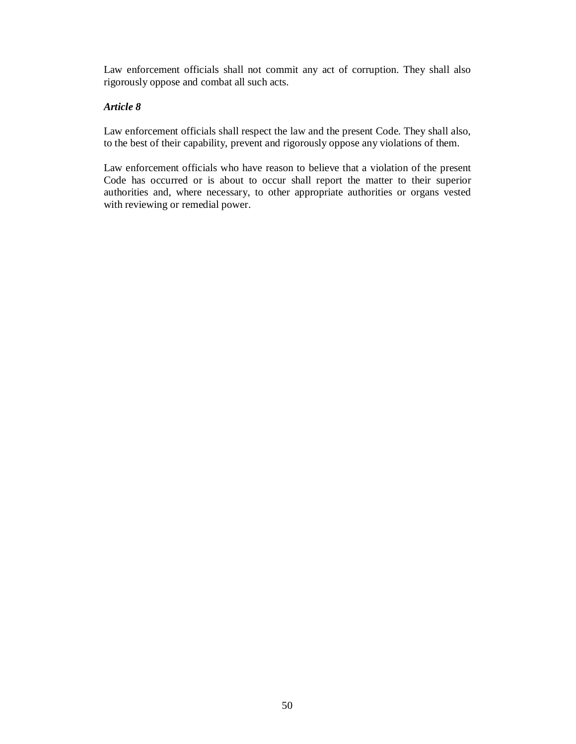Law enforcement officials shall not commit any act of corruption. They shall also rigorously oppose and combat all such acts.

***Article 8***

Law enforcement officials shall respect the law and the present Code. They shall also, to the best of their capability, prevent and rigorously oppose any violations of them.

Law enforcement officials who have reason to believe that a violation of the present Code has occurred or is about to occur shall report the matter to their superior authorities and, where necessary, to other appropriate authorities or organs vested with reviewing or remedial power.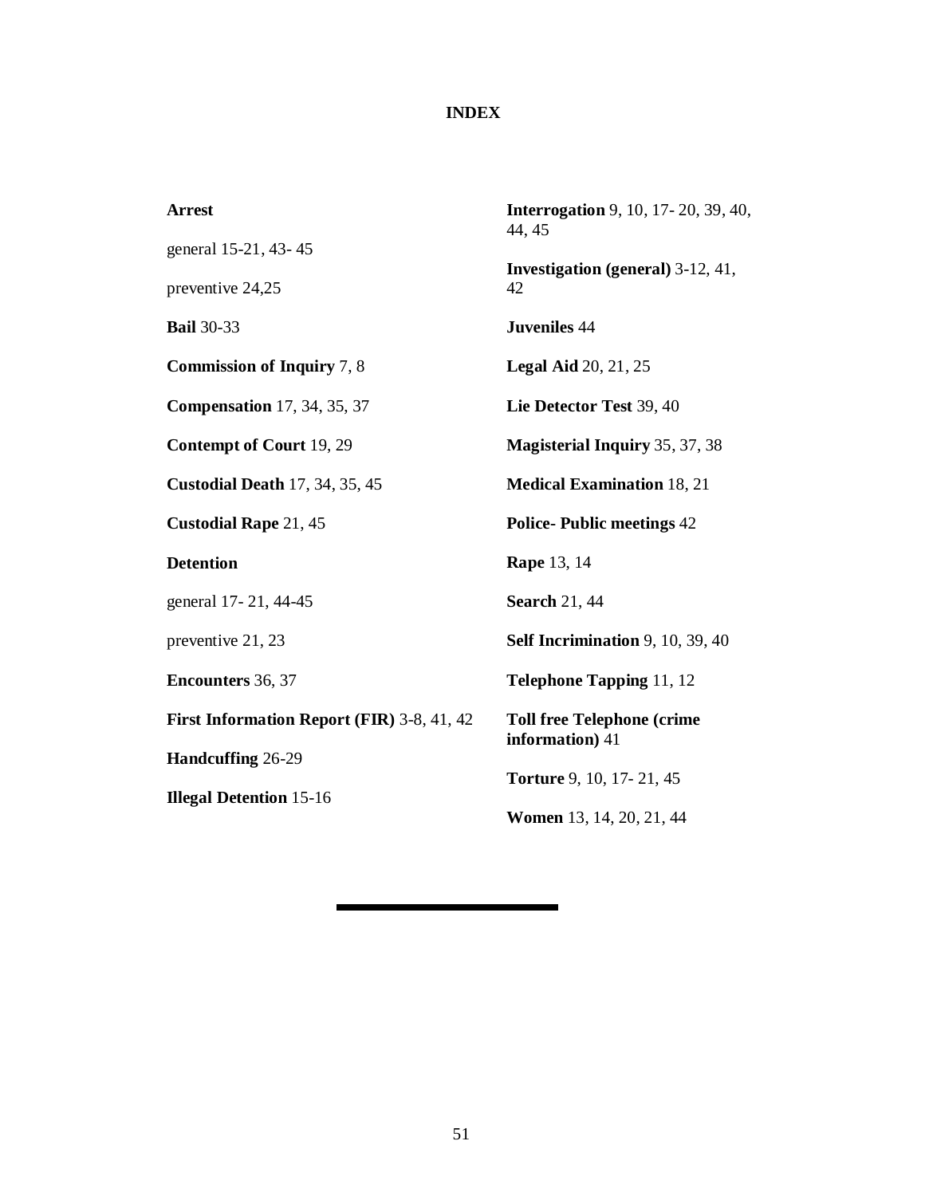# INDEX

**Arrest**

general 15-21, 43- 45

preventive 24,25

**Bail** 30-33

**Commission of Inquiry** 7, 8

**Compensation** 17, 34, 35, 37

**Contempt of Court** 19, 29

**Custodial Death** 17, 34, 35, 45

**Custodial Rape** 21, 45

**Detention**

general 17- 21, 44-45

preventive 21, 23

**Encounters** 36, 37

**First Information Report (FIR)** 3-8, 41, 42

**Handcuffing** 26-29

**Illegal Detention** 15-16

**Interrogation** 9, 10, 17- 20, 39, 40, 44, 45

**Investigation (general)** 3-12, 41, 42

**Juveniles** 44

**Legal Aid** 20, 21, 25

**Lie Detector Test** 39, 40

**Magisterial Inquiry** 35, 37, 38

**Medical Examination** 18, 21

**Police- Public meetings** 42

**Rape** 13, 14

**Search** 21, 44

**Self Incrimination** 9, 10, 39, 40

**Telephone Tapping** 11, 12

**Toll free Telephone (crime information)** 41

**Torture** 9, 10, 17- 21, 45

**Women** 13, 14, 20, 21, 44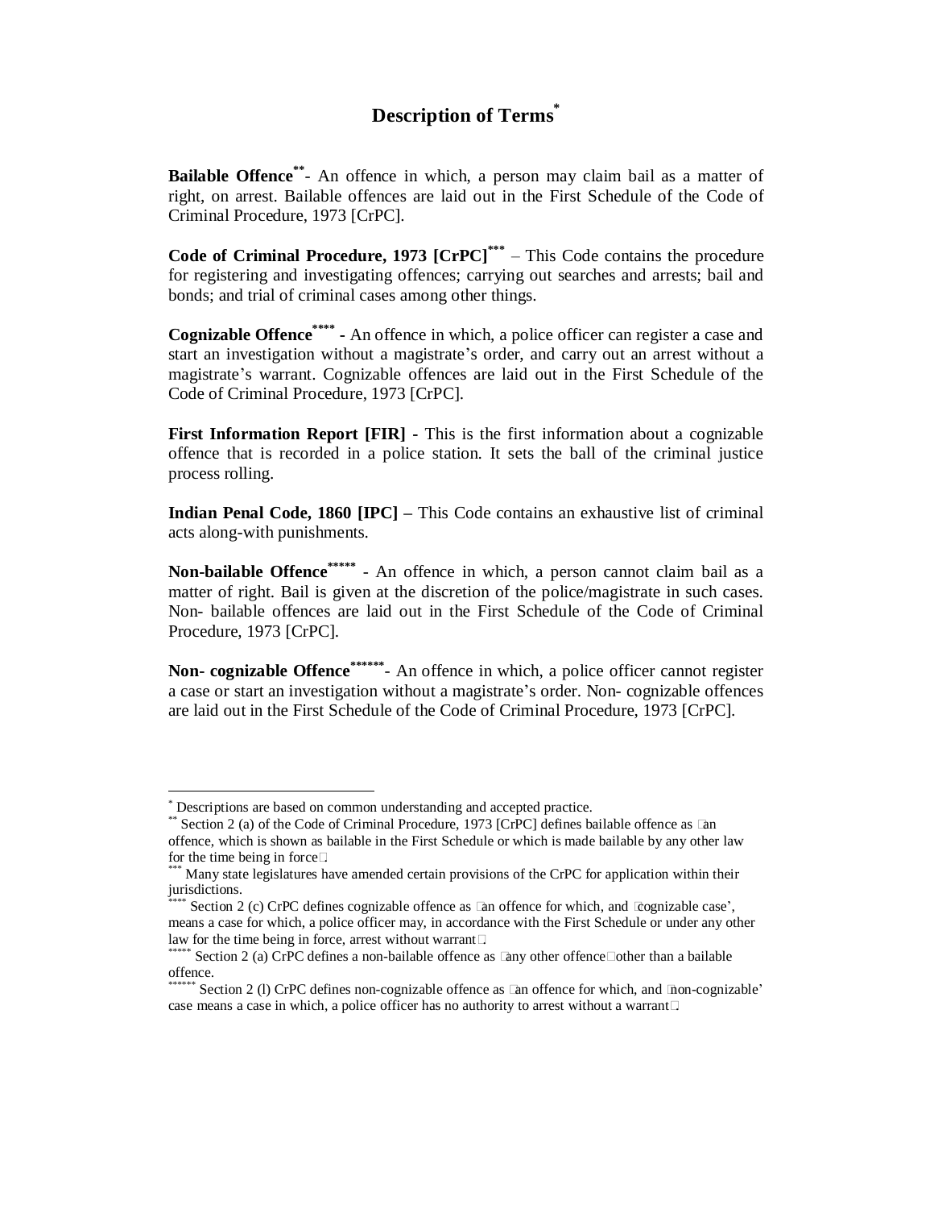# Description of Terms[*]

**Bailable Offence**[**]- An offence in which, a person may claim bail as a matter of right, on arrest. Bailable offences are laid out in the First Schedule of the Code of Criminal Procedure, 1973 [CrPC].

**Code of Criminal Procedure, 1973 [CrPC]**[***] – This Code contains the procedure for registering and investigating offences; carrying out searches and arrests; bail and bonds; and trial of criminal cases among other things.

**Cognizable Offence**[****] - An offence in which, a police officer can register a case and start an investigation without a magistrate's order, and carry out an arrest without a magistrate's warrant. Cognizable offences are laid out in the First Schedule of the Code of Criminal Procedure, 1973 [CrPC].

**First Information Report [FIR]** - This is the first information about a cognizable offence that is recorded in a police station. It sets the ball of the criminal justice process rolling.

**Indian Penal Code, 1860 [IPC]** – This Code contains an exhaustive list of criminal acts along-with punishments.

**Non-bailable Offence**[*****] - An offence in which, a person cannot claim bail as a matter of right. Bail is given at the discretion of the police/magistrate in such cases. Non- bailable offences are laid out in the First Schedule of the Code of Criminal Procedure, 1973 [CrPC].

**Non- cognizable Offence**[******]- An offence in which, a police officer cannot register a case or start an investigation without a magistrate's order. Non- cognizable offences are laid out in the First Schedule of the Code of Criminal Procedure, 1973 [CrPC].

---

[*] Descriptions are based on common understanding and accepted practice.

[**] Section 2 (a) of the Code of Criminal Procedure, 1973 [CrPC] defines bailable offence as "an offence, which is shown as bailable in the First Schedule or which is made bailable by any other law for the time being in force".

[***] Many state legislatures have amended certain provisions of the CrPC for application within their jurisdictions.

[****] Section 2 (c) CrPC defines cognizable offence as "an offence for which, and 'cognizable case', means a case for which, a police officer may, in accordance with the First Schedule or under any other law for the time being in force, arrest without warrant".

[*****] Section 2 (a) CrPC defines a non-bailable offence as "any other offence" other than a bailable offence.

[******] Section 2 (l) CrPC defines non-cognizable offence as "an offence for which, and 'non-cognizable' case means a case in which, a police officer has no authority to arrest without a warrant".